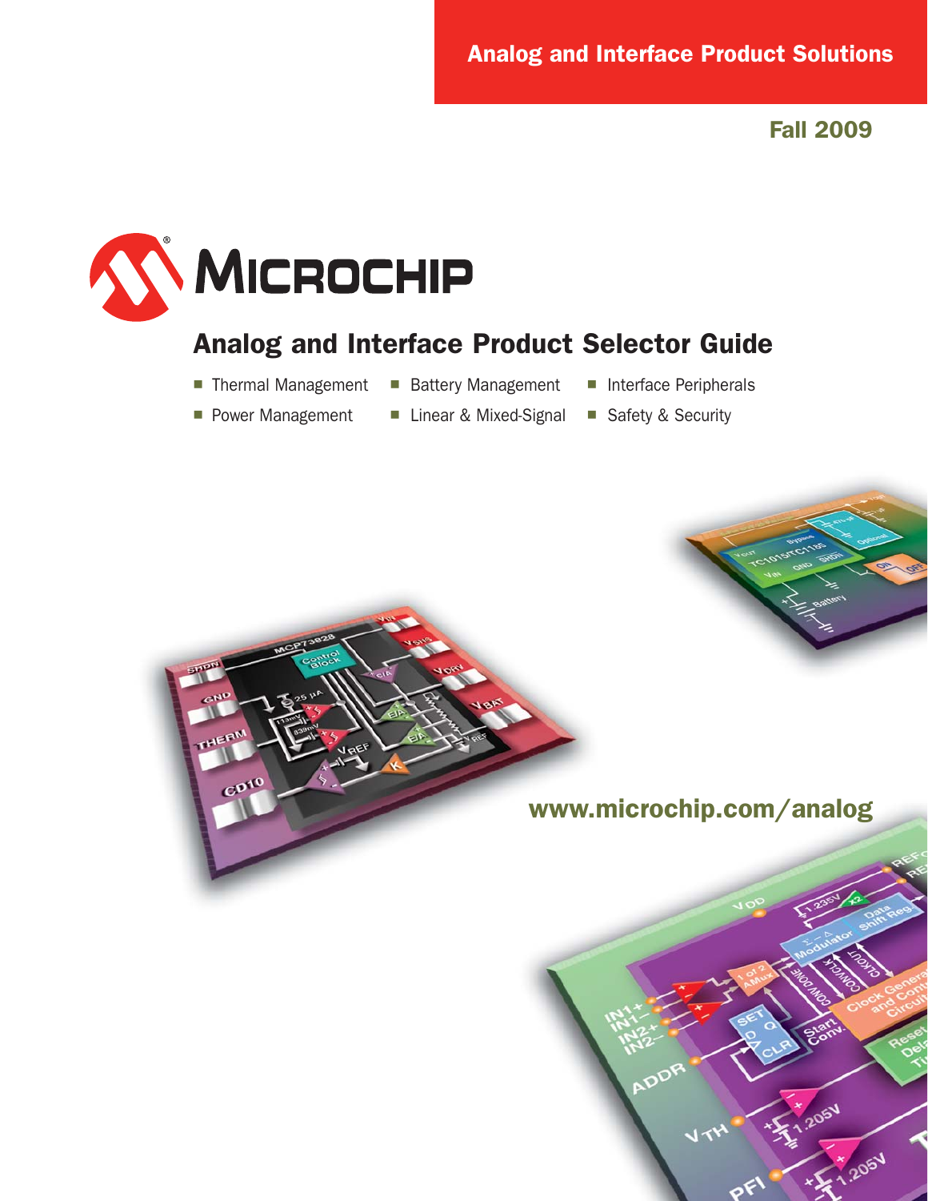Analog and Interface Product Solutions

Fall 2009

MICROCHIP

# Analog and Interface Product Selector Guide

- Thermal Management
- Power Management
- Battery Management
- Linear & Mixed-Signal
- Interface Peripherals
- Safety & Security

www.microchip.com/analog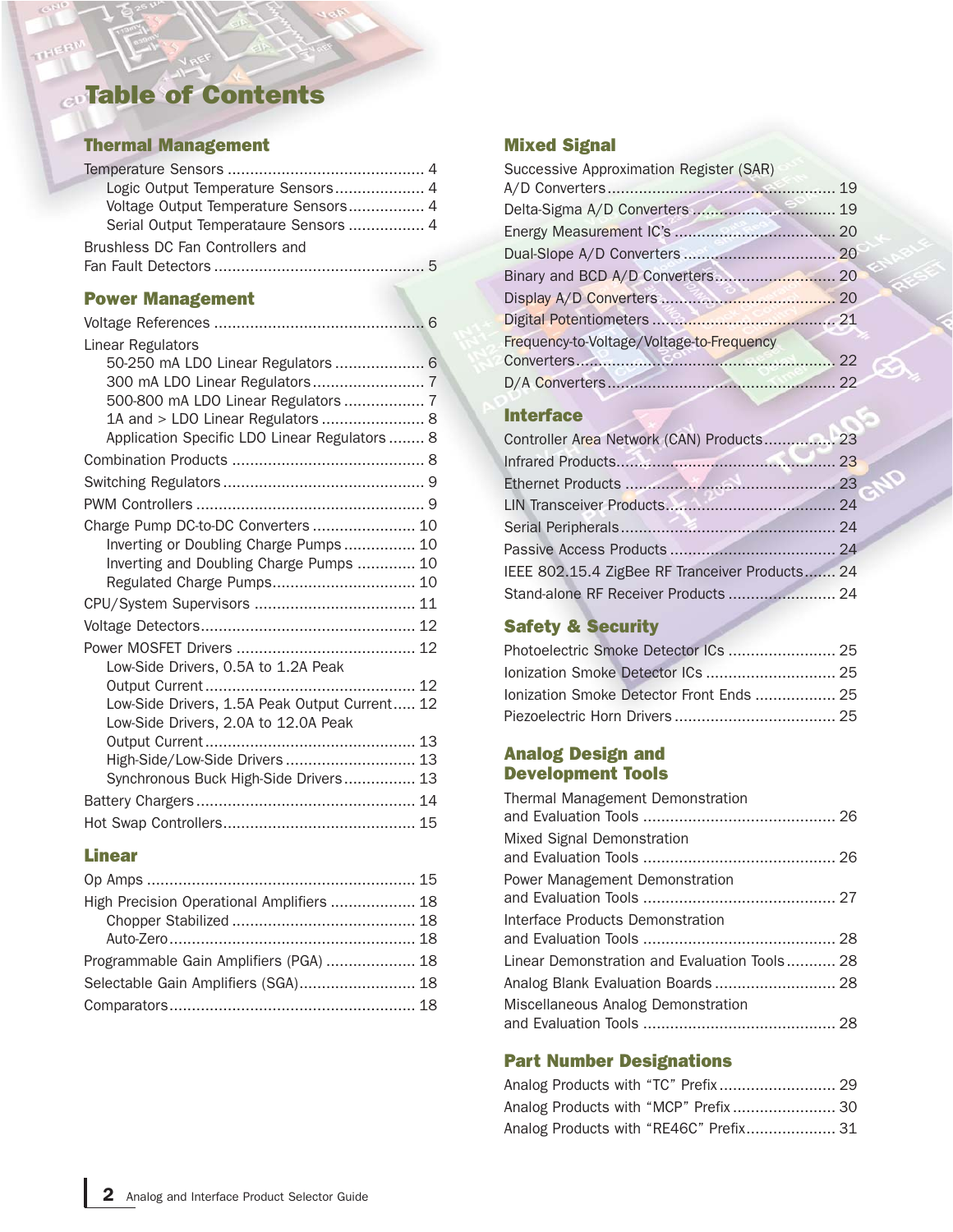# Table of Contents

## Thermal Management

Temperature Sensors .......................................... 4
- Logic Output Temperature Sensors .................... 4
- Voltage Output Temperature Sensors ................. 4
- Serial Output Temperataure Sensors ................. 4

Brushless DC Fan Controllers and Fan Fault Detectors ............................................. 5

## Power Management

Voltage References ............................................ 6

Linear Regulators
- 50-250 mA LDO Linear Regulators .................... 6
- 300 mA LDO Linear Regulators ......................... 7
- 500-800 mA LDO Linear Regulators .................. 7
- 1A and > LDO Linear Regulators ...................... 8
- Application Specific LDO Linear Regulators ........ 8

Combination Products .......................................... 8

Switching Regulators ........................................... 9

PWM Controllers .................................................. 9

Charge Pump DC-to-DC Converters ....................... 10
- Inverting or Doubling Charge Pumps ................ 10
- Inverting and Doubling Charge Pumps ............. 10
- Regulated Charge Pumps................................ 10

CPU/System Supervisors ................................... 11

Voltage Detectors............................................... 12

Power MOSFET Drivers ...................................... 12
- Low-Side Drivers, 0.5A to 1.2A Peak Output Current............................................. 12
- Low-Side Drivers, 1.5A Peak Output Current..... 12
- Low-Side Drivers, 2.0A to 12.0A Peak Output Current............................................. 13
- High-Side/Low-Side Drivers ............................ 13
- Synchronous Buck High-Side Drivers ................ 13

Battery Chargers ................................................ 14

Hot Swap Controllers.......................................... 15

## Linear

Op Amps ........................................................... 15

High Precision Operational Amplifiers ................... 18
- Chopper Stabilized ........................................ 18
- Auto-Zero ..................................................... 18

Programmable Gain Amplifiers (PGA) .................... 18

Selectable Gain Amplifiers (SGA).......................... 18

Comparators...................................................... 18

## Mixed Signal

Successive Approximation Register (SAR) A/D Converters............................................... 19

Delta-Sigma A/D Converters ............................... 19

Energy Measurement IC's ................................... 20

Dual-Slope A/D Converters ................................. 20

Binary and BCD A/D Converters.......................... 20

Display A/D Converters ...................................... 20

Digital Potentiometers ....................................... 21

Frequency-to-Voltage/Voltage-to-Frequency Converters......................................................... 22

D/A Converters.................................................. 22

## Interface

Controller Area Network (CAN) Products............... 23

Infrared Products............................................... 23

Ethernet Products .............................................. 23

LIN Transceiver Products.................................... 24

Serial Peripherals............................................... 24

Passive Access Products .................................... 24

IEEE 802.15.4 ZigBee RF Tranceiver Products....... 24

Stand-alone RF Receiver Products ....................... 24

## Safety & Security

Photoelectric Smoke Detector ICs ....................... 25

Ionization Smoke Detector ICs ............................ 25

Ionization Smoke Detector Front Ends ................. 25

Piezoelectric Horn Drivers .................................. 25

## Analog Design and Development Tools

Thermal Management Demonstration and Evaluation Tools .......................................... 26

Mixed Signal Demonstration and Evaluation Tools .......................................... 26

Power Management Demonstration and Evaluation Tools .......................................... 27

Interface Products Demonstration and Evaluation Tools .......................................... 28

Linear Demonstration and Evaluation Tools........... 28

Analog Blank Evaluation Boards .......................... 28

Miscellaneous Analog Demonstration and Evaluation Tools .......................................... 28

## Part Number Designations

Analog Products with "TC" Prefix ......................... 29

Analog Products with "MCP" Prefix ...................... 30

Analog Products with "RE46C" Prefix.................... 31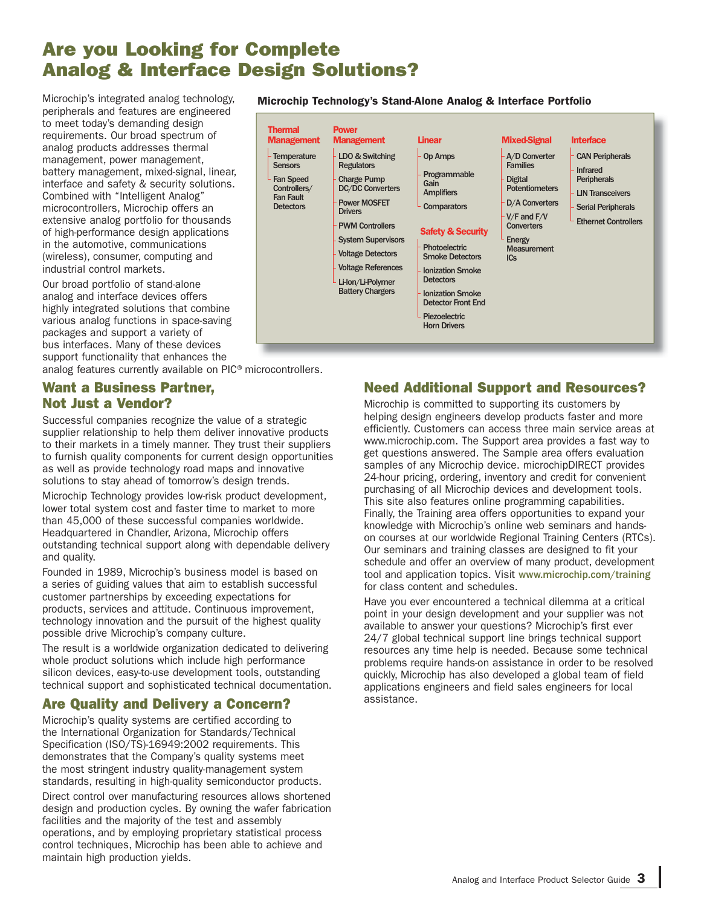# Are you Looking for Complete Analog & Interface Design Solutions?

Microchip's integrated analog technology, peripherals and features are engineered to meet today's demanding design requirements. Our broad spectrum of analog products addresses thermal management, power management, battery management, mixed-signal, linear, interface and safety & security solutions. Combined with "Intelligent Analog" microcontrollers, Microchip offers an extensive analog portfolio for thousands of high-performance design applications in the automotive, communications (wireless), consumer, computing and industrial control markets.

Our broad portfolio of stand-alone analog and interface devices offers highly integrated solutions that combine various analog functions in space-saving packages and support a variety of bus interfaces. Many of these devices support functionality that enhances the analog features currently available on PIC® microcontrollers.

**Microchip Technology's Stand-Alone Analog & Interface Portfolio**

- **Thermal Management**
  - Temperature Sensors
  - Fan Speed Controllers/ Fan Fault Detectors
- **Power Management**
  - LDO & Switching Regulators
  - Charge Pump DC/DC Converters
  - Power MOSFET Drivers
  - PWM Controllers
  - System Supervisors
  - Voltage Detectors
  - Voltage References
  - Li-Ion/Li-Polymer Battery Chargers
- **Linear**
  - Op Amps
  - Programmable Gain Amplifiers
  - Comparators
- **Safety & Security**
  - Photoelectric Smoke Detectors
  - Ionization Smoke Detectors
  - Ionization Smoke Detector Front End
  - Piezoelectric Horn Drivers
- **Mixed-Signal**
  - A/D Converter Families
  - Digital Potentiometers
  - D/A Converters
  - V/F and F/V Converters
  - Energy Measurement ICs
- **Interface**
  - CAN Peripherals
  - Infrared Peripherals
  - LIN Transceivers
  - Serial Peripherals
  - Ethernet Controllers

## Want a Business Partner, Not Just a Vendor?

Successful companies recognize the value of a strategic supplier relationship to help them deliver innovative products to their markets in a timely manner. They trust their suppliers to furnish quality components for current design opportunities as well as provide technology road maps and innovative solutions to stay ahead of tomorrow's design trends.

Microchip Technology provides low-risk product development, lower total system cost and faster time to market to more than 45,000 of these successful companies worldwide. Headquartered in Chandler, Arizona, Microchip offers outstanding technical support along with dependable delivery and quality.

Founded in 1989, Microchip's business model is based on a series of guiding values that aim to establish successful customer partnerships by exceeding expectations for products, services and attitude. Continuous improvement, technology innovation and the pursuit of the highest quality possible drive Microchip's company culture.

The result is a worldwide organization dedicated to delivering whole product solutions which include high performance silicon devices, easy-to-use development tools, outstanding technical support and sophisticated technical documentation.

## Are Quality and Delivery a Concern?

Microchip's quality systems are certified according to the International Organization for Standards/Technical Specification (ISO/TS)-16949:2002 requirements. This demonstrates that the Company's quality systems meet the most stringent industry quality-management system standards, resulting in high-quality semiconductor products.

Direct control over manufacturing resources allows shortened design and production cycles. By owning the wafer fabrication facilities and the majority of the test and assembly operations, and by employing proprietary statistical process control techniques, Microchip has been able to achieve and maintain high production yields.

## Need Additional Support and Resources?

Microchip is committed to supporting its customers by helping design engineers develop products faster and more efficiently. Customers can access three main service areas at www.microchip.com. The Support area provides a fast way to get questions answered. The Sample area offers evaluation samples of any Microchip device. microchipDIRECT provides 24-hour pricing, ordering, inventory and credit for convenient purchasing of all Microchip devices and development tools. This site also features online programming capabilities. Finally, the Training area offers opportunities to expand your knowledge with Microchip's online web seminars and hands-on courses at our worldwide Regional Training Centers (RTCs). Our seminars and training classes are designed to fit your schedule and offer an overview of many product, development tool and application topics. Visit **www.microchip.com/training** for class content and schedules.

Have you ever encountered a technical dilemma at a critical point in your design development and your supplier was not available to answer your questions? Microchip's first ever 24/7 global technical support line brings technical support resources any time help is needed. Because some technical problems require hands-on assistance in order to be resolved quickly, Microchip has also developed a global team of field applications engineers and field sales engineers for local assistance.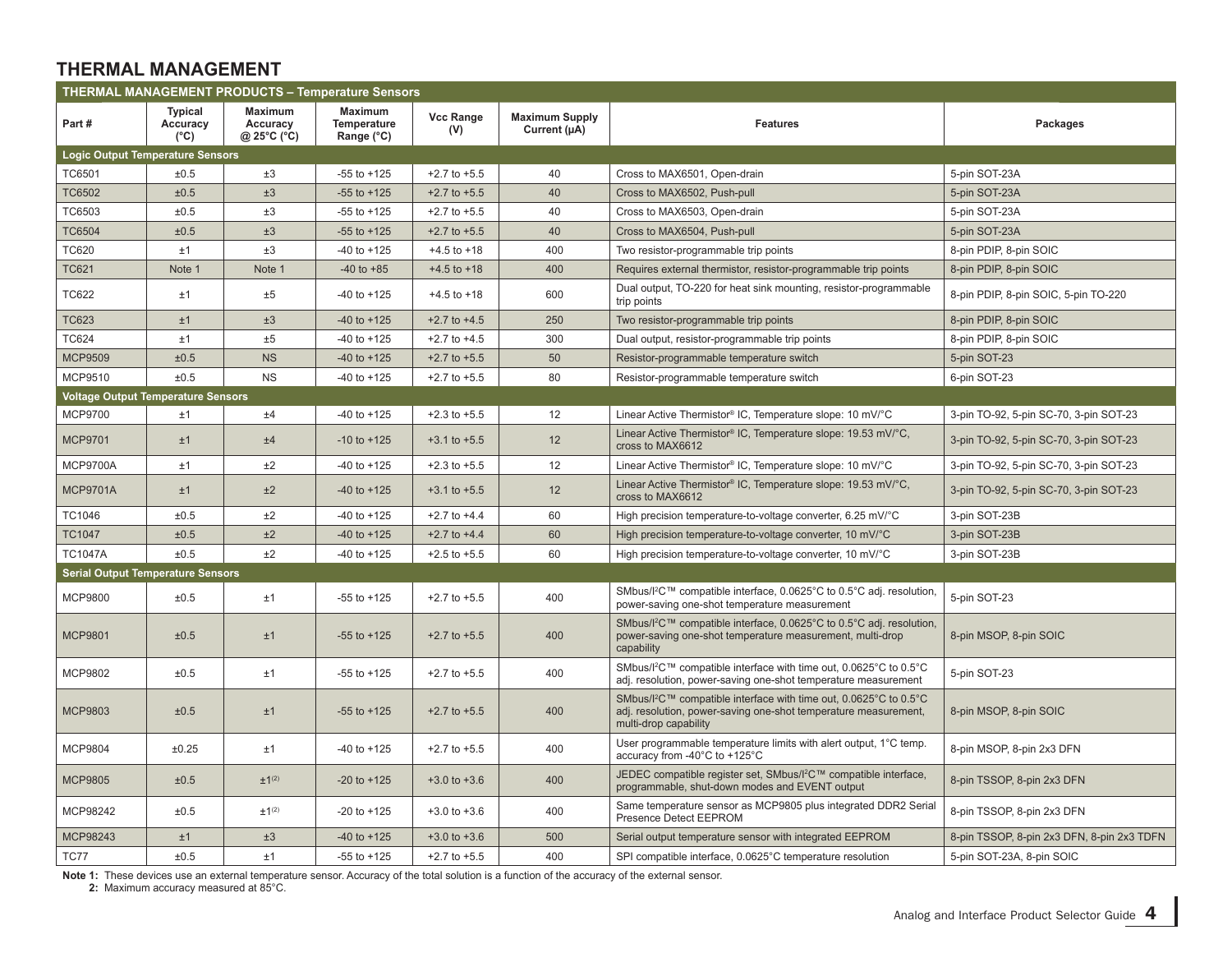## THERMAL MANAGEMENT

| THERMAL MANAGEMENT PRODUCTS – Temperature Sensors | | | | | | | |
|---|---|---|---|---|---|---|---|
| Part # | Typical Accuracy (°C) | Maximum Accuracy @ 25°C (°C) | Maximum Temperature Range (°C) | Vcc Range (V) | Maximum Supply Current (µA) | Features | Packages |
| **Logic Output Temperature Sensors** | | | | | | | |
| TC6501 | ±0.5 | ±3 | -55 to +125 | +2.7 to +5.5 | 40 | Cross to MAX6501, Open-drain | 5-pin SOT-23A |
| TC6502 | ±0.5 | ±3 | -55 to +125 | +2.7 to +5.5 | 40 | Cross to MAX6502, Push-pull | 5-pin SOT-23A |
| TC6503 | ±0.5 | ±3 | -55 to +125 | +2.7 to +5.5 | 40 | Cross to MAX6503, Open-drain | 5-pin SOT-23A |
| TC6504 | ±0.5 | ±3 | -55 to +125 | +2.7 to +5.5 | 40 | Cross to MAX6504, Push-pull | 5-pin SOT-23A |
| TC620 | ±1 | ±3 | -40 to +125 | +4.5 to +18 | 400 | Two resistor-programmable trip points | 8-pin PDIP, 8-pin SOIC |
| TC621 | Note 1 | Note 1 | -40 to +85 | +4.5 to +18 | 400 | Requires external thermistor, resistor-programmable trip points | 8-pin PDIP, 8-pin SOIC |
| TC622 | ±1 | ±5 | -40 to +125 | +4.5 to +18 | 600 | Dual output, TO-220 for heat sink mounting, resistor-programmable trip points | 8-pin PDIP, 8-pin SOIC, 5-pin TO-220 |
| TC623 | ±1 | ±3 | -40 to +125 | +2.7 to +4.5 | 250 | Two resistor-programmable trip points | 8-pin PDIP, 8-pin SOIC |
| TC624 | ±1 | ±5 | -40 to +125 | +2.7 to +4.5 | 300 | Dual output, resistor-programmable trip points | 8-pin PDIP, 8-pin SOIC |
| MCP9509 | ±0.5 | NS | -40 to +125 | +2.7 to +5.5 | 50 | Resistor-programmable temperature switch | 5-pin SOT-23 |
| MCP9510 | ±0.5 | NS | -40 to +125 | +2.7 to +5.5 | 80 | Resistor-programmable temperature switch | 6-pin SOT-23 |
| **Voltage Output Temperature Sensors** | | | | | | | |
| MCP9700 | ±1 | ±4 | -40 to +125 | +2.3 to +5.5 | 12 | Linear Active Thermistor® IC, Temperature slope: 10 mV/°C | 3-pin TO-92, 5-pin SC-70, 3-pin SOT-23 |
| MCP9701 | ±1 | ±4 | -10 to +125 | +3.1 to +5.5 | 12 | Linear Active Thermistor® IC, Temperature slope: 19.53 mV/°C, cross to MAX6612 | 3-pin TO-92, 5-pin SC-70, 3-pin SOT-23 |
| MCP9700A | ±1 | ±2 | -40 to +125 | +2.3 to +5.5 | 12 | Linear Active Thermistor® IC, Temperature slope: 10 mV/°C | 3-pin TO-92, 5-pin SC-70, 3-pin SOT-23 |
| MCP9701A | ±1 | ±2 | -40 to +125 | +3.1 to +5.5 | 12 | Linear Active Thermistor® IC, Temperature slope: 19.53 mV/°C, cross to MAX6612 | 3-pin TO-92, 5-pin SC-70, 3-pin SOT-23 |
| TC1046 | ±0.5 | ±2 | -40 to +125 | +2.7 to +4.4 | 60 | High precision temperature-to-voltage converter, 6.25 mV/°C | 3-pin SOT-23B |
| TC1047 | ±0.5 | ±2 | -40 to +125 | +2.7 to +4.4 | 60 | High precision temperature-to-voltage converter, 10 mV/°C | 3-pin SOT-23B |
| TC1047A | ±0.5 | ±2 | -40 to +125 | +2.5 to +5.5 | 60 | High precision temperature-to-voltage converter, 10 mV/°C | 3-pin SOT-23B |
| **Serial Output Temperature Sensors** | | | | | | | |
| MCP9800 | ±0.5 | ±1 | -55 to +125 | +2.7 to +5.5 | 400 | SMbus/I²C™ compatible interface, 0.0625°C to 0.5°C adj. resolution, power-saving one-shot temperature measurement | 5-pin SOT-23 |
| MCP9801 | ±0.5 | ±1 | -55 to +125 | +2.7 to +5.5 | 400 | SMbus/I²C™ compatible interface, 0.0625°C to 0.5°C adj. resolution, power-saving one-shot temperature measurement, multi-drop capability | 8-pin MSOP, 8-pin SOIC |
| MCP9802 | ±0.5 | ±1 | -55 to +125 | +2.7 to +5.5 | 400 | SMbus/I²C™ compatible interface with time out, 0.0625°C to 0.5°C adj. resolution, power-saving one-shot temperature measurement | 5-pin SOT-23 |
| MCP9803 | ±0.5 | ±1 | -55 to +125 | +2.7 to +5.5 | 400 | SMbus/I²C™ compatible interface with time out, 0.0625°C to 0.5°C adj. resolution, power-saving one-shot temperature measurement, multi-drop capability | 8-pin MSOP, 8-pin SOIC |
| MCP9804 | ±0.25 | ±1 | -40 to +125 | +2.7 to +5.5 | 400 | User programmable temperature limits with alert output, 1°C temp. accuracy from -40°C to +125°C | 8-pin MSOP, 8-pin 2x3 DFN |
| MCP9805 | ±0.5 | ±1[2] | -20 to +125 | +3.0 to +3.6 | 400 | JEDEC compatible register set, SMbus/I²C™ compatible interface, programmable, shut-down modes and EVENT output | 8-pin TSSOP, 8-pin 2x3 DFN |
| MCP98242 | ±0.5 | ±1[2] | -20 to +125 | +3.0 to +3.6 | 400 | Same temperature sensor as MCP9805 plus integrated DDR2 Serial Presence Detect EEPROM | 8-pin TSSOP, 8-pin 2x3 DFN |
| MCP98243 | ±1 | ±3 | -40 to +125 | +3.0 to +3.6 | 500 | Serial output temperature sensor with integrated EEPROM | 8-pin TSSOP, 8-pin 2x3 DFN, 8-pin 2x3 TDFN |
| TC77 | ±0.5 | ±1 | -55 to +125 | +2.7 to +5.5 | 400 | SPI compatible interface, 0.0625°C temperature resolution | 5-pin SOT-23A, 8-pin SOIC |

**Note 1:** These devices use an external temperature sensor. Accuracy of the total solution is a function of the accuracy of the external sensor.
**2:** Maximum accuracy measured at 85°C.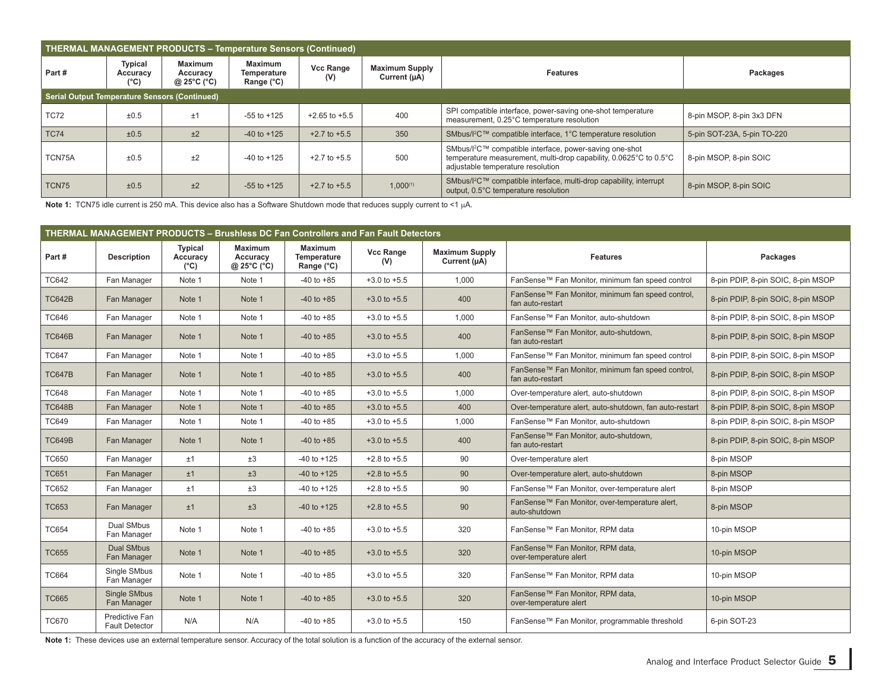## THERMAL MANAGEMENT PRODUCTS – Temperature Sensors (Continued)

| Part # | Typical Accuracy (°C) | Maximum Accuracy @ 25°C (°C) | Maximum Temperature Range (°C) | Vcc Range (V) | Maximum Supply Current (µA) | Features | Packages |
|---|---|---|---|---|---|---|---|
| **Serial Output Temperature Sensors (Continued)** | | | | | | | |
| TC72 | ±0.5 | ±1 | -55 to +125 | +2.65 to +5.5 | 400 | SPI compatible interface, power-saving one-shot temperature measurement, 0.25°C temperature resolution | 8-pin MSOP, 8-pin 3x3 DFN |
| TC74 | ±0.5 | ±2 | -40 to +125 | +2.7 to +5.5 | 350 | SMbus/I²C™ compatible interface, 1°C temperature resolution | 5-pin SOT-23A, 5-pin TO-220 |
| TCN75A | ±0.5 | ±2 | -40 to +125 | +2.7 to +5.5 | 500 | SMbus/I²C™ compatible interface, power-saving one-shot temperature measurement, multi-drop capability, 0.0625°C to 0.5°C adjustable temperature resolution | 8-pin MSOP, 8-pin SOIC |
| TCN75 | ±0.5 | ±2 | -55 to +125 | +2.7 to +5.5 | 1,000(1) | SMbus/I²C™ compatible interface, multi-drop capability, interrupt output, 0.5°C temperature resolution | 8-pin MSOP, 8-pin SOIC |

**Note 1:** TCN75 idle current is 250 mA. This device also has a Software Shutdown mode that reduces supply current to <1 µA.

## THERMAL MANAGEMENT PRODUCTS – Brushless DC Fan Controllers and Fan Fault Detectors

| Part # | Description | Typical Accuracy (°C) | Maximum Accuracy @ 25°C (°C) | Maximum Temperature Range (°C) | Vcc Range (V) | Maximum Supply Current (µA) | Features | Packages |
|---|---|---|---|---|---|---|---|---|
| TC642 | Fan Manager | Note 1 | Note 1 | -40 to +85 | +3.0 to +5.5 | 1,000 | FanSense™ Fan Monitor, minimum fan speed control | 8-pin PDIP, 8-pin SOIC, 8-pin MSOP |
| TC642B | Fan Manager | Note 1 | Note 1 | -40 to +85 | +3.0 to +5.5 | 400 | FanSense™ Fan Monitor, minimum fan speed control, fan auto-restart | 8-pin PDIP, 8-pin SOIC, 8-pin MSOP |
| TC646 | Fan Manager | Note 1 | Note 1 | -40 to +85 | +3.0 to +5.5 | 1,000 | FanSense™ Fan Monitor, auto-shutdown | 8-pin PDIP, 8-pin SOIC, 8-pin MSOP |
| TC646B | Fan Manager | Note 1 | Note 1 | -40 to +85 | +3.0 to +5.5 | 400 | FanSense™ Fan Monitor, auto-shutdown, fan auto-restart | 8-pin PDIP, 8-pin SOIC, 8-pin MSOP |
| TC647 | Fan Manager | Note 1 | Note 1 | -40 to +85 | +3.0 to +5.5 | 1,000 | FanSense™ Fan Monitor, minimum fan speed control | 8-pin PDIP, 8-pin SOIC, 8-pin MSOP |
| TC647B | Fan Manager | Note 1 | Note 1 | -40 to +85 | +3.0 to +5.5 | 400 | FanSense™ Fan Monitor, minimum fan speed control, fan auto-restart | 8-pin PDIP, 8-pin SOIC, 8-pin MSOP |
| TC648 | Fan Manager | Note 1 | Note 1 | -40 to +85 | +3.0 to +5.5 | 1,000 | Over-temperature alert, auto-shutdown | 8-pin PDIP, 8-pin SOIC, 8-pin MSOP |
| TC648B | Fan Manager | Note 1 | Note 1 | -40 to +85 | +3.0 to +5.5 | 400 | Over-temperature alert, auto-shutdown, fan auto-restart | 8-pin PDIP, 8-pin SOIC, 8-pin MSOP |
| TC649 | Fan Manager | Note 1 | Note 1 | -40 to +85 | +3.0 to +5.5 | 1,000 | FanSense™ Fan Monitor, auto-shutdown | 8-pin PDIP, 8-pin SOIC, 8-pin MSOP |
| TC649B | Fan Manager | Note 1 | Note 1 | -40 to +85 | +3.0 to +5.5 | 400 | FanSense™ Fan Monitor, auto-shutdown, fan auto-restart | 8-pin PDIP, 8-pin SOIC, 8-pin MSOP |
| TC650 | Fan Manager | ±1 | ±3 | -40 to +125 | +2.8 to +5.5 | 90 | Over-temperature alert | 8-pin MSOP |
| TC651 | Fan Manager | ±1 | ±3 | -40 to +125 | +2.8 to +5.5 | 90 | Over-temperature alert, auto-shutdown | 8-pin MSOP |
| TC652 | Fan Manager | ±1 | ±3 | -40 to +125 | +2.8 to +5.5 | 90 | FanSense™ Fan Monitor, over-temperature alert | 8-pin MSOP |
| TC653 | Fan Manager | ±1 | ±3 | -40 to +125 | +2.8 to +5.5 | 90 | FanSense™ Fan Monitor, over-temperature alert, auto-shutdown | 8-pin MSOP |
| TC654 | Dual SMbus Fan Manager | Note 1 | Note 1 | -40 to +85 | +3.0 to +5.5 | 320 | FanSense™ Fan Monitor, RPM data | 10-pin MSOP |
| TC655 | Dual SMbus Fan Manager | Note 1 | Note 1 | -40 to +85 | +3.0 to +5.5 | 320 | FanSense™ Fan Monitor, RPM data, over-temperature alert | 10-pin MSOP |
| TC664 | Single SMbus Fan Manager | Note 1 | Note 1 | -40 to +85 | +3.0 to +5.5 | 320 | FanSense™ Fan Monitor, RPM data | 10-pin MSOP |
| TC665 | Single SMbus Fan Manager | Note 1 | Note 1 | -40 to +85 | +3.0 to +5.5 | 320 | FanSense™ Fan Monitor, RPM data, over-temperature alert | 10-pin MSOP |
| TC670 | Predictive Fan Fault Detector | N/A | N/A | -40 to +85 | +3.0 to +5.5 | 150 | FanSense™ Fan Monitor, programmable threshold | 6-pin SOT-23 |

**Note 1:** These devices use an external temperature sensor. Accuracy of the total solution is a function of the accuracy of the external sensor.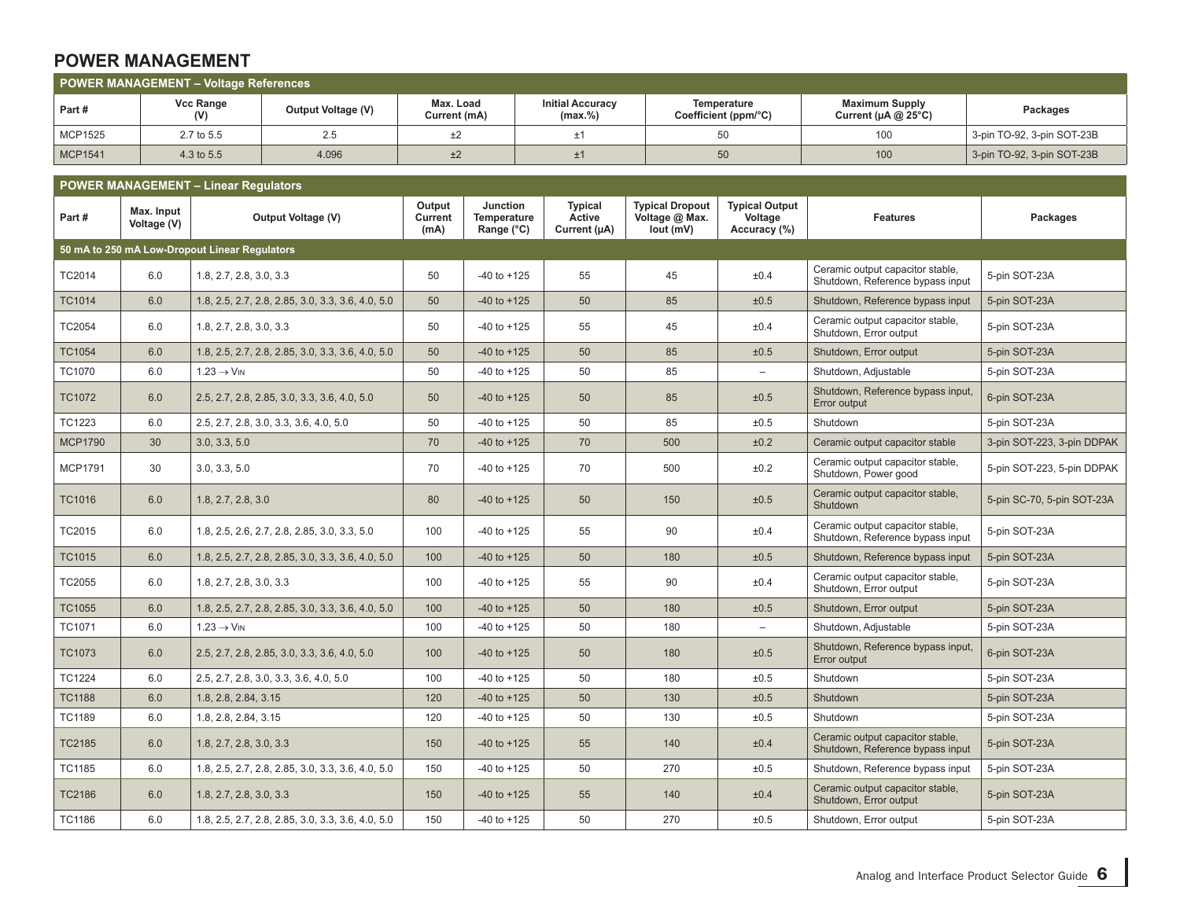# POWER MANAGEMENT

## POWER MANAGEMENT – Voltage References

| Part # | Vcc Range (V) | Output Voltage (V) | Max. Load Current (mA) | Initial Accuracy (max.%) | Temperature Coefficient (ppm/°C) | Maximum Supply Current (µA @ 25°C) | Packages |
|---|---|---|---|---|---|---|---|
| MCP1525 | 2.7 to 5.5 | 2.5 | ±2 | ±1 | 50 | 100 | 3-pin TO-92, 3-pin SOT-23B |
| MCP1541 | 4.3 to 5.5 | 4.096 | ±2 | ±1 | 50 | 100 | 3-pin TO-92, 3-pin SOT-23B |

## POWER MANAGEMENT – Linear Regulators

| Part # | Max. Input Voltage (V) | Output Voltage (V) | Output Current (mA) | Junction Temperature Range (°C) | Typical Active Current (µA) | Typical Dropout Voltage @ Max. Iout (mV) | Typical Output Voltage Accuracy (%) | Features | Packages |
|---|---|---|---|---|---|---|---|---|---|
| **50 mA to 250 mA Low-Dropout Linear Regulators** | | | | | | | | | |
| TC2014 | 6.0 | 1.8, 2.7, 2.8, 3.0, 3.3 | 50 | -40 to +125 | 55 | 45 | ±0.4 | Ceramic output capacitor stable, Shutdown, Reference bypass input | 5-pin SOT-23A |
| TC1014 | 6.0 | 1.8, 2.5, 2.7, 2.8, 2.85, 3.0, 3.3, 3.6, 4.0, 5.0 | 50 | -40 to +125 | 50 | 85 | ±0.5 | Shutdown, Reference bypass input | 5-pin SOT-23A |
| TC2054 | 6.0 | 1.8, 2.7, 2.8, 3.0, 3.3 | 50 | -40 to +125 | 55 | 45 | ±0.4 | Ceramic output capacitor stable, Shutdown, Error output | 5-pin SOT-23A |
| TC1054 | 6.0 | 1.8, 2.5, 2.7, 2.8, 2.85, 3.0, 3.3, 3.6, 4.0, 5.0 | 50 | -40 to +125 | 50 | 85 | ±0.5 | Shutdown, Error output | 5-pin SOT-23A |
| TC1070 | 6.0 | 1.23 → $V_{IN}$ | 50 | -40 to +125 | 50 | 85 | – | Shutdown, Adjustable | 5-pin SOT-23A |
| TC1072 | 6.0 | 2.5, 2.7, 2.8, 2.85, 3.0, 3.3, 3.6, 4.0, 5.0 | 50 | -40 to +125 | 50 | 85 | ±0.5 | Shutdown, Reference bypass input, Error output | 6-pin SOT-23A |
| TC1223 | 6.0 | 2.5, 2.7, 2.8, 3.0, 3.3, 3.6, 4.0, 5.0 | 50 | -40 to +125 | 50 | 85 | ±0.5 | Shutdown | 5-pin SOT-23A |
| MCP1790 | 30 | 3.0, 3.3, 5.0 | 70 | -40 to +125 | 70 | 500 | ±0.2 | Ceramic output capacitor stable | 3-pin SOT-223, 3-pin DDPAK |
| MCP1791 | 30 | 3.0, 3.3, 5.0 | 70 | -40 to +125 | 70 | 500 | ±0.2 | Ceramic output capacitor stable, Shutdown, Power good | 5-pin SOT-223, 5-pin DDPAK |
| TC1016 | 6.0 | 1.8, 2.7, 2.8, 3.0 | 80 | -40 to +125 | 50 | 150 | ±0.5 | Ceramic output capacitor stable, Shutdown | 5-pin SC-70, 5-pin SOT-23A |
| TC2015 | 6.0 | 1.8, 2.5, 2.6, 2.7, 2.8, 2.85, 3.0, 3.3, 5.0 | 100 | -40 to +125 | 55 | 90 | ±0.4 | Ceramic output capacitor stable, Shutdown, Reference bypass input | 5-pin SOT-23A |
| TC1015 | 6.0 | 1.8, 2.5, 2.7, 2.8, 2.85, 3.0, 3.3, 3.6, 4.0, 5.0 | 100 | -40 to +125 | 50 | 180 | ±0.5 | Shutdown, Reference bypass input | 5-pin SOT-23A |
| TC2055 | 6.0 | 1.8, 2.7, 2.8, 3.0, 3.3 | 100 | -40 to +125 | 55 | 90 | ±0.4 | Ceramic output capacitor stable, Shutdown, Error output | 5-pin SOT-23A |
| TC1055 | 6.0 | 1.8, 2.5, 2.7, 2.8, 2.85, 3.0, 3.3, 3.6, 4.0, 5.0 | 100 | -40 to +125 | 50 | 180 | ±0.5 | Shutdown, Error output | 5-pin SOT-23A |
| TC1071 | 6.0 | 1.23 → $V_{IN}$ | 100 | -40 to +125 | 50 | 180 | – | Shutdown, Adjustable | 5-pin SOT-23A |
| TC1073 | 6.0 | 2.5, 2.7, 2.8, 2.85, 3.0, 3.3, 3.6, 4.0, 5.0 | 100 | -40 to +125 | 50 | 180 | ±0.5 | Shutdown, Reference bypass input, Error output | 6-pin SOT-23A |
| TC1224 | 6.0 | 2.5, 2.7, 2.8, 3.0, 3.3, 3.6, 4.0, 5.0 | 100 | -40 to +125 | 50 | 180 | ±0.5 | Shutdown | 5-pin SOT-23A |
| TC1188 | 6.0 | 1.8, 2.8, 2.84, 3.15 | 120 | -40 to +125 | 50 | 130 | ±0.5 | Shutdown | 5-pin SOT-23A |
| TC1189 | 6.0 | 1.8, 2.8, 2.84, 3.15 | 120 | -40 to +125 | 50 | 130 | ±0.5 | Shutdown | 5-pin SOT-23A |
| TC2185 | 6.0 | 1.8, 2.7, 2.8, 3.0, 3.3 | 150 | -40 to +125 | 55 | 140 | ±0.4 | Ceramic output capacitor stable, Shutdown, Reference bypass input | 5-pin SOT-23A |
| TC1185 | 6.0 | 1.8, 2.5, 2.7, 2.8, 2.85, 3.0, 3.3, 3.6, 4.0, 5.0 | 150 | -40 to +125 | 50 | 270 | ±0.5 | Shutdown, Reference bypass input | 5-pin SOT-23A |
| TC2186 | 6.0 | 1.8, 2.7, 2.8, 3.0, 3.3 | 150 | -40 to +125 | 55 | 140 | ±0.4 | Ceramic output capacitor stable, Shutdown, Error output | 5-pin SOT-23A |
| TC1186 | 6.0 | 1.8, 2.5, 2.7, 2.8, 2.85, 3.0, 3.3, 3.6, 4.0, 5.0 | 150 | -40 to +125 | 50 | 270 | ±0.5 | Shutdown, Error output | 5-pin SOT-23A |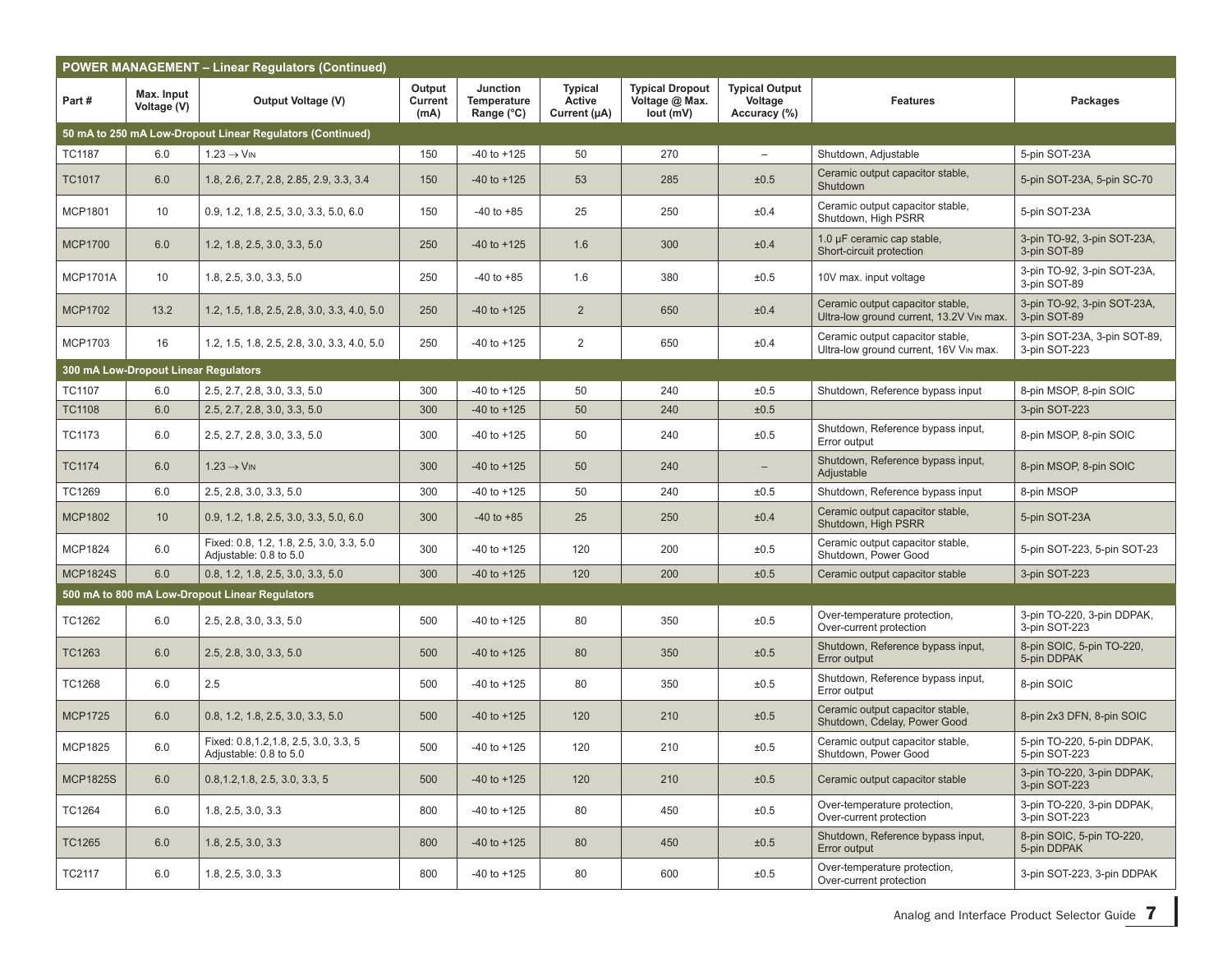## POWER MANAGEMENT – Linear Regulators (Continued)

| Part # | Max. Input Voltage (V) | Output Voltage (V) | Output Current (mA) | Junction Temperature Range (°C) | Typical Active Current (µA) | Typical Dropout Voltage @ Max. Iout (mV) | Typical Output Voltage Accuracy (%) | Features | Packages |
|---|---|---|---|---|---|---|---|---|---|
| **50 mA to 250 mA Low-Dropout Linear Regulators (Continued)** | | | | | | | | | |
| TC1187 | 6.0 | 1.23 → $V_{IN}$ | 150 | -40 to +125 | 50 | 270 | – | Shutdown, Adjustable | 5-pin SOT-23A |
| TC1017 | 6.0 | 1.8, 2.6, 2.7, 2.8, 2.85, 2.9, 3.3, 3.4 | 150 | -40 to +125 | 53 | 285 | ±0.5 | Ceramic output capacitor stable, Shutdown | 5-pin SOT-23A, 5-pin SC-70 |
| MCP1801 | 10 | 0.9, 1.2, 1.8, 2.5, 3.0, 3.3, 5.0, 6.0 | 150 | -40 to +85 | 25 | 250 | ±0.4 | Ceramic output capacitor stable, Shutdown, High PSRR | 5-pin SOT-23A |
| MCP1700 | 6.0 | 1.2, 1.8, 2.5, 3.0, 3.3, 5.0 | 250 | -40 to +125 | 1.6 | 300 | ±0.4 | 1.0 µF ceramic cap stable, Short-circuit protection | 3-pin TO-92, 3-pin SOT-23A, 3-pin SOT-89 |
| MCP1701A | 10 | 1.8, 2.5, 3.0, 3.3, 5.0 | 250 | -40 to +85 | 1.6 | 380 | ±0.5 | 10V max. input voltage | 3-pin TO-92, 3-pin SOT-23A, 3-pin SOT-89 |
| MCP1702 | 13.2 | 1.2, 1.5, 1.8, 2.5, 2.8, 3.0, 3.3, 4.0, 5.0 | 250 | -40 to +125 | 2 | 650 | ±0.4 | Ceramic output capacitor stable, Ultra-low ground current, 13.2V $V_{IN}$ max. | 3-pin TO-92, 3-pin SOT-23A, 3-pin SOT-89 |
| MCP1703 | 16 | 1.2, 1.5, 1.8, 2.5, 2.8, 3.0, 3.3, 4.0, 5.0 | 250 | -40 to +125 | 2 | 650 | ±0.4 | Ceramic output capacitor stable, Ultra-low ground current, 16V $V_{IN}$ max. | 3-pin SOT-23A, 3-pin SOT-89, 3-pin SOT-223 |
| **300 mA Low-Dropout Linear Regulators** | | | | | | | | | |
| TC1107 | 6.0 | 2.5, 2.7, 2.8, 3.0, 3.3, 5.0 | 300 | -40 to +125 | 50 | 240 | ±0.5 | Shutdown, Reference bypass input | 8-pin MSOP, 8-pin SOIC |
| TC1108 | 6.0 | 2.5, 2.7, 2.8, 3.0, 3.3, 5.0 | 300 | -40 to +125 | 50 | 240 | ±0.5 | | 3-pin SOT-223 |
| TC1173 | 6.0 | 2.5, 2.7, 2.8, 3.0, 3.3, 5.0 | 300 | -40 to +125 | 50 | 240 | ±0.5 | Shutdown, Reference bypass input, Error output | 8-pin MSOP, 8-pin SOIC |
| TC1174 | 6.0 | 1.23 → $V_{IN}$ | 300 | -40 to +125 | 50 | 240 | – | Shutdown, Reference bypass input, Adjustable | 8-pin MSOP, 8-pin SOIC |
| TC1269 | 6.0 | 2.5, 2.8, 3.0, 3.3, 5.0 | 300 | -40 to +125 | 50 | 240 | ±0.5 | Shutdown, Reference bypass input | 8-pin MSOP |
| MCP1802 | 10 | 0.9, 1.2, 1.8, 2.5, 3.0, 3.3, 5.0, 6.0 | 300 | -40 to +85 | 25 | 250 | ±0.4 | Ceramic output capacitor stable, Shutdown, High PSRR | 5-pin SOT-23A |
| MCP1824 | 6.0 | Fixed: 0.8, 1.2, 1.8, 2.5, 3.0, 3.3, 5.0 Adjustable: 0.8 to 5.0 | 300 | -40 to +125 | 120 | 200 | ±0.5 | Ceramic output capacitor stable, Shutdown, Power Good | 5-pin SOT-223, 5-pin SOT-23 |
| MCP1824S | 6.0 | 0.8, 1.2, 1.8, 2.5, 3.0, 3.3, 5.0 | 300 | -40 to +125 | 120 | 200 | ±0.5 | Ceramic output capacitor stable | 3-pin SOT-223 |
| **500 mA to 800 mA Low-Dropout Linear Regulators** | | | | | | | | | |
| TC1262 | 6.0 | 2.5, 2.8, 3.0, 3.3, 5.0 | 500 | -40 to +125 | 80 | 350 | ±0.5 | Over-temperature protection, Over-current protection | 3-pin TO-220, 3-pin DDPAK, 3-pin SOT-223 |
| TC1263 | 6.0 | 2.5, 2.8, 3.0, 3.3, 5.0 | 500 | -40 to +125 | 80 | 350 | ±0.5 | Shutdown, Reference bypass input, Error output | 8-pin SOIC, 5-pin TO-220, 5-pin DDPAK |
| TC1268 | 6.0 | 2.5 | 500 | -40 to +125 | 80 | 350 | ±0.5 | Shutdown, Reference bypass input, Error output | 8-pin SOIC |
| MCP1725 | 6.0 | 0.8, 1.2, 1.8, 2.5, 3.0, 3.3, 5.0 | 500 | -40 to +125 | 120 | 210 | ±0.5 | Ceramic output capacitor stable, Shutdown, Cdelay, Power Good | 8-pin 2x3 DFN, 8-pin SOIC |
| MCP1825 | 6.0 | Fixed: 0.8,1.2,1.8, 2.5, 3.0, 3.3, 5 Adjustable: 0.8 to 5.0 | 500 | -40 to +125 | 120 | 210 | ±0.5 | Ceramic output capacitor stable, Shutdown, Power Good | 5-pin TO-220, 5-pin DDPAK, 5-pin SOT-223 |
| MCP1825S | 6.0 | 0.8,1.2,1.8, 2.5, 3.0, 3.3, 5 | 500 | -40 to +125 | 120 | 210 | ±0.5 | Ceramic output capacitor stable | 3-pin TO-220, 3-pin DDPAK, 3-pin SOT-223 |
| TC1264 | 6.0 | 1.8, 2.5, 3.0, 3.3 | 800 | -40 to +125 | 80 | 450 | ±0.5 | Over-temperature protection, Over-current protection | 3-pin TO-220, 3-pin DDPAK, 3-pin SOT-223 |
| TC1265 | 6.0 | 1.8, 2.5, 3.0, 3.3 | 800 | -40 to +125 | 80 | 450 | ±0.5 | Shutdown, Reference bypass input, Error output | 8-pin SOIC, 5-pin TO-220, 5-pin DDPAK |
| TC2117 | 6.0 | 1.8, 2.5, 3.0, 3.3 | 800 | -40 to +125 | 80 | 600 | ±0.5 | Over-temperature protection, Over-current protection | 3-pin SOT-223, 3-pin DDPAK |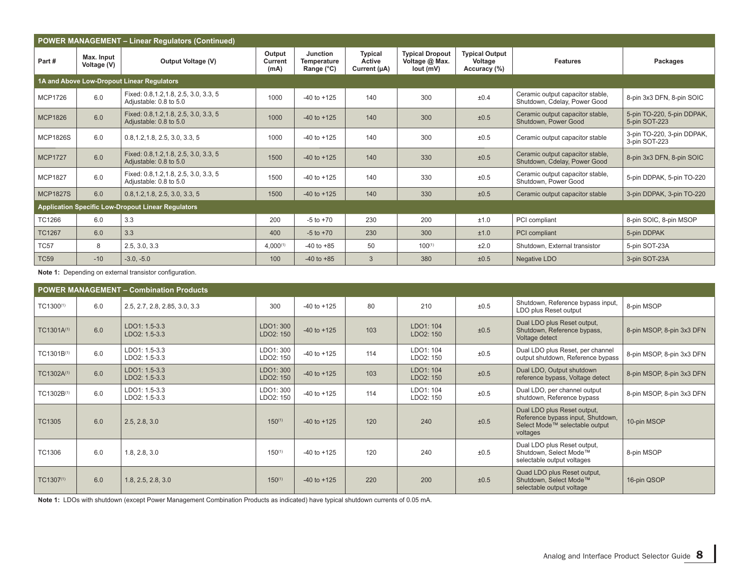## POWER MANAGEMENT – Linear Regulators (Continued)

| Part # | Max. Input Voltage (V) | Output Voltage (V) | Output Current (mA) | Junction Temperature Range (°C) | Typical Active Current (µA) | Typical Dropout Voltage @ Max. Iout (mV) | Typical Output Voltage Accuracy (%) | Features | Packages |
|---|---|---|---|---|---|---|---|---|---|
| **1A and Above Low-Dropout Linear Regulators** | | | | | | | | | |
| MCP1726 | 6.0 | Fixed: 0.8,1.2,1.8, 2.5, 3.0, 3.3, 5 Adjustable: 0.8 to 5.0 | 1000 | -40 to +125 | 140 | 300 | ±0.4 | Ceramic output capacitor stable, Shutdown, Cdelay, Power Good | 8-pin 3x3 DFN, 8-pin SOIC |
| MCP1826 | 6.0 | Fixed: 0.8,1.2,1.8, 2.5, 3.0, 3.3, 5 Adjustable: 0.8 to 5.0 | 1000 | -40 to +125 | 140 | 300 | ±0.5 | Ceramic output capacitor stable, Shutdown, Power Good | 5-pin TO-220, 5-pin DDPAK, 5-pin SOT-223 |
| MCP1826S | 6.0 | 0.8,1.2,1.8, 2.5, 3.0, 3.3, 5 | 1000 | -40 to +125 | 140 | 300 | ±0.5 | Ceramic output capacitor stable | 3-pin TO-220, 3-pin DDPAK, 3-pin SOT-223 |
| MCP1727 | 6.0 | Fixed: 0.8,1.2,1.8, 2.5, 3.0, 3.3, 5 Adjustable: 0.8 to 5.0 | 1500 | -40 to +125 | 140 | 330 | ±0.5 | Ceramic output capacitor stable, Shutdown, Cdelay, Power Good | 8-pin 3x3 DFN, 8-pin SOIC |
| MCP1827 | 6.0 | Fixed: 0.8,1.2,1.8, 2.5, 3.0, 3.3, 5 Adjustable: 0.8 to 5.0 | 1500 | -40 to +125 | 140 | 330 | ±0.5 | Ceramic output capacitor stable, Shutdown, Power Good | 5-pin DDPAK, 5-pin TO-220 |
| MCP1827S | 6.0 | 0.8,1.2,1.8, 2.5, 3.0, 3.3, 5 | 1500 | -40 to +125 | 140 | 330 | ±0.5 | Ceramic output capacitor stable | 3-pin DDPAK, 3-pin TO-220 |
| **Application Specific Low-Dropout Linear Regulators** | | | | | | | | | |
| TC1266 | 6.0 | 3.3 | 200 | -5 to +70 | 230 | 200 | ±1.0 | PCI compliant | 8-pin SOIC, 8-pin MSOP |
| TC1267 | 6.0 | 3.3 | 400 | -5 to +70 | 230 | 300 | ±1.0 | PCI compliant | 5-pin DDPAK |
| TC57 | 8 | 2.5, 3.0, 3.3 | 4,000[1] | -40 to +85 | 50 | 100[1] | ±2.0 | Shutdown, External transistor | 5-pin SOT-23A |
| TC59 | -10 | -3.0, -5.0 | 100 | -40 to +85 | 3 | 380 | ±0.5 | Negative LDO | 3-pin SOT-23A |

**Note 1:** Depending on external transistor configuration.

## POWER MANAGEMENT – Combination Products

| Part # | Max. Input Voltage (V) | Output Voltage (V) | Output Current (mA) | Junction Temperature Range (°C) | Typical Active Current (µA) | Typical Dropout Voltage @ Max. Iout (mV) | Typical Output Voltage Accuracy (%) | Features | Packages |
|---|---|---|---|---|---|---|---|---|---|
| TC1300[1] | 6.0 | 2.5, 2.7, 2.8, 2.85, 3.0, 3.3 | 300 | -40 to +125 | 80 | 210 | ±0.5 | Shutdown, Reference bypass input, LDO plus Reset output | 8-pin MSOP |
| TC1301A[1] | 6.0 | LDO1: 1.5-3.3 LDO2: 1.5-3.3 | LDO1: 300 LDO2: 150 | -40 to +125 | 103 | LDO1: 104 LDO2: 150 | ±0.5 | Dual LDO plus Reset output, Shutdown, Reference bypass, Voltage detect | 8-pin MSOP, 8-pin 3x3 DFN |
| TC1301B[1] | 6.0 | LDO1: 1.5-3.3 LDO2: 1.5-3.3 | LDO1: 300 LDO2: 150 | -40 to +125 | 114 | LDO1: 104 LDO2: 150 | ±0.5 | Dual LDO plus Reset, per channel output shutdown, Reference bypass | 8-pin MSOP, 8-pin 3x3 DFN |
| TC1302A[1] | 6.0 | LDO1: 1.5-3.3 LDO2: 1.5-3.3 | LDO1: 300 LDO2: 150 | -40 to +125 | 103 | LDO1: 104 LDO2: 150 | ±0.5 | Dual LDO, Output shutdown reference bypass, Voltage detect | 8-pin MSOP, 8-pin 3x3 DFN |
| TC1302B[1] | 6.0 | LDO1: 1.5-3.3 LDO2: 1.5-3.3 | LDO1: 300 LDO2: 150 | -40 to +125 | 114 | LDO1: 104 LDO2: 150 | ±0.5 | Dual LDO, per channel output shutdown, Reference bypass | 8-pin MSOP, 8-pin 3x3 DFN |
| TC1305 | 6.0 | 2.5, 2.8, 3.0 | 150[1] | -40 to +125 | 120 | 240 | ±0.5 | Dual LDO plus Reset output, Reference bypass input, Shutdown, Select Mode™ selectable output voltages | 10-pin MSOP |
| TC1306 | 6.0 | 1.8, 2.8, 3.0 | 150[1] | -40 to +125 | 120 | 240 | ±0.5 | Dual LDO plus Reset output, Shutdown, Select Mode™ selectable output voltages | 8-pin MSOP |
| TC1307[1] | 6.0 | 1.8, 2.5, 2.8, 3.0 | 150[1] | -40 to +125 | 220 | 200 | ±0.5 | Quad LDO plus Reset output, Shutdown, Select Mode™ selectable output voltage | 16-pin QSOP |

**Note 1:** LDOs with shutdown (except Power Management Combination Products as indicated) have typical shutdown currents of 0.05 mA.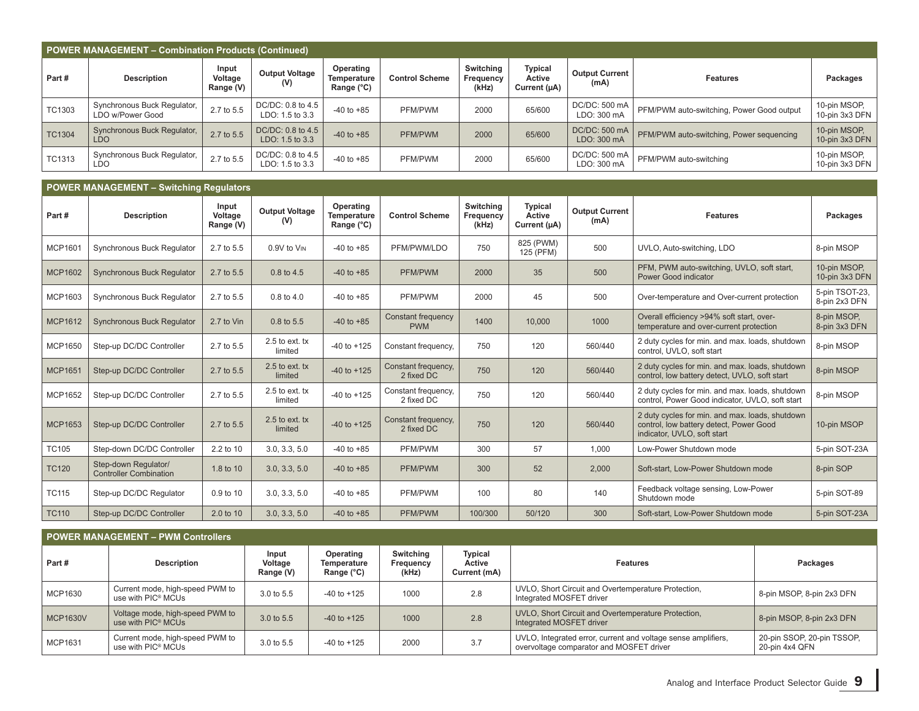## POWER MANAGEMENT – Combination Products (Continued)

| Part # | Description | Input Voltage Range (V) | Output Voltage (V) | Operating Temperature Range (°C) | Control Scheme | Switching Frequency (kHz) | Typical Active Current (µA) | Output Current (mA) | Features | Packages |
|---|---|---|---|---|---|---|---|---|---|---|
| TC1303 | Synchronous Buck Regulator, LDO w/Power Good | 2.7 to 5.5 | DC/DC: 0.8 to 4.5 LDO: 1.5 to 3.3 | -40 to +85 | PFM/PWM | 2000 | 65/600 | DC/DC: 500 mA LDO: 300 mA | PFM/PWM auto-switching, Power Good output | 10-pin MSOP, 10-pin 3x3 DFN |
| TC1304 | Synchronous Buck Regulator, LDO | 2.7 to 5.5 | DC/DC: 0.8 to 4.5 LDO: 1.5 to 3.3 | -40 to +85 | PFM/PWM | 2000 | 65/600 | DC/DC: 500 mA LDO: 300 mA | PFM/PWM auto-switching, Power sequencing | 10-pin MSOP, 10-pin 3x3 DFN |
| TC1313 | Synchronous Buck Regulator, LDO | 2.7 to 5.5 | DC/DC: 0.8 to 4.5 LDO: 1.5 to 3.3 | -40 to +85 | PFM/PWM | 2000 | 65/600 | DC/DC: 500 mA LDO: 300 mA | PFM/PWM auto-switching | 10-pin MSOP, 10-pin 3x3 DFN |

## POWER MANAGEMENT – Switching Regulators

| Part # | Description | Input Voltage Range (V) | Output Voltage (V) | Operating Temperature Range (°C) | Control Scheme | Switching Frequency (kHz) | Typical Active Current (µA) | Output Current (mA) | Features | Packages |
|---|---|---|---|---|---|---|---|---|---|---|
| MCP1601 | Synchronous Buck Regulator | 2.7 to 5.5 | 0.9V to $V_{IN}$ | -40 to +85 | PFM/PWM/LDO | 750 | 825 (PWM) 125 (PFM) | 500 | UVLO, Auto-switching, LDO | 8-pin MSOP |
| MCP1602 | Synchronous Buck Regulator | 2.7 to 5.5 | 0.8 to 4.5 | -40 to +85 | PFM/PWM | 2000 | 35 | 500 | PFM, PWM auto-switching, UVLO, soft start, Power Good indicator | 10-pin MSOP, 10-pin 3x3 DFN |
| MCP1603 | Synchronous Buck Regulator | 2.7 to 5.5 | 0.8 to 4.0 | -40 to +85 | PFM/PWM | 2000 | 45 | 500 | Over-temperature and Over-current protection | 5-pin TSOT-23, 8-pin 2x3 DFN |
| MCP1612 | Synchronous Buck Regulator | 2.7 to Vin | 0.8 to 5.5 | -40 to +85 | Constant frequency PWM | 1400 | 10,000 | 1000 | Overall efficiency >94% soft start, over-temperature and over-current protection | 8-pin MSOP, 8-pin 3x3 DFN |
| MCP1650 | Step-up DC/DC Controller | 2.7 to 5.5 | 2.5 to ext. tx limited | -40 to +125 | Constant frequency, | 750 | 120 | 560/440 | 2 duty cycles for min. and max. loads, shutdown control, UVLO, soft start | 8-pin MSOP |
| MCP1651 | Step-up DC/DC Controller | 2.7 to 5.5 | 2.5 to ext. tx limited | -40 to +125 | Constant frequency, 2 fixed DC | 750 | 120 | 560/440 | 2 duty cycles for min. and max. loads, shutdown control, low battery detect, UVLO, soft start | 8-pin MSOP |
| MCP1652 | Step-up DC/DC Controller | 2.7 to 5.5 | 2.5 to ext. tx limited | -40 to +125 | Constant frequency, 2 fixed DC | 750 | 120 | 560/440 | 2 duty cycles for min. and max. loads, shutdown control, Power Good indicator, UVLO, soft start | 8-pin MSOP |
| MCP1653 | Step-up DC/DC Controller | 2.7 to 5.5 | 2.5 to ext. tx limited | -40 to +125 | Constant frequency, 2 fixed DC | 750 | 120 | 560/440 | 2 duty cycles for min. and max. loads, shutdown control, low battery detect, Power Good indicator, UVLO, soft start | 10-pin MSOP |
| TC105 | Step-down DC/DC Controller | 2.2 to 10 | 3.0, 3.3, 5.0 | -40 to +85 | PFM/PWM | 300 | 57 | 1,000 | Low-Power Shutdown mode | 5-pin SOT-23A |
| TC120 | Step-down Regulator/ Controller Combination | 1.8 to 10 | 3.0, 3.3, 5.0 | -40 to +85 | PFM/PWM | 300 | 52 | 2,000 | Soft-start, Low-Power Shutdown mode | 8-pin SOP |
| TC115 | Step-up DC/DC Regulator | 0.9 to 10 | 3.0, 3.3, 5.0 | -40 to +85 | PFM/PWM | 100 | 80 | 140 | Feedback voltage sensing, Low-Power Shutdown mode | 5-pin SOT-89 |
| TC110 | Step-up DC/DC Controller | 2.0 to 10 | 3.0, 3.3, 5.0 | -40 to +85 | PFM/PWM | 100/300 | 50/120 | 300 | Soft-start, Low-Power Shutdown mode | 5-pin SOT-23A |

## POWER MANAGEMENT – PWM Controllers

| Part # | Description | Input Voltage Range (V) | Operating Temperature Range (°C) | Switching Frequency (kHz) | Typical Active Current (mA) | Features | Packages |
|---|---|---|---|---|---|---|---|
| MCP1630 | Current mode, high-speed PWM to use with PIC® MCUs | 3.0 to 5.5 | -40 to +125 | 1000 | 2.8 | UVLO, Short Circuit and Overtemperature Protection, Integrated MOSFET driver | 8-pin MSOP, 8-pin 2x3 DFN |
| MCP1630V | Voltage mode, high-speed PWM to use with PIC® MCUs | 3.0 to 5.5 | -40 to +125 | 1000 | 2.8 | UVLO, Short Circuit and Overtemperature Protection, Integrated MOSFET driver | 8-pin MSOP, 8-pin 2x3 DFN |
| MCP1631 | Current mode, high-speed PWM to use with PIC® MCUs | 3.0 to 5.5 | -40 to +125 | 2000 | 3.7 | UVLO, Integrated error, current and voltage sense amplifiers, overvoltage comparator and MOSFET driver | 20-pin SSOP, 20-pin TSSOP, 20-pin 4x4 QFN |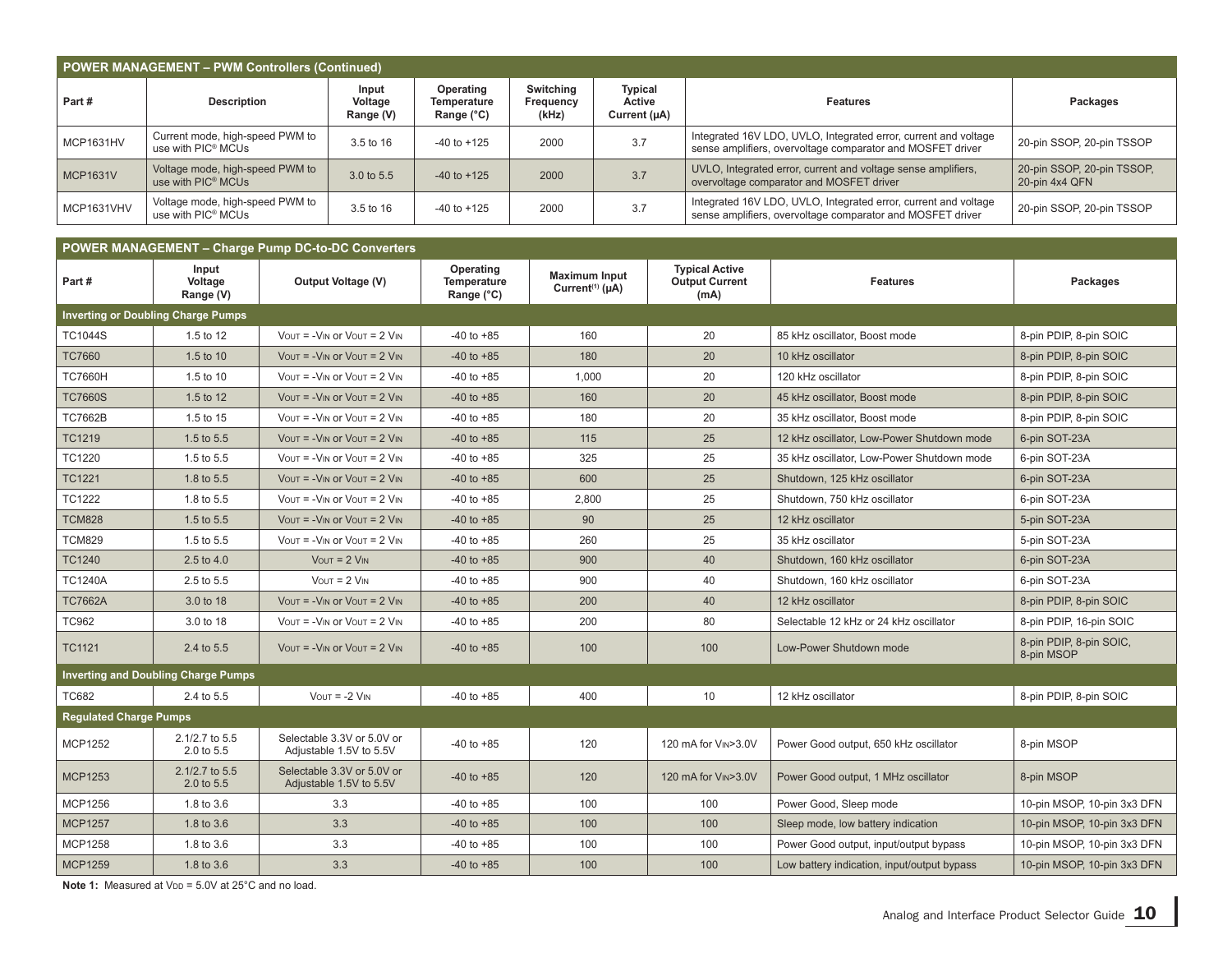## POWER MANAGEMENT – PWM Controllers (Continued)

| Part # | Description | Input Voltage Range (V) | Operating Temperature Range (°C) | Switching Frequency (kHz) | Typical Active Current (µA) | Features | Packages |
|---|---|---|---|---|---|---|---|
| MCP1631HV | Current mode, high-speed PWM to use with PIC® MCUs | 3.5 to 16 | -40 to +125 | 2000 | 3.7 | Integrated 16V LDO, UVLO, Integrated error, current and voltage sense amplifiers, overvoltage comparator and MOSFET driver | 20-pin SSOP, 20-pin TSSOP |
| MCP1631V | Voltage mode, high-speed PWM to use with PIC® MCUs | 3.0 to 5.5 | -40 to +125 | 2000 | 3.7 | UVLO, Integrated error, current and voltage sense amplifiers, overvoltage comparator and MOSFET driver | 20-pin SSOP, 20-pin TSSOP, 20-pin 4x4 QFN |
| MCP1631VHV | Voltage mode, high-speed PWM to use with PIC® MCUs | 3.5 to 16 | -40 to +125 | 2000 | 3.7 | Integrated 16V LDO, UVLO, Integrated error, current and voltage sense amplifiers, overvoltage comparator and MOSFET driver | 20-pin SSOP, 20-pin TSSOP |

## POWER MANAGEMENT – Charge Pump DC-to-DC Converters

| Part # | Input Voltage Range (V) | Output Voltage (V) | Operating Temperature Range (°C) | Maximum Input Current[1] (µA) | Typical Active Output Current (mA) | Features | Packages |
|---|---|---|---|---|---|---|---|
| **Inverting or Doubling Charge Pumps** | | | | | | | |
| TC1044S | 1.5 to 12 | $V_{OUT} = -V_{IN}$ or $V_{OUT} = 2\ V_{IN}$ | -40 to +85 | 160 | 20 | 85 kHz oscillator, Boost mode | 8-pin PDIP, 8-pin SOIC |
| TC7660 | 1.5 to 10 | $V_{OUT} = -V_{IN}$ or $V_{OUT} = 2\ V_{IN}$ | -40 to +85 | 180 | 20 | 10 kHz oscillator | 8-pin PDIP, 8-pin SOIC |
| TC7660H | 1.5 to 10 | $V_{OUT} = -V_{IN}$ or $V_{OUT} = 2\ V_{IN}$ | -40 to +85 | 1,000 | 20 | 120 kHz oscillator | 8-pin PDIP, 8-pin SOIC |
| TC7660S | 1.5 to 12 | $V_{OUT} = -V_{IN}$ or $V_{OUT} = 2\ V_{IN}$ | -40 to +85 | 160 | 20 | 45 kHz oscillator, Boost mode | 8-pin PDIP, 8-pin SOIC |
| TC7662B | 1.5 to 15 | $V_{OUT} = -V_{IN}$ or $V_{OUT} = 2\ V_{IN}$ | -40 to +85 | 180 | 20 | 35 kHz oscillator, Boost mode | 8-pin PDIP, 8-pin SOIC |
| TC1219 | 1.5 to 5.5 | $V_{OUT} = -V_{IN}$ or $V_{OUT} = 2\ V_{IN}$ | -40 to +85 | 115 | 25 | 12 kHz oscillator, Low-Power Shutdown mode | 6-pin SOT-23A |
| TC1220 | 1.5 to 5.5 | $V_{OUT} = -V_{IN}$ or $V_{OUT} = 2\ V_{IN}$ | -40 to +85 | 325 | 25 | 35 kHz oscillator, Low-Power Shutdown mode | 6-pin SOT-23A |
| TC1221 | 1.8 to 5.5 | $V_{OUT} = -V_{IN}$ or $V_{OUT} = 2\ V_{IN}$ | -40 to +85 | 600 | 25 | Shutdown, 125 kHz oscillator | 6-pin SOT-23A |
| TC1222 | 1.8 to 5.5 | $V_{OUT} = -V_{IN}$ or $V_{OUT} = 2\ V_{IN}$ | -40 to +85 | 2,800 | 25 | Shutdown, 750 kHz oscillator | 6-pin SOT-23A |
| TCM828 | 1.5 to 5.5 | $V_{OUT} = -V_{IN}$ or $V_{OUT} = 2\ V_{IN}$ | -40 to +85 | 90 | 25 | 12 kHz oscillator | 5-pin SOT-23A |
| TCM829 | 1.5 to 5.5 | $V_{OUT} = -V_{IN}$ or $V_{OUT} = 2\ V_{IN}$ | -40 to +85 | 260 | 25 | 35 kHz oscillator | 5-pin SOT-23A |
| TC1240 | 2.5 to 4.0 | $V_{OUT} = 2\ V_{IN}$ | -40 to +85 | 900 | 40 | Shutdown, 160 kHz oscillator | 6-pin SOT-23A |
| TC1240A | 2.5 to 5.5 | $V_{OUT} = 2\ V_{IN}$ | -40 to +85 | 900 | 40 | Shutdown, 160 kHz oscillator | 6-pin SOT-23A |
| TC7662A | 3.0 to 18 | $V_{OUT} = -V_{IN}$ or $V_{OUT} = 2\ V_{IN}$ | -40 to +85 | 200 | 40 | 12 kHz oscillator | 8-pin PDIP, 8-pin SOIC |
| TC962 | 3.0 to 18 | $V_{OUT} = -V_{IN}$ or $V_{OUT} = 2\ V_{IN}$ | -40 to +85 | 200 | 80 | Selectable 12 kHz or 24 kHz oscillator | 8-pin PDIP, 16-pin SOIC |
| TC1121 | 2.4 to 5.5 | $V_{OUT} = -V_{IN}$ or $V_{OUT} = 2\ V_{IN}$ | -40 to +85 | 100 | 100 | Low-Power Shutdown mode | 8-pin PDIP, 8-pin SOIC, 8-pin MSOP |
| **Inverting and Doubling Charge Pumps** | | | | | | | |
| TC682 | 2.4 to 5.5 | $V_{OUT} = -2\ V_{IN}$ | -40 to +85 | 400 | 10 | 12 kHz oscillator | 8-pin PDIP, 8-pin SOIC |
| **Regulated Charge Pumps** | | | | | | | |
| MCP1252 | 2.1/2.7 to 5.5 2.0 to 5.5 | Selectable 3.3V or 5.0V or Adjustable 1.5V to 5.5V | -40 to +85 | 120 | 120 mA for $V_{IN}$>3.0V | Power Good output, 650 kHz oscillator | 8-pin MSOP |
| MCP1253 | 2.1/2.7 to 5.5 2.0 to 5.5 | Selectable 3.3V or 5.0V or Adjustable 1.5V to 5.5V | -40 to +85 | 120 | 120 mA for $V_{IN}$>3.0V | Power Good output, 1 MHz oscillator | 8-pin MSOP |
| MCP1256 | 1.8 to 3.6 | 3.3 | -40 to +85 | 100 | 100 | Power Good, Sleep mode | 10-pin MSOP, 10-pin 3x3 DFN |
| MCP1257 | 1.8 to 3.6 | 3.3 | -40 to +85 | 100 | 100 | Sleep mode, low battery indication | 10-pin MSOP, 10-pin 3x3 DFN |
| MCP1258 | 1.8 to 3.6 | 3.3 | -40 to +85 | 100 | 100 | Power Good output, input/output bypass | 10-pin MSOP, 10-pin 3x3 DFN |
| MCP1259 | 1.8 to 3.6 | 3.3 | -40 to +85 | 100 | 100 | Low battery indication, input/output bypass | 10-pin MSOP, 10-pin 3x3 DFN |

**Note 1:** Measured at $V_{DD}$ = 5.0V at 25°C and no load.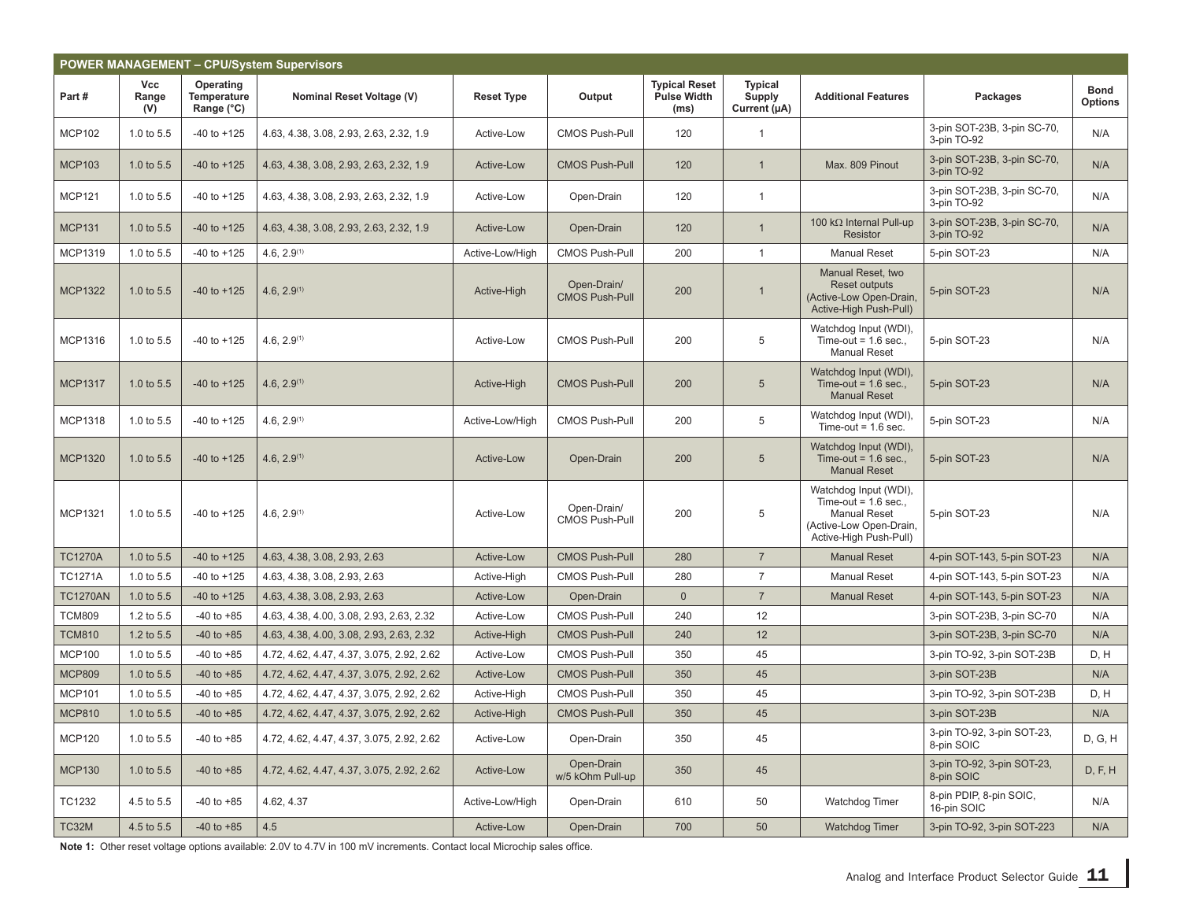## POWER MANAGEMENT – CPU/System Supervisors

| Part # | Vcc Range (V) | Operating Temperature Range (°C) | Nominal Reset Voltage (V) | Reset Type | Output | Typical Reset Pulse Width (ms) | Typical Supply Current (µA) | Additional Features | Packages | Bond Options |
|---|---|---|---|---|---|---|---|---|---|---|
| MCP102 | 1.0 to 5.5 | -40 to +125 | 4.63, 4.38, 3.08, 2.93, 2.63, 2.32, 1.9 | Active-Low | CMOS Push-Pull | 120 | 1 | | 3-pin SOT-23B, 3-pin SC-70, 3-pin TO-92 | N/A |
| MCP103 | 1.0 to 5.5 | -40 to +125 | 4.63, 4.38, 3.08, 2.93, 2.63, 2.32, 1.9 | Active-Low | CMOS Push-Pull | 120 | 1 | Max. 809 Pinout | 3-pin SOT-23B, 3-pin SC-70, 3-pin TO-92 | N/A |
| MCP121 | 1.0 to 5.5 | -40 to +125 | 4.63, 4.38, 3.08, 2.93, 2.63, 2.32, 1.9 | Active-Low | Open-Drain | 120 | 1 | | 3-pin SOT-23B, 3-pin SC-70, 3-pin TO-92 | N/A |
| MCP131 | 1.0 to 5.5 | -40 to +125 | 4.63, 4.38, 3.08, 2.93, 2.63, 2.32, 1.9 | Active-Low | Open-Drain | 120 | 1 | 100 kΩ Internal Pull-up Resistor | 3-pin SOT-23B, 3-pin SC-70, 3-pin TO-92 | N/A |
| MCP1319 | 1.0 to 5.5 | -40 to +125 | 4.6, 2.9[(1)] | Active-Low/High | CMOS Push-Pull | 200 | 1 | Manual Reset | 5-pin SOT-23 | N/A |
| MCP1322 | 1.0 to 5.5 | -40 to +125 | 4.6, 2.9[(1)] | Active-High | Open-Drain/ CMOS Push-Pull | 200 | 1 | Manual Reset, two Reset outputs (Active-Low Open-Drain, Active-High Push-Pull) | 5-pin SOT-23 | N/A |
| MCP1316 | 1.0 to 5.5 | -40 to +125 | 4.6, 2.9[(1)] | Active-Low | CMOS Push-Pull | 200 | 5 | Watchdog Input (WDI), Time-out = 1.6 sec., Manual Reset | 5-pin SOT-23 | N/A |
| MCP1317 | 1.0 to 5.5 | -40 to +125 | 4.6, 2.9[(1)] | Active-High | CMOS Push-Pull | 200 | 5 | Watchdog Input (WDI), Time-out = 1.6 sec., Manual Reset | 5-pin SOT-23 | N/A |
| MCP1318 | 1.0 to 5.5 | -40 to +125 | 4.6, 2.9[(1)] | Active-Low/High | CMOS Push-Pull | 200 | 5 | Watchdog Input (WDI), Time-out = 1.6 sec. | 5-pin SOT-23 | N/A |
| MCP1320 | 1.0 to 5.5 | -40 to +125 | 4.6, 2.9[(1)] | Active-Low | Open-Drain | 200 | 5 | Watchdog Input (WDI), Time-out = 1.6 sec., Manual Reset | 5-pin SOT-23 | N/A |
| MCP1321 | 1.0 to 5.5 | -40 to +125 | 4.6, 2.9[(1)] | Active-Low | Open-Drain/ CMOS Push-Pull | 200 | 5 | Watchdog Input (WDI), Time-out = 1.6 sec., Manual Reset (Active-Low Open-Drain, Active-High Push-Pull) | 5-pin SOT-23 | N/A |
| TC1270A | 1.0 to 5.5 | -40 to +125 | 4.63, 4.38, 3.08, 2.93, 2.63 | Active-Low | CMOS Push-Pull | 280 | 7 | Manual Reset | 4-pin SOT-143, 5-pin SOT-23 | N/A |
| TC1271A | 1.0 to 5.5 | -40 to +125 | 4.63, 4.38, 3.08, 2.93, 2.63 | Active-High | CMOS Push-Pull | 280 | 7 | Manual Reset | 4-pin SOT-143, 5-pin SOT-23 | N/A |
| TC1270AN | 1.0 to 5.5 | -40 to +125 | 4.63, 4.38, 3.08, 2.93, 2.63 | Active-Low | Open-Drain | 0 | 7 | Manual Reset | 4-pin SOT-143, 5-pin SOT-23 | N/A |
| TCM809 | 1.2 to 5.5 | -40 to +85 | 4.63, 4.38, 4.00, 3.08, 2.93, 2.63, 2.32 | Active-Low | CMOS Push-Pull | 240 | 12 | | 3-pin SOT-23B, 3-pin SC-70 | N/A |
| TCM810 | 1.2 to 5.5 | -40 to +85 | 4.63, 4.38, 4.00, 3.08, 2.93, 2.63, 2.32 | Active-High | CMOS Push-Pull | 240 | 12 | | 3-pin SOT-23B, 3-pin SC-70 | N/A |
| MCP100 | 1.0 to 5.5 | -40 to +85 | 4.72, 4.62, 4.47, 4.37, 3.075, 2.92, 2.62 | Active-Low | CMOS Push-Pull | 350 | 45 | | 3-pin TO-92, 3-pin SOT-23B | D, H |
| MCP809 | 1.0 to 5.5 | -40 to +85 | 4.72, 4.62, 4.47, 4.37, 3.075, 2.92, 2.62 | Active-Low | CMOS Push-Pull | 350 | 45 | | 3-pin SOT-23B | N/A |
| MCP101 | 1.0 to 5.5 | -40 to +85 | 4.72, 4.62, 4.47, 4.37, 3.075, 2.92, 2.62 | Active-High | CMOS Push-Pull | 350 | 45 | | 3-pin TO-92, 3-pin SOT-23B | D, H |
| MCP810 | 1.0 to 5.5 | -40 to +85 | 4.72, 4.62, 4.47, 4.37, 3.075, 2.92, 2.62 | Active-High | CMOS Push-Pull | 350 | 45 | | 3-pin SOT-23B | N/A |
| MCP120 | 1.0 to 5.5 | -40 to +85 | 4.72, 4.62, 4.47, 4.37, 3.075, 2.92, 2.62 | Active-Low | Open-Drain | 350 | 45 | | 3-pin TO-92, 3-pin SOT-23, 8-pin SOIC | D, G, H |
| MCP130 | 1.0 to 5.5 | -40 to +85 | 4.72, 4.62, 4.47, 4.37, 3.075, 2.92, 2.62 | Active-Low | Open-Drain w/5 kOhm Pull-up | 350 | 45 | | 3-pin TO-92, 3-pin SOT-23, 8-pin SOIC | D, F, H |
| TC1232 | 4.5 to 5.5 | -40 to +85 | 4.62, 4.37 | Active-Low/High | Open-Drain | 610 | 50 | Watchdog Timer | 8-pin PDIP, 8-pin SOIC, 16-pin SOIC | N/A |
| TC32M | 4.5 to 5.5 | -40 to +85 | 4.5 | Active-Low | Open-Drain | 700 | 50 | Watchdog Timer | 3-pin TO-92, 3-pin SOT-223 | N/A |

**Note 1:** Other reset voltage options available: 2.0V to 4.7V in 100 mV increments. Contact local Microchip sales office.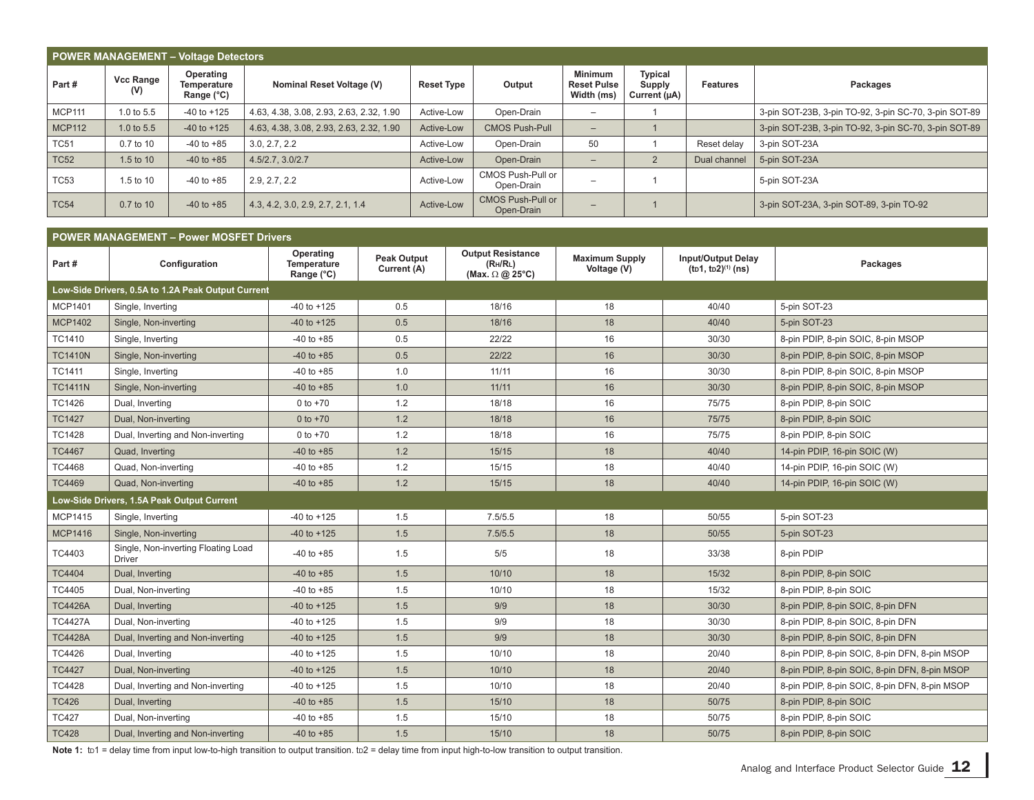## POWER MANAGEMENT – Voltage Detectors

| Part # | Vcc Range (V) | Operating Temperature Range (°C) | Nominal Reset Voltage (V) | Reset Type | Output | Minimum Reset Pulse Width (ms) | Typical Supply Current (µA) | Features | Packages |
|---|---|---|---|---|---|---|---|---|---|
| MCP111 | 1.0 to 5.5 | -40 to +125 | 4.63, 4.38, 3.08, 2.93, 2.63, 2.32, 1.90 | Active-Low | Open-Drain | – | 1 | | 3-pin SOT-23B, 3-pin TO-92, 3-pin SC-70, 3-pin SOT-89 |
| MCP112 | 1.0 to 5.5 | -40 to +125 | 4.63, 4.38, 3.08, 2.93, 2.63, 2.32, 1.90 | Active-Low | CMOS Push-Pull | – | 1 | | 3-pin SOT-23B, 3-pin TO-92, 3-pin SC-70, 3-pin SOT-89 |
| TC51 | 0.7 to 10 | -40 to +85 | 3.0, 2.7, 2.2 | Active-Low | Open-Drain | 50 | 1 | Reset delay | 3-pin SOT-23A |
| TC52 | 1.5 to 10 | -40 to +85 | 4.5/2.7, 3.0/2.7 | Active-Low | Open-Drain | – | 2 | Dual channel | 5-pin SOT-23A |
| TC53 | 1.5 to 10 | -40 to +85 | 2.9, 2.7, 2.2 | Active-Low | CMOS Push-Pull or Open-Drain | – | 1 | | 5-pin SOT-23A |
| TC54 | 0.7 to 10 | -40 to +85 | 4.3, 4.2, 3.0, 2.9, 2.7, 2.1, 1.4 | Active-Low | CMOS Push-Pull or Open-Drain | – | 1 | | 3-pin SOT-23A, 3-pin SOT-89, 3-pin TO-92 |

## POWER MANAGEMENT – Power MOSFET Drivers

| Part # | Configuration | Operating Temperature Range (°C) | Peak Output Current (A) | Output Resistance ($R_H$/$R_L$) (Max. Ω @ 25°C) | Maximum Supply Voltage (V) | Input/Output Delay ($t_{D1}$, $t_{D2}$)(1) (ns) | Packages |
|---|---|---|---|---|---|---|---|
| **Low-Side Drivers, 0.5A to 1.2A Peak Output Current** | | | | | | | |
| MCP1401 | Single, Inverting | -40 to +125 | 0.5 | 18/16 | 18 | 40/40 | 5-pin SOT-23 |
| MCP1402 | Single, Non-inverting | -40 to +125 | 0.5 | 18/16 | 18 | 40/40 | 5-pin SOT-23 |
| TC1410 | Single, Inverting | -40 to +85 | 0.5 | 22/22 | 16 | 30/30 | 8-pin PDIP, 8-pin SOIC, 8-pin MSOP |
| TC1410N | Single, Non-inverting | -40 to +85 | 0.5 | 22/22 | 16 | 30/30 | 8-pin PDIP, 8-pin SOIC, 8-pin MSOP |
| TC1411 | Single, Inverting | -40 to +85 | 1.0 | 11/11 | 16 | 30/30 | 8-pin PDIP, 8-pin SOIC, 8-pin MSOP |
| TC1411N | Single, Non-inverting | -40 to +85 | 1.0 | 11/11 | 16 | 30/30 | 8-pin PDIP, 8-pin SOIC, 8-pin MSOP |
| TC1426 | Dual, Inverting | 0 to +70 | 1.2 | 18/18 | 16 | 75/75 | 8-pin PDIP, 8-pin SOIC |
| TC1427 | Dual, Non-inverting | 0 to +70 | 1.2 | 18/18 | 16 | 75/75 | 8-pin PDIP, 8-pin SOIC |
| TC1428 | Dual, Inverting and Non-inverting | 0 to +70 | 1.2 | 18/18 | 16 | 75/75 | 8-pin PDIP, 8-pin SOIC |
| TC4467 | Quad, Inverting | -40 to +85 | 1.2 | 15/15 | 18 | 40/40 | 14-pin PDIP, 16-pin SOIC (W) |
| TC4468 | Quad, Non-inverting | -40 to +85 | 1.2 | 15/15 | 18 | 40/40 | 14-pin PDIP, 16-pin SOIC (W) |
| TC4469 | Quad, Non-inverting | -40 to +85 | 1.2 | 15/15 | 18 | 40/40 | 14-pin PDIP, 16-pin SOIC (W) |
| **Low-Side Drivers, 1.5A Peak Output Current** | | | | | | | |
| MCP1415 | Single, Inverting | -40 to +125 | 1.5 | 7.5/5.5 | 18 | 50/55 | 5-pin SOT-23 |
| MCP1416 | Single, Non-inverting | -40 to +125 | 1.5 | 7.5/5.5 | 18 | 50/55 | 5-pin SOT-23 |
| TC4403 | Single, Non-inverting Floating Load Driver | -40 to +85 | 1.5 | 5/5 | 18 | 33/38 | 8-pin PDIP |
| TC4404 | Dual, Inverting | -40 to +85 | 1.5 | 10/10 | 18 | 15/32 | 8-pin PDIP, 8-pin SOIC |
| TC4405 | Dual, Non-inverting | -40 to +85 | 1.5 | 10/10 | 18 | 15/32 | 8-pin PDIP, 8-pin SOIC |
| TC4426A | Dual, Inverting | -40 to +125 | 1.5 | 9/9 | 18 | 30/30 | 8-pin PDIP, 8-pin SOIC, 8-pin DFN |
| TC4427A | Dual, Non-inverting | -40 to +125 | 1.5 | 9/9 | 18 | 30/30 | 8-pin PDIP, 8-pin SOIC, 8-pin DFN |
| TC4428A | Dual, Inverting and Non-inverting | -40 to +125 | 1.5 | 9/9 | 18 | 30/30 | 8-pin PDIP, 8-pin SOIC, 8-pin DFN |
| TC4426 | Dual, Inverting | -40 to +125 | 1.5 | 10/10 | 18 | 20/40 | 8-pin PDIP, 8-pin SOIC, 8-pin DFN, 8-pin MSOP |
| TC4427 | Dual, Non-inverting | -40 to +125 | 1.5 | 10/10 | 18 | 20/40 | 8-pin PDIP, 8-pin SOIC, 8-pin DFN, 8-pin MSOP |
| TC4428 | Dual, Inverting and Non-inverting | -40 to +125 | 1.5 | 10/10 | 18 | 20/40 | 8-pin PDIP, 8-pin SOIC, 8-pin DFN, 8-pin MSOP |
| TC426 | Dual, Inverting | -40 to +85 | 1.5 | 15/10 | 18 | 50/75 | 8-pin PDIP, 8-pin SOIC |
| TC427 | Dual, Non-inverting | -40 to +85 | 1.5 | 15/10 | 18 | 50/75 | 8-pin PDIP, 8-pin SOIC |
| TC428 | Dual, Inverting and Non-inverting | -40 to +85 | 1.5 | 15/10 | 18 | 50/75 | 8-pin PDIP, 8-pin SOIC |

**Note 1:** $t_{D1}$ = delay time from input low-to-high transition to output transition. $t_{D2}$ = delay time from input high-to-low transition to output transition.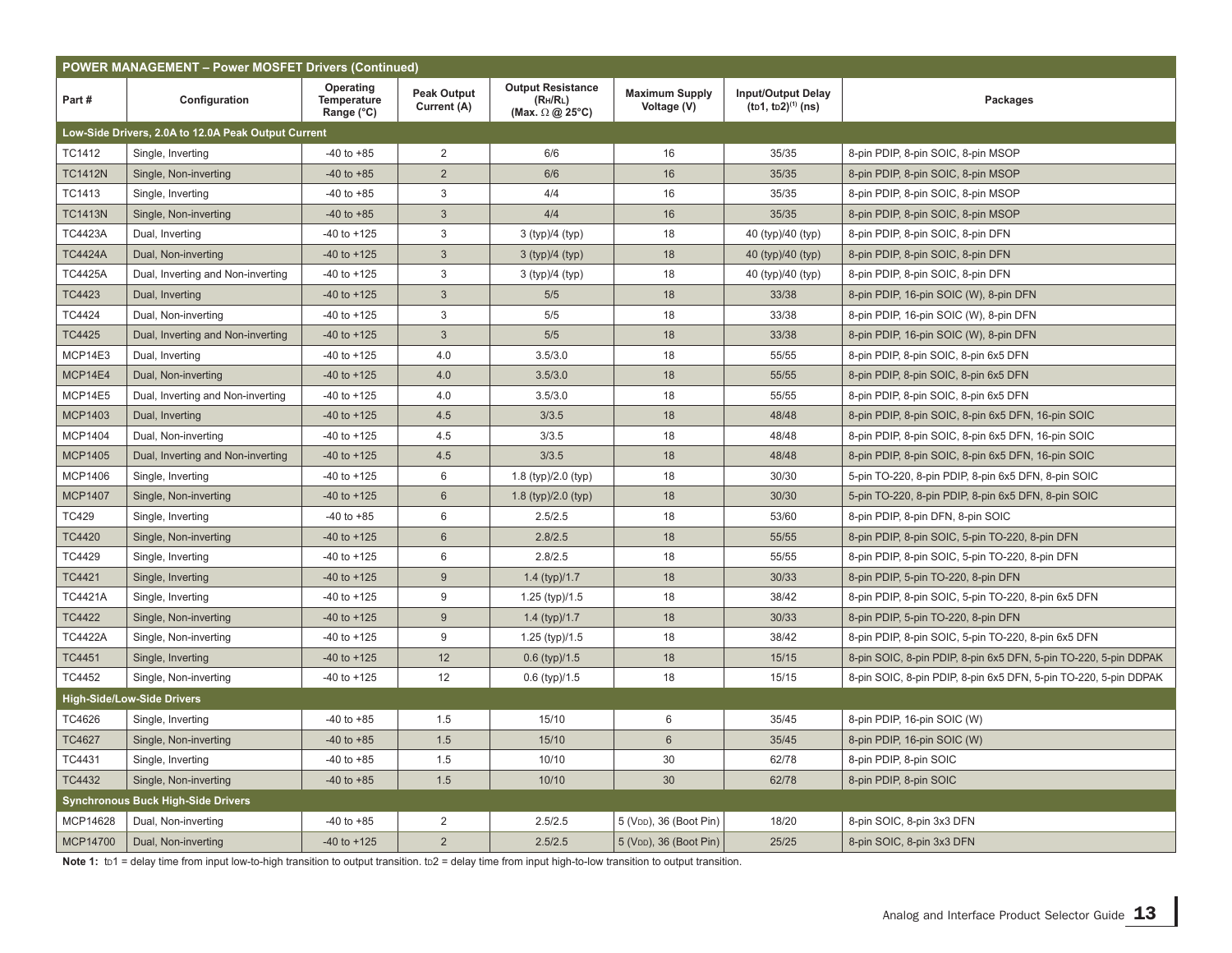| POWER MANAGEMENT – Power MOSFET Drivers (Continued) | | | | | | | |
|---|---|---|---|---|---|---|---|
| Part # | Configuration | Operating Temperature Range (°C) | Peak Output Current (A) | Output Resistance ($R_H$/$R_L$) (Max. Ω @ 25°C) | Maximum Supply Voltage (V) | Input/Output Delay ($t_D1$, $t_D2$)[1] (ns) | Packages |
| **Low-Side Drivers, 2.0A to 12.0A Peak Output Current** | | | | | | | |
| TC1412 | Single, Inverting | -40 to +85 | 2 | 6/6 | 16 | 35/35 | 8-pin PDIP, 8-pin SOIC, 8-pin MSOP |
| TC1412N | Single, Non-inverting | -40 to +85 | 2 | 6/6 | 16 | 35/35 | 8-pin PDIP, 8-pin SOIC, 8-pin MSOP |
| TC1413 | Single, Inverting | -40 to +85 | 3 | 4/4 | 16 | 35/35 | 8-pin PDIP, 8-pin SOIC, 8-pin MSOP |
| TC1413N | Single, Non-inverting | -40 to +85 | 3 | 4/4 | 16 | 35/35 | 8-pin PDIP, 8-pin SOIC, 8-pin MSOP |
| TC4423A | Dual, Inverting | -40 to +125 | 3 | 3 (typ)/4 (typ) | 18 | 40 (typ)/40 (typ) | 8-pin PDIP, 8-pin SOIC, 8-pin DFN |
| TC4424A | Dual, Non-inverting | -40 to +125 | 3 | 3 (typ)/4 (typ) | 18 | 40 (typ)/40 (typ) | 8-pin PDIP, 8-pin SOIC, 8-pin DFN |
| TC4425A | Dual, Inverting and Non-inverting | -40 to +125 | 3 | 3 (typ)/4 (typ) | 18 | 40 (typ)/40 (typ) | 8-pin PDIP, 8-pin SOIC, 8-pin DFN |
| TC4423 | Dual, Inverting | -40 to +125 | 3 | 5/5 | 18 | 33/38 | 8-pin PDIP, 16-pin SOIC (W), 8-pin DFN |
| TC4424 | Dual, Non-inverting | -40 to +125 | 3 | 5/5 | 18 | 33/38 | 8-pin PDIP, 16-pin SOIC (W), 8-pin DFN |
| TC4425 | Dual, Inverting and Non-inverting | -40 to +125 | 3 | 5/5 | 18 | 33/38 | 8-pin PDIP, 16-pin SOIC (W), 8-pin DFN |
| MCP14E3 | Dual, Inverting | -40 to +125 | 4.0 | 3.5/3.0 | 18 | 55/55 | 8-pin PDIP, 8-pin SOIC, 8-pin 6x5 DFN |
| MCP14E4 | Dual, Non-inverting | -40 to +125 | 4.0 | 3.5/3.0 | 18 | 55/55 | 8-pin PDIP, 8-pin SOIC, 8-pin 6x5 DFN |
| MCP14E5 | Dual, Inverting and Non-inverting | -40 to +125 | 4.0 | 3.5/3.0 | 18 | 55/55 | 8-pin PDIP, 8-pin SOIC, 8-pin 6x5 DFN |
| MCP1403 | Dual, Inverting | -40 to +125 | 4.5 | 3/3.5 | 18 | 48/48 | 8-pin PDIP, 8-pin SOIC, 8-pin 6x5 DFN, 16-pin SOIC |
| MCP1404 | Dual, Non-inverting | -40 to +125 | 4.5 | 3/3.5 | 18 | 48/48 | 8-pin PDIP, 8-pin SOIC, 8-pin 6x5 DFN, 16-pin SOIC |
| MCP1405 | Dual, Inverting and Non-inverting | -40 to +125 | 4.5 | 3/3.5 | 18 | 48/48 | 8-pin PDIP, 8-pin SOIC, 8-pin 6x5 DFN, 16-pin SOIC |
| MCP1406 | Single, Inverting | -40 to +125 | 6 | 1.8 (typ)/2.0 (typ) | 18 | 30/30 | 5-pin TO-220, 8-pin PDIP, 8-pin 6x5 DFN, 8-pin SOIC |
| MCP1407 | Single, Non-inverting | -40 to +125 | 6 | 1.8 (typ)/2.0 (typ) | 18 | 30/30 | 5-pin TO-220, 8-pin PDIP, 8-pin 6x5 DFN, 8-pin SOIC |
| TC429 | Single, Inverting | -40 to +85 | 6 | 2.5/2.5 | 18 | 53/60 | 8-pin PDIP, 8-pin DFN, 8-pin SOIC |
| TC4420 | Single, Non-inverting | -40 to +125 | 6 | 2.8/2.5 | 18 | 55/55 | 8-pin PDIP, 8-pin SOIC, 5-pin TO-220, 8-pin DFN |
| TC4429 | Single, Inverting | -40 to +125 | 6 | 2.8/2.5 | 18 | 55/55 | 8-pin PDIP, 8-pin SOIC, 5-pin TO-220, 8-pin DFN |
| TC4421 | Single, Inverting | -40 to +125 | 9 | 1.4 (typ)/1.7 | 18 | 30/33 | 8-pin PDIP, 5-pin TO-220, 8-pin DFN |
| TC4421A | Single, Inverting | -40 to +125 | 9 | 1.25 (typ)/1.5 | 18 | 38/42 | 8-pin PDIP, 8-pin SOIC, 5-pin TO-220, 8-pin 6x5 DFN |
| TC4422 | Single, Non-inverting | -40 to +125 | 9 | 1.4 (typ)/1.7 | 18 | 30/33 | 8-pin PDIP, 5-pin TO-220, 8-pin DFN |
| TC4422A | Single, Non-inverting | -40 to +125 | 9 | 1.25 (typ)/1.5 | 18 | 38/42 | 8-pin PDIP, 8-pin SOIC, 5-pin TO-220, 8-pin 6x5 DFN |
| TC4451 | Single, Inverting | -40 to +125 | 12 | 0.6 (typ)/1.5 | 18 | 15/15 | 8-pin SOIC, 8-pin PDIP, 8-pin 6x5 DFN, 5-pin TO-220, 5-pin DDPAK |
| TC4452 | Single, Non-inverting | -40 to +125 | 12 | 0.6 (typ)/1.5 | 18 | 15/15 | 8-pin SOIC, 8-pin PDIP, 8-pin 6x5 DFN, 5-pin TO-220, 5-pin DDPAK |
| **High-Side/Low-Side Drivers** | | | | | | | |
| TC4626 | Single, Inverting | -40 to +85 | 1.5 | 15/10 | 6 | 35/45 | 8-pin PDIP, 16-pin SOIC (W) |
| TC4627 | Single, Non-inverting | -40 to +85 | 1.5 | 15/10 | 6 | 35/45 | 8-pin PDIP, 16-pin SOIC (W) |
| TC4431 | Single, Inverting | -40 to +85 | 1.5 | 10/10 | 30 | 62/78 | 8-pin PDIP, 8-pin SOIC |
| TC4432 | Single, Non-inverting | -40 to +85 | 1.5 | 10/10 | 30 | 62/78 | 8-pin PDIP, 8-pin SOIC |
| **Synchronous Buck High-Side Drivers** | | | | | | | |
| MCP14628 | Dual, Non-inverting | -40 to +85 | 2 | 2.5/2.5 | 5 ($V_{DD}$), 36 (Boot Pin) | 18/20 | 8-pin SOIC, 8-pin 3x3 DFN |
| MCP14700 | Dual, Non-inverting | -40 to +125 | 2 | 2.5/2.5 | 5 ($V_{DD}$), 36 (Boot Pin) | 25/25 | 8-pin SOIC, 8-pin 3x3 DFN |

**Note 1:** $t_D1$ = delay time from input low-to-high transition to output transition. $t_D2$ = delay time from input high-to-low transition to output transition.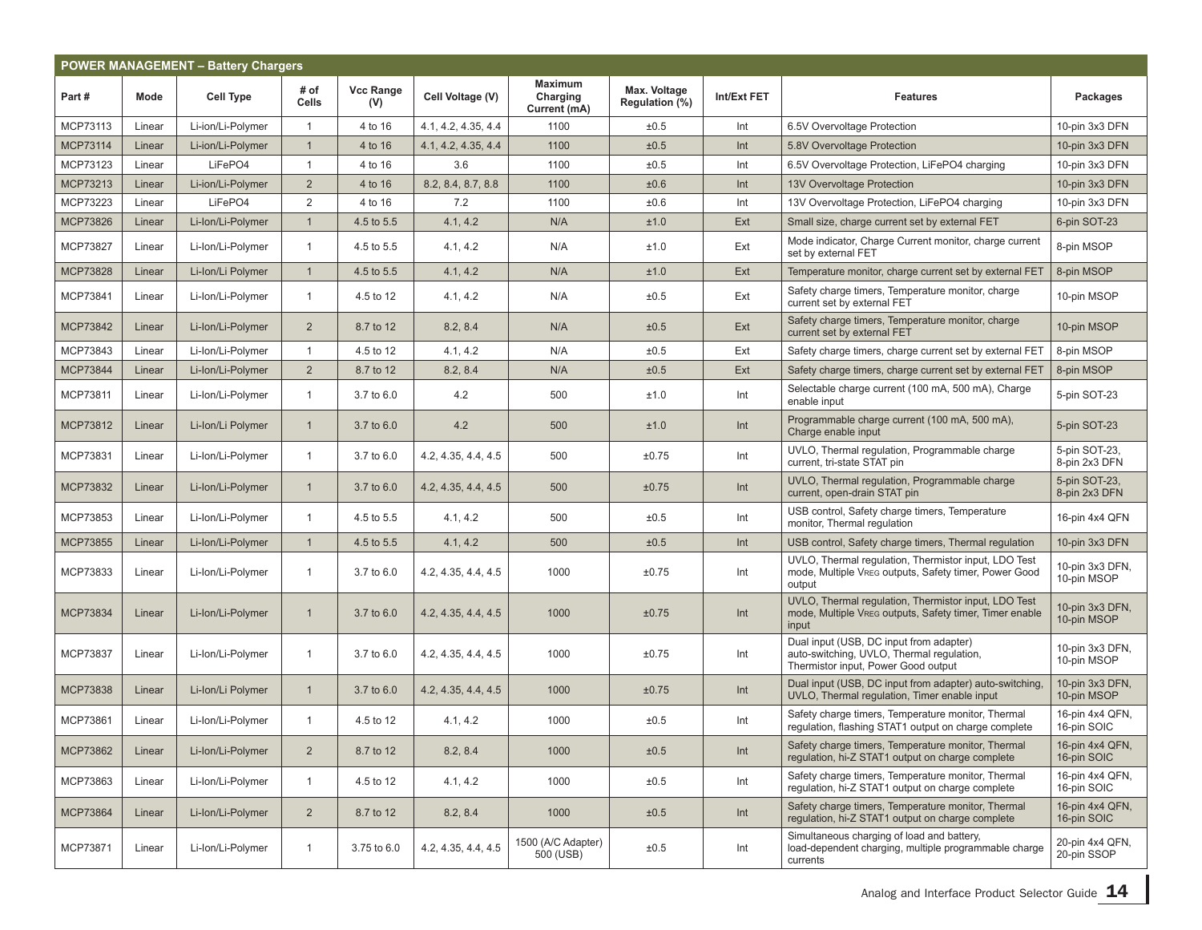## POWER MANAGEMENT – Battery Chargers

| Part # | Mode | Cell Type | # of Cells | Vcc Range (V) | Cell Voltage (V) | Maximum Charging Current (mA) | Max. Voltage Regulation (%) | Int/Ext FET | Features | Packages |
|---|---|---|---|---|---|---|---|---|---|---|
| MCP73113 | Linear | Li-ion/Li-Polymer | 1 | 4 to 16 | 4.1, 4.2, 4.35, 4.4 | 1100 | ±0.5 | Int | 6.5V Overvoltage Protection | 10-pin 3x3 DFN |
| MCP73114 | Linear | Li-ion/Li-Polymer | 1 | 4 to 16 | 4.1, 4.2, 4.35, 4.4 | 1100 | ±0.5 | Int | 5.8V Overvoltage Protection | 10-pin 3x3 DFN |
| MCP73123 | Linear | LiFePO4 | 1 | 4 to 16 | 3.6 | 1100 | ±0.5 | Int | 6.5V Overvoltage Protection, LiFePO4 charging | 10-pin 3x3 DFN |
| MCP73213 | Linear | Li-ion/Li-Polymer | 2 | 4 to 16 | 8.2, 8.4, 8.7, 8.8 | 1100 | ±0.6 | Int | 13V Overvoltage Protection | 10-pin 3x3 DFN |
| MCP73223 | Linear | LiFePO4 | 2 | 4 to 16 | 7.2 | 1100 | ±0.6 | Int | 13V Overvoltage Protection, LiFePO4 charging | 10-pin 3x3 DFN |
| MCP73826 | Linear | Li-Ion/Li-Polymer | 1 | 4.5 to 5.5 | 4.1, 4.2 | N/A | ±1.0 | Ext | Small size, charge current set by external FET | 6-pin SOT-23 |
| MCP73827 | Linear | Li-Ion/Li-Polymer | 1 | 4.5 to 5.5 | 4.1, 4.2 | N/A | ±1.0 | Ext | Mode indicator, Charge Current monitor, charge current set by external FET | 8-pin MSOP |
| MCP73828 | Linear | Li-Ion/Li Polymer | 1 | 4.5 to 5.5 | 4.1, 4.2 | N/A | ±1.0 | Ext | Temperature monitor, charge current set by external FET | 8-pin MSOP |
| MCP73841 | Linear | Li-Ion/Li-Polymer | 1 | 4.5 to 12 | 4.1, 4.2 | N/A | ±0.5 | Ext | Safety charge timers, Temperature monitor, charge current set by external FET | 10-pin MSOP |
| MCP73842 | Linear | Li-Ion/Li-Polymer | 2 | 8.7 to 12 | 8.2, 8.4 | N/A | ±0.5 | Ext | Safety charge timers, Temperature monitor, charge current set by external FET | 10-pin MSOP |
| MCP73843 | Linear | Li-Ion/Li-Polymer | 1 | 4.5 to 12 | 4.1, 4.2 | N/A | ±0.5 | Ext | Safety charge timers, charge current set by external FET | 8-pin MSOP |
| MCP73844 | Linear | Li-Ion/Li-Polymer | 2 | 8.7 to 12 | 8.2, 8.4 | N/A | ±0.5 | Ext | Safety charge timers, charge current set by external FET | 8-pin MSOP |
| MCP73811 | Linear | Li-Ion/Li-Polymer | 1 | 3.7 to 6.0 | 4.2 | 500 | ±1.0 | Int | Selectable charge current (100 mA, 500 mA), Charge enable input | 5-pin SOT-23 |
| MCP73812 | Linear | Li-Ion/Li Polymer | 1 | 3.7 to 6.0 | 4.2 | 500 | ±1.0 | Int | Programmable charge current (100 mA, 500 mA), Charge enable input | 5-pin SOT-23 |
| MCP73831 | Linear | Li-Ion/Li-Polymer | 1 | 3.7 to 6.0 | 4.2, 4.35, 4.4, 4.5 | 500 | ±0.75 | Int | UVLO, Thermal regulation, Programmable charge current, tri-state STAT pin | 5-pin SOT-23, 8-pin 2x3 DFN |
| MCP73832 | Linear | Li-Ion/Li-Polymer | 1 | 3.7 to 6.0 | 4.2, 4.35, 4.4, 4.5 | 500 | ±0.75 | Int | UVLO, Thermal regulation, Programmable charge current, open-drain STAT pin | 5-pin SOT-23, 8-pin 2x3 DFN |
| MCP73853 | Linear | Li-Ion/Li-Polymer | 1 | 4.5 to 5.5 | 4.1, 4.2 | 500 | ±0.5 | Int | USB control, Safety charge timers, Temperature monitor, Thermal regulation | 16-pin 4x4 QFN |
| MCP73855 | Linear | Li-Ion/Li-Polymer | 1 | 4.5 to 5.5 | 4.1, 4.2 | 500 | ±0.5 | Int | USB control, Safety charge timers, Thermal regulation | 10-pin 3x3 DFN |
| MCP73833 | Linear | Li-Ion/Li-Polymer | 1 | 3.7 to 6.0 | 4.2, 4.35, 4.4, 4.5 | 1000 | ±0.75 | Int | UVLO, Thermal regulation, Thermistor input, LDO Test mode, Multiple $V_{REG}$ outputs, Safety timer, Power Good output | 10-pin 3x3 DFN, 10-pin MSOP |
| MCP73834 | Linear | Li-Ion/Li-Polymer | 1 | 3.7 to 6.0 | 4.2, 4.35, 4.4, 4.5 | 1000 | ±0.75 | Int | UVLO, Thermal regulation, Thermistor input, LDO Test mode, Multiple $V_{REG}$ outputs, Safety timer, Timer enable input | 10-pin 3x3 DFN, 10-pin MSOP |
| MCP73837 | Linear | Li-Ion/Li-Polymer | 1 | 3.7 to 6.0 | 4.2, 4.35, 4.4, 4.5 | 1000 | ±0.75 | Int | Dual input (USB, DC input from adapter) auto-switching, UVLO, Thermal regulation, Thermistor input, Power Good output | 10-pin 3x3 DFN, 10-pin MSOP |
| MCP73838 | Linear | Li-Ion/Li Polymer | 1 | 3.7 to 6.0 | 4.2, 4.35, 4.4, 4.5 | 1000 | ±0.75 | Int | Dual input (USB, DC input from adapter) auto-switching, UVLO, Thermal regulation, Timer enable input | 10-pin 3x3 DFN, 10-pin MSOP |
| MCP73861 | Linear | Li-Ion/Li-Polymer | 1 | 4.5 to 12 | 4.1, 4.2 | 1000 | ±0.5 | Int | Safety charge timers, Temperature monitor, Thermal regulation, flashing STAT1 output on charge complete | 16-pin 4x4 QFN, 16-pin SOIC |
| MCP73862 | Linear | Li-Ion/Li-Polymer | 2 | 8.7 to 12 | 8.2, 8.4 | 1000 | ±0.5 | Int | Safety charge timers, Temperature monitor, Thermal regulation, hi-Z STAT1 output on charge complete | 16-pin 4x4 QFN, 16-pin SOIC |
| MCP73863 | Linear | Li-Ion/Li-Polymer | 1 | 4.5 to 12 | 4.1, 4.2 | 1000 | ±0.5 | Int | Safety charge timers, Temperature monitor, Thermal regulation, hi-Z STAT1 output on charge complete | 16-pin 4x4 QFN, 16-pin SOIC |
| MCP73864 | Linear | Li-Ion/Li-Polymer | 2 | 8.7 to 12 | 8.2, 8.4 | 1000 | ±0.5 | Int | Safety charge timers, Temperature monitor, Thermal regulation, hi-Z STAT1 output on charge complete | 16-pin 4x4 QFN, 16-pin SOIC |
| MCP73871 | Linear | Li-Ion/Li-Polymer | 1 | 3.75 to 6.0 | 4.2, 4.35, 4.4, 4.5 | 1500 (A/C Adapter) 500 (USB) | ±0.5 | Int | Simultaneous charging of load and battery, load-dependent charging, multiple programmable charge currents | 20-pin 4x4 QFN, 20-pin SSOP |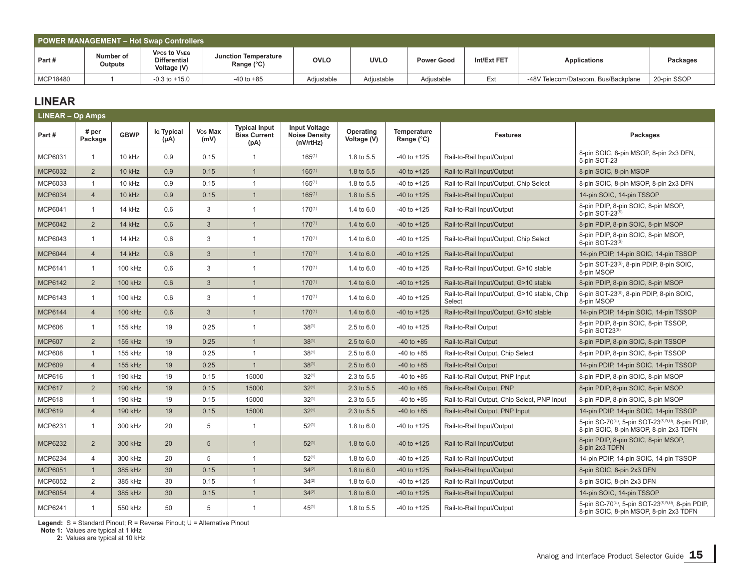| POWER MANAGEMENT – Hot Swap Controllers | | | | | | | | | |
|---|---|---|---|---|---|---|---|---|---|
| Part # | Number of Outputs | $V_{POS}$ to $V_{NEG}$ Differential Voltage (V) | Junction Temperature Range (°C) | OVLO | UVLO | Power Good | Int/Ext FET | Applications | Packages |
| MCP18480 | 1 | -0.3 to +15.0 | -40 to +85 | Adjustable | Adjustable | Adjustable | Ext | -48V Telecom/Datacom, Bus/Backplane | 20-pin SSOP |

## LINEAR

| LINEAR – Op Amps | | | | | | | | | | |
|---|---|---|---|---|---|---|---|---|---|---|
| Part # | # per Package | GBWP | $I_Q$ Typical (µA) | $V_{OS}$ Max (mV) | Typical Input Bias Current (pA) | Input Voltage Noise Density (nV/rtHz) | Operating Voltage (V) | Temperature Range (°C) | Features | Packages |
| MCP6031 | 1 | 10 kHz | 0.9 | 0.15 | 1 | 165(1) | 1.8 to 5.5 | -40 to +125 | Rail-to-Rail Input/Output | 8-pin SOIC, 8-pin MSOP, 8-pin 2x3 DFN, 5-pin SOT-23 |
| MCP6032 | 2 | 10 kHz | 0.9 | 0.15 | 1 | 165(1) | 1.8 to 5.5 | -40 to +125 | Rail-to-Rail Input/Output | 8-pin SOIC, 8-pin MSOP |
| MCP6033 | 1 | 10 kHz | 0.9 | 0.15 | 1 | 165(1) | 1.8 to 5.5 | -40 to +125 | Rail-to-Rail Input/Output, Chip Select | 8-pin SOIC, 8-pin MSOP, 8-pin 2x3 DFN |
| MCP6034 | 4 | 10 kHz | 0.9 | 0.15 | 1 | 165(1) | 1.8 to 5.5 | -40 to +125 | Rail-to-Rail Input/Output | 14-pin SOIC, 14-pin TSSOP |
| MCP6041 | 1 | 14 kHz | 0.6 | 3 | 1 | 170(1) | 1.4 to 6.0 | -40 to +125 | Rail-to-Rail Input/Output | 8-pin PDIP, 8-pin SOIC, 8-pin MSOP, 5-pin SOT-23(S) |
| MCP6042 | 2 | 14 kHz | 0.6 | 3 | 1 | 170(1) | 1.4 to 6.0 | -40 to +125 | Rail-to-Rail Input/Output | 8-pin PDIP, 8-pin SOIC, 8-pin MSOP |
| MCP6043 | 1 | 14 kHz | 0.6 | 3 | 1 | 170(1) | 1.4 to 6.0 | -40 to +125 | Rail-to-Rail Input/Output, Chip Select | 8-pin PDIP, 8-pin SOIC, 8-pin MSOP, 6-pin SOT-23(S) |
| MCP6044 | 4 | 14 kHz | 0.6 | 3 | 1 | 170(1) | 1.4 to 6.0 | -40 to +125 | Rail-to-Rail Input/Output | 14-pin PDIP, 14-pin SOIC, 14-pin TSSOP |
| MCP6141 | 1 | 100 kHz | 0.6 | 3 | 1 | 170(1) | 1.4 to 6.0 | -40 to +125 | Rail-to-Rail Input/Output, G>10 stable | 5-pin SOT-23(S), 8-pin PDIP, 8-pin SOIC, 8-pin MSOP |
| MCP6142 | 2 | 100 kHz | 0.6 | 3 | 1 | 170(1) | 1.4 to 6.0 | -40 to +125 | Rail-to-Rail Input/Output, G>10 stable | 8-pin PDIP, 8-pin SOIC, 8-pin MSOP |
| MCP6143 | 1 | 100 kHz | 0.6 | 3 | 1 | 170(1) | 1.4 to 6.0 | -40 to +125 | Rail-to-Rail Input/Output, G>10 stable, Chip Select | 6-pin SOT-23(S), 8-pin PDIP, 8-pin SOIC, 8-pin MSOP |
| MCP6144 | 4 | 100 kHz | 0.6 | 3 | 1 | 170(1) | 1.4 to 6.0 | -40 to +125 | Rail-to-Rail Input/Output, G>10 stable | 14-pin PDIP, 14-pin SOIC, 14-pin TSSOP |
| MCP606 | 1 | 155 kHz | 19 | 0.25 | 1 | 38(1) | 2.5 to 6.0 | -40 to +125 | Rail-to-Rail Output | 8-pin PDIP, 8-pin SOIC, 8-pin TSSOP, 5-pin SOT23(S) |
| MCP607 | 2 | 155 kHz | 19 | 0.25 | 1 | 38(1) | 2.5 to 6.0 | -40 to +85 | Rail-to-Rail Output | 8-pin PDIP, 8-pin SOIC, 8-pin TSSOP |
| MCP608 | 1 | 155 kHz | 19 | 0.25 | 1 | 38(1) | 2.5 to 6.0 | -40 to +85 | Rail-to-Rail Output, Chip Select | 8-pin PDIP, 8-pin SOIC, 8-pin TSSOP |
| MCP609 | 4 | 155 kHz | 19 | 0.25 | 1 | 38(1) | 2.5 to 6.0 | -40 to +85 | Rail-to-Rail Output | 14-pin PDIP, 14-pin SOIC, 14-pin TSSOP |
| MCP616 | 1 | 190 kHz | 19 | 0.15 | 15000 | 32(1) | 2.3 to 5.5 | -40 to +85 | Rail-to-Rail Output, PNP Input | 8-pin PDIP, 8-pin SOIC, 8-pin MSOP |
| MCP617 | 2 | 190 kHz | 19 | 0.15 | 15000 | 32(1) | 2.3 to 5.5 | -40 to +85 | Rail-to-Rail Output, PNP | 8-pin PDIP, 8-pin SOIC, 8-pin MSOP |
| MCP618 | 1 | 190 kHz | 19 | 0.15 | 15000 | 32(1) | 2.3 to 5.5 | -40 to +85 | Rail-to-Rail Output, Chip Select, PNP Input | 8-pin PDIP, 8-pin SOIC, 8-pin MSOP |
| MCP619 | 4 | 190 kHz | 19 | 0.15 | 15000 | 32(1) | 2.3 to 5.5 | -40 to +85 | Rail-to-Rail Output, PNP Input | 14-pin PDIP, 14-pin SOIC, 14-pin TSSOP |
| MCP6231 | 1 | 300 kHz | 20 | 5 | 1 | 52(1) | 1.8 to 6.0 | -40 to +125 | Rail-to-Rail Input/Output | 5-pin SC-70(U), 5-pin SOT-23(S,R,U), 8-pin PDIP, 8-pin SOIC, 8-pin MSOP, 8-pin 2x3 TDFN |
| MCP6232 | 2 | 300 kHz | 20 | 5 | 1 | 52(1) | 1.8 to 6.0 | -40 to +125 | Rail-to-Rail Input/Output | 8-pin PDIP, 8-pin SOIC, 8-pin MSOP, 8-pin 2x3 TDFN |
| MCP6234 | 4 | 300 kHz | 20 | 5 | 1 | 52(1) | 1.8 to 6.0 | -40 to +125 | Rail-to-Rail Input/Output | 14-pin PDIP, 14-pin SOIC, 14-pin TSSOP |
| MCP6051 | 1 | 385 kHz | 30 | 0.15 | 1 | 34(2) | 1.8 to 6.0 | -40 to +125 | Rail-to-Rail Input/Output | 8-pin SOIC, 8-pin 2x3 DFN |
| MCP6052 | 2 | 385 kHz | 30 | 0.15 | 1 | 34(2) | 1.8 to 6.0 | -40 to +125 | Rail-to-Rail Input/Output | 8-pin SOIC, 8-pin 2x3 DFN |
| MCP6054 | 4 | 385 kHz | 30 | 0.15 | 1 | 34(2) | 1.8 to 6.0 | -40 to +125 | Rail-to-Rail Input/Output | 14-pin SOIC, 14-pin TSSOP |
| MCP6241 | 1 | 550 kHz | 50 | 5 | 1 | 45(1) | 1.8 to 5.5 | -40 to +125 | Rail-to-Rail Input/Output | 5-pin SC-70(U), 5-pin SOT-23(S,R,U), 8-pin PDIP, 8-pin SOIC, 8-pin MSOP, 8-pin 2x3 TDFN |

**Legend:** S = Standard Pinout; R = Reverse Pinout; U = Alternative Pinout

**Note 1:** Values are typical at 1 kHz

**2:** Values are typical at 10 kHz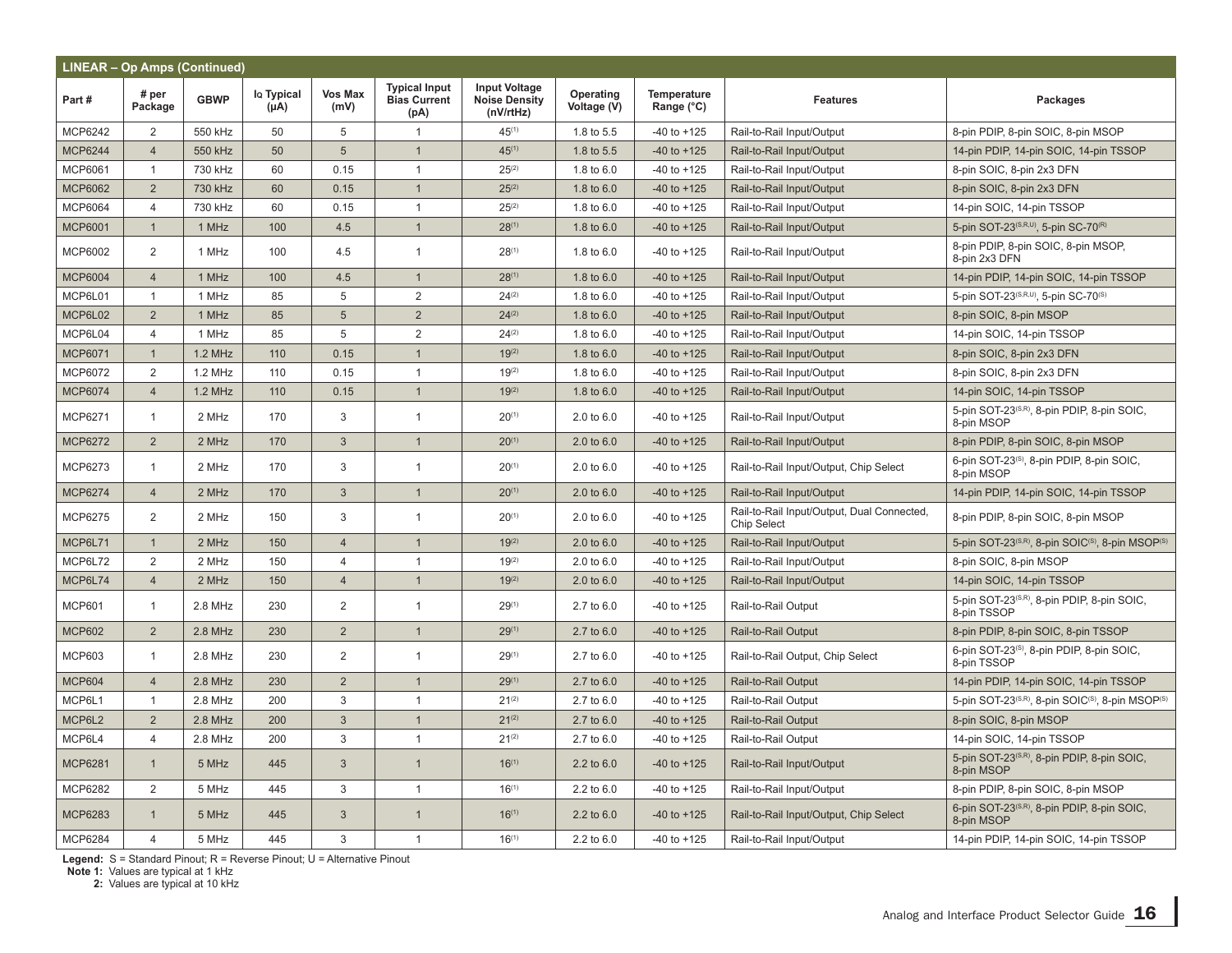## LINEAR – Op Amps (Continued)

| Part # | # per Package | GBWP | IQ Typical (µA) | Vos Max (mV) | Typical Input Bias Current (pA) | Input Voltage Noise Density (nV/rtHz) | Operating Voltage (V) | Temperature Range (°C) | Features | Packages |
|---|---|---|---|---|---|---|---|---|---|---|
| MCP6242 | 2 | 550 kHz | 50 | 5 | 1 | 45(1) | 1.8 to 5.5 | -40 to +125 | Rail-to-Rail Input/Output | 8-pin PDIP, 8-pin SOIC, 8-pin MSOP |
| MCP6244 | 4 | 550 kHz | 50 | 5 | 1 | 45(1) | 1.8 to 5.5 | -40 to +125 | Rail-to-Rail Input/Output | 14-pin PDIP, 14-pin SOIC, 14-pin TSSOP |
| MCP6061 | 1 | 730 kHz | 60 | 0.15 | 1 | 25(2) | 1.8 to 6.0 | -40 to +125 | Rail-to-Rail Input/Output | 8-pin SOIC, 8-pin 2x3 DFN |
| MCP6062 | 2 | 730 kHz | 60 | 0.15 | 1 | 25(2) | 1.8 to 6.0 | -40 to +125 | Rail-to-Rail Input/Output | 8-pin SOIC, 8-pin 2x3 DFN |
| MCP6064 | 4 | 730 kHz | 60 | 0.15 | 1 | 25(2) | 1.8 to 6.0 | -40 to +125 | Rail-to-Rail Input/Output | 14-pin SOIC, 14-pin TSSOP |
| MCP6001 | 1 | 1 MHz | 100 | 4.5 | 1 | 28(1) | 1.8 to 6.0 | -40 to +125 | Rail-to-Rail Input/Output | 5-pin SOT-23(S,R,U), 5-pin SC-70(R) |
| MCP6002 | 2 | 1 MHz | 100 | 4.5 | 1 | 28(1) | 1.8 to 6.0 | -40 to +125 | Rail-to-Rail Input/Output | 8-pin PDIP, 8-pin SOIC, 8-pin MSOP, 8-pin 2x3 DFN |
| MCP6004 | 4 | 1 MHz | 100 | 4.5 | 1 | 28(1) | 1.8 to 6.0 | -40 to +125 | Rail-to-Rail Input/Output | 14-pin PDIP, 14-pin SOIC, 14-pin TSSOP |
| MCP6L01 | 1 | 1 MHz | 85 | 5 | 2 | 24(2) | 1.8 to 6.0 | -40 to +125 | Rail-to-Rail Input/Output | 5-pin SOT-23(S,R,U), 5-pin SC-70(S) |
| MCP6L02 | 2 | 1 MHz | 85 | 5 | 2 | 24(2) | 1.8 to 6.0 | -40 to +125 | Rail-to-Rail Input/Output | 8-pin SOIC, 8-pin MSOP |
| MCP6L04 | 4 | 1 MHz | 85 | 5 | 2 | 24(2) | 1.8 to 6.0 | -40 to +125 | Rail-to-Rail Input/Output | 14-pin SOIC, 14-pin TSSOP |
| MCP6071 | 1 | 1.2 MHz | 110 | 0.15 | 1 | 19(2) | 1.8 to 6.0 | -40 to +125 | Rail-to-Rail Input/Output | 8-pin SOIC, 8-pin 2x3 DFN |
| MCP6072 | 2 | 1.2 MHz | 110 | 0.15 | 1 | 19(2) | 1.8 to 6.0 | -40 to +125 | Rail-to-Rail Input/Output | 8-pin SOIC, 8-pin 2x3 DFN |
| MCP6074 | 4 | 1.2 MHz | 110 | 0.15 | 1 | 19(2) | 1.8 to 6.0 | -40 to +125 | Rail-to-Rail Input/Output | 14-pin SOIC, 14-pin TSSOP |
| MCP6271 | 1 | 2 MHz | 170 | 3 | 1 | 20(1) | 2.0 to 6.0 | -40 to +125 | Rail-to-Rail Input/Output | 5-pin SOT-23(S,R), 8-pin PDIP, 8-pin SOIC, 8-pin MSOP |
| MCP6272 | 2 | 2 MHz | 170 | 3 | 1 | 20(1) | 2.0 to 6.0 | -40 to +125 | Rail-to-Rail Input/Output | 8-pin PDIP, 8-pin SOIC, 8-pin MSOP |
| MCP6273 | 1 | 2 MHz | 170 | 3 | 1 | 20(1) | 2.0 to 6.0 | -40 to +125 | Rail-to-Rail Input/Output, Chip Select | 6-pin SOT-23(S), 8-pin PDIP, 8-pin SOIC, 8-pin MSOP |
| MCP6274 | 4 | 2 MHz | 170 | 3 | 1 | 20(1) | 2.0 to 6.0 | -40 to +125 | Rail-to-Rail Input/Output | 14-pin PDIP, 14-pin SOIC, 14-pin TSSOP |
| MCP6275 | 2 | 2 MHz | 150 | 3 | 1 | 20(1) | 2.0 to 6.0 | -40 to +125 | Rail-to-Rail Input/Output, Dual Connected, Chip Select | 8-pin PDIP, 8-pin SOIC, 8-pin MSOP |
| MCP6L71 | 1 | 2 MHz | 150 | 4 | 1 | 19(2) | 2.0 to 6.0 | -40 to +125 | Rail-to-Rail Input/Output | 5-pin SOT-23(S,R), 8-pin SOIC(S), 8-pin MSOP(S) |
| MCP6L72 | 2 | 2 MHz | 150 | 4 | 1 | 19(2) | 2.0 to 6.0 | -40 to +125 | Rail-to-Rail Input/Output | 8-pin SOIC, 8-pin MSOP |
| MCP6L74 | 4 | 2 MHz | 150 | 4 | 1 | 19(2) | 2.0 to 6.0 | -40 to +125 | Rail-to-Rail Input/Output | 14-pin SOIC, 14-pin TSSOP |
| MCP601 | 1 | 2.8 MHz | 230 | 2 | 1 | 29(1) | 2.7 to 6.0 | -40 to +125 | Rail-to-Rail Output | 5-pin SOT-23(S,R), 8-pin PDIP, 8-pin SOIC, 8-pin TSSOP |
| MCP602 | 2 | 2.8 MHz | 230 | 2 | 1 | 29(1) | 2.7 to 6.0 | -40 to +125 | Rail-to-Rail Output | 8-pin PDIP, 8-pin SOIC, 8-pin TSSOP |
| MCP603 | 1 | 2.8 MHz | 230 | 2 | 1 | 29(1) | 2.7 to 6.0 | -40 to +125 | Rail-to-Rail Output, Chip Select | 6-pin SOT-23(S), 8-pin PDIP, 8-pin SOIC, 8-pin TSSOP |
| MCP604 | 4 | 2.8 MHz | 230 | 2 | 1 | 29(1) | 2.7 to 6.0 | -40 to +125 | Rail-to-Rail Output | 14-pin PDIP, 14-pin SOIC, 14-pin TSSOP |
| MCP6L1 | 1 | 2.8 MHz | 200 | 3 | 1 | 21(2) | 2.7 to 6.0 | -40 to +125 | Rail-to-Rail Output | 5-pin SOT-23(S,R), 8-pin SOIC(S), 8-pin MSOP(S) |
| MCP6L2 | 2 | 2.8 MHz | 200 | 3 | 1 | 21(2) | 2.7 to 6.0 | -40 to +125 | Rail-to-Rail Output | 8-pin SOIC, 8-pin MSOP |
| MCP6L4 | 4 | 2.8 MHz | 200 | 3 | 1 | 21(2) | 2.7 to 6.0 | -40 to +125 | Rail-to-Rail Output | 14-pin SOIC, 14-pin TSSOP |
| MCP6281 | 1 | 5 MHz | 445 | 3 | 1 | 16(1) | 2.2 to 6.0 | -40 to +125 | Rail-to-Rail Input/Output | 5-pin SOT-23(S,R), 8-pin PDIP, 8-pin SOIC, 8-pin MSOP |
| MCP6282 | 2 | 5 MHz | 445 | 3 | 1 | 16(1) | 2.2 to 6.0 | -40 to +125 | Rail-to-Rail Input/Output | 8-pin PDIP, 8-pin SOIC, 8-pin MSOP |
| MCP6283 | 1 | 5 MHz | 445 | 3 | 1 | 16(1) | 2.2 to 6.0 | -40 to +125 | Rail-to-Rail Input/Output, Chip Select | 6-pin SOT-23(S,R), 8-pin PDIP, 8-pin SOIC, 8-pin MSOP |
| MCP6284 | 4 | 5 MHz | 445 | 3 | 1 | 16(1) | 2.2 to 6.0 | -40 to +125 | Rail-to-Rail Input/Output | 14-pin PDIP, 14-pin SOIC, 14-pin TSSOP |

**Legend:** S = Standard Pinout; R = Reverse Pinout; U = Alternative Pinout

**Note 1:** Values are typical at 1 kHz

**2:** Values are typical at 10 kHz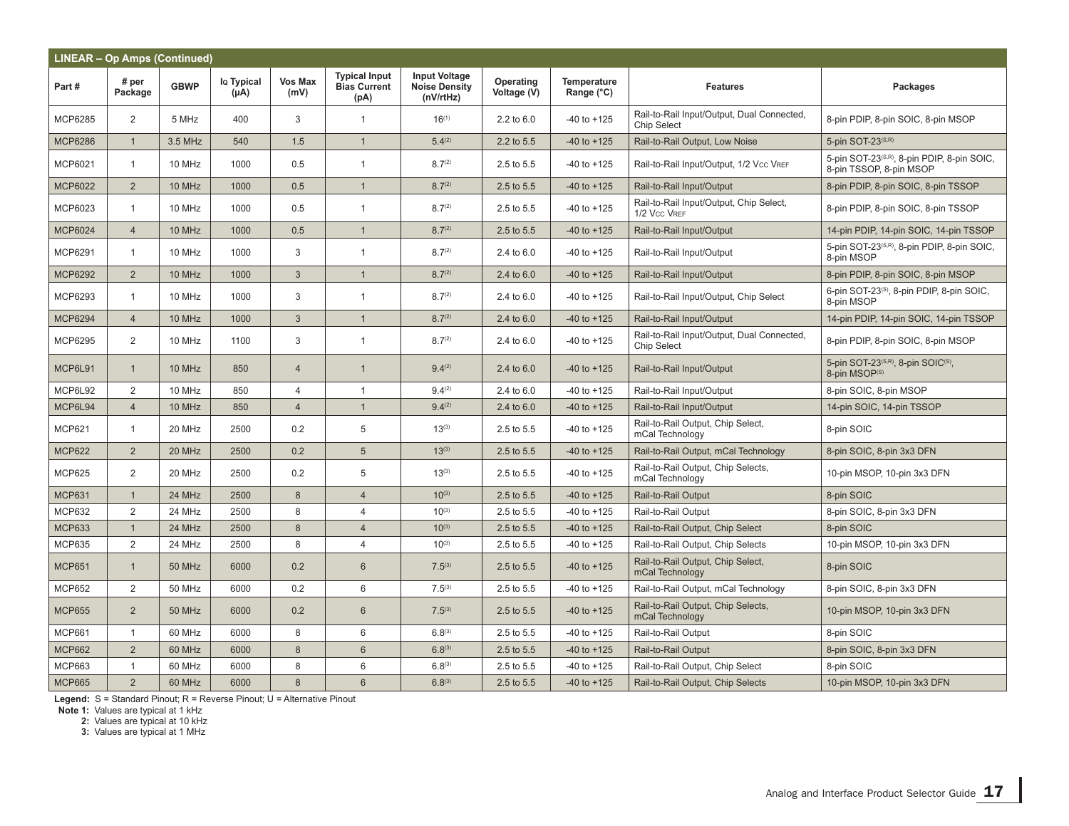## LINEAR – Op Amps (Continued)

| Part # | # per Package | GBWP | $I_Q$ Typical (µA) | Vos Max (mV) | Typical Input Bias Current (pA) | Input Voltage Noise Density (nV/rtHz) | Operating Voltage (V) | Temperature Range (°C) | Features | Packages |
|---|---|---|---|---|---|---|---|---|---|---|
| MCP6285 | 2 | 5 MHz | 400 | 3 | 1 | 16(1) | 2.2 to 6.0 | -40 to +125 | Rail-to-Rail Input/Output, Dual Connected, Chip Select | 8-pin PDIP, 8-pin SOIC, 8-pin MSOP |
| MCP6286 | 1 | 3.5 MHz | 540 | 1.5 | 1 | 5.4(2) | 2.2 to 5.5 | -40 to +125 | Rail-to-Rail Output, Low Noise | 5-pin SOT-23(S,R) |
| MCP6021 | 1 | 10 MHz | 1000 | 0.5 | 1 | 8.7(2) | 2.5 to 5.5 | -40 to +125 | Rail-to-Rail Input/Output, 1/2 $V_{CC}$ $V_{REF}$ | 5-pin SOT-23(S,R), 8-pin PDIP, 8-pin SOIC, 8-pin TSSOP, 8-pin MSOP |
| MCP6022 | 2 | 10 MHz | 1000 | 0.5 | 1 | 8.7(2) | 2.5 to 5.5 | -40 to +125 | Rail-to-Rail Input/Output | 8-pin PDIP, 8-pin SOIC, 8-pin TSSOP |
| MCP6023 | 1 | 10 MHz | 1000 | 0.5 | 1 | 8.7(2) | 2.5 to 5.5 | -40 to +125 | Rail-to-Rail Input/Output, Chip Select, 1/2 $V_{CC}$ $V_{REF}$ | 8-pin PDIP, 8-pin SOIC, 8-pin TSSOP |
| MCP6024 | 4 | 10 MHz | 1000 | 0.5 | 1 | 8.7(2) | 2.5 to 5.5 | -40 to +125 | Rail-to-Rail Input/Output | 14-pin PDIP, 14-pin SOIC, 14-pin TSSOP |
| MCP6291 | 1 | 10 MHz | 1000 | 3 | 1 | 8.7(2) | 2.4 to 6.0 | -40 to +125 | Rail-to-Rail Input/Output | 5-pin SOT-23(S,R), 8-pin PDIP, 8-pin SOIC, 8-pin MSOP |
| MCP6292 | 2 | 10 MHz | 1000 | 3 | 1 | 8.7(2) | 2.4 to 6.0 | -40 to +125 | Rail-to-Rail Input/Output | 8-pin PDIP, 8-pin SOIC, 8-pin MSOP |
| MCP6293 | 1 | 10 MHz | 1000 | 3 | 1 | 8.7(2) | 2.4 to 6.0 | -40 to +125 | Rail-to-Rail Input/Output, Chip Select | 6-pin SOT-23(S), 8-pin PDIP, 8-pin SOIC, 8-pin MSOP |
| MCP6294 | 4 | 10 MHz | 1000 | 3 | 1 | 8.7(2) | 2.4 to 6.0 | -40 to +125 | Rail-to-Rail Input/Output | 14-pin PDIP, 14-pin SOIC, 14-pin TSSOP |
| MCP6295 | 2 | 10 MHz | 1100 | 3 | 1 | 8.7(2) | 2.4 to 6.0 | -40 to +125 | Rail-to-Rail Input/Output, Dual Connected, Chip Select | 8-pin PDIP, 8-pin SOIC, 8-pin MSOP |
| MCP6L91 | 1 | 10 MHz | 850 | 4 | 1 | 9.4(2) | 2.4 to 6.0 | -40 to +125 | Rail-to-Rail Input/Output | 5-pin SOT-23(S,R), 8-pin SOIC(S), 8-pin MSOP(S) |
| MCP6L92 | 2 | 10 MHz | 850 | 4 | 1 | 9.4(2) | 2.4 to 6.0 | -40 to +125 | Rail-to-Rail Input/Output | 8-pin SOIC, 8-pin MSOP |
| MCP6L94 | 4 | 10 MHz | 850 | 4 | 1 | 9.4(2) | 2.4 to 6.0 | -40 to +125 | Rail-to-Rail Input/Output | 14-pin SOIC, 14-pin TSSOP |
| MCP621 | 1 | 20 MHz | 2500 | 0.2 | 5 | 13(3) | 2.5 to 5.5 | -40 to +125 | Rail-to-Rail Output, Chip Select, mCal Technology | 8-pin SOIC |
| MCP622 | 2 | 20 MHz | 2500 | 0.2 | 5 | 13(3) | 2.5 to 5.5 | -40 to +125 | Rail-to-Rail Output, mCal Technology | 8-pin SOIC, 8-pin 3x3 DFN |
| MCP625 | 2 | 20 MHz | 2500 | 0.2 | 5 | 13(3) | 2.5 to 5.5 | -40 to +125 | Rail-to-Rail Output, Chip Selects, mCal Technology | 10-pin MSOP, 10-pin 3x3 DFN |
| MCP631 | 1 | 24 MHz | 2500 | 8 | 4 | 10(3) | 2.5 to 5.5 | -40 to +125 | Rail-to-Rail Output | 8-pin SOIC |
| MCP632 | 2 | 24 MHz | 2500 | 8 | 4 | 10(3) | 2.5 to 5.5 | -40 to +125 | Rail-to-Rail Output | 8-pin SOIC, 8-pin 3x3 DFN |
| MCP633 | 1 | 24 MHz | 2500 | 8 | 4 | 10(3) | 2.5 to 5.5 | -40 to +125 | Rail-to-Rail Output, Chip Select | 8-pin SOIC |
| MCP635 | 2 | 24 MHz | 2500 | 8 | 4 | 10(3) | 2.5 to 5.5 | -40 to +125 | Rail-to-Rail Output, Chip Selects | 10-pin MSOP, 10-pin 3x3 DFN |
| MCP651 | 1 | 50 MHz | 6000 | 0.2 | 6 | 7.5(3) | 2.5 to 5.5 | -40 to +125 | Rail-to-Rail Output, Chip Select, mCal Technology | 8-pin SOIC |
| MCP652 | 2 | 50 MHz | 6000 | 0.2 | 6 | 7.5(3) | 2.5 to 5.5 | -40 to +125 | Rail-to-Rail Output, mCal Technology | 8-pin SOIC, 8-pin 3x3 DFN |
| MCP655 | 2 | 50 MHz | 6000 | 0.2 | 6 | 7.5(3) | 2.5 to 5.5 | -40 to +125 | Rail-to-Rail Output, Chip Selects, mCal Technology | 10-pin MSOP, 10-pin 3x3 DFN |
| MCP661 | 1 | 60 MHz | 6000 | 8 | 6 | 6.8(3) | 2.5 to 5.5 | -40 to +125 | Rail-to-Rail Output | 8-pin SOIC |
| MCP662 | 2 | 60 MHz | 6000 | 8 | 6 | 6.8(3) | 2.5 to 5.5 | -40 to +125 | Rail-to-Rail Output | 8-pin SOIC, 8-pin 3x3 DFN |
| MCP663 | 1 | 60 MHz | 6000 | 8 | 6 | 6.8(3) | 2.5 to 5.5 | -40 to +125 | Rail-to-Rail Output, Chip Select | 8-pin SOIC |
| MCP665 | 2 | 60 MHz | 6000 | 8 | 6 | 6.8(3) | 2.5 to 5.5 | -40 to +125 | Rail-to-Rail Output, Chip Selects | 10-pin MSOP, 10-pin 3x3 DFN |

**Legend:** S = Standard Pinout; R = Reverse Pinout; U = Alternative Pinout

**Note 1:** Values are typical at 1 kHz

**2:** Values are typical at 10 kHz

**3:** Values are typical at 1 MHz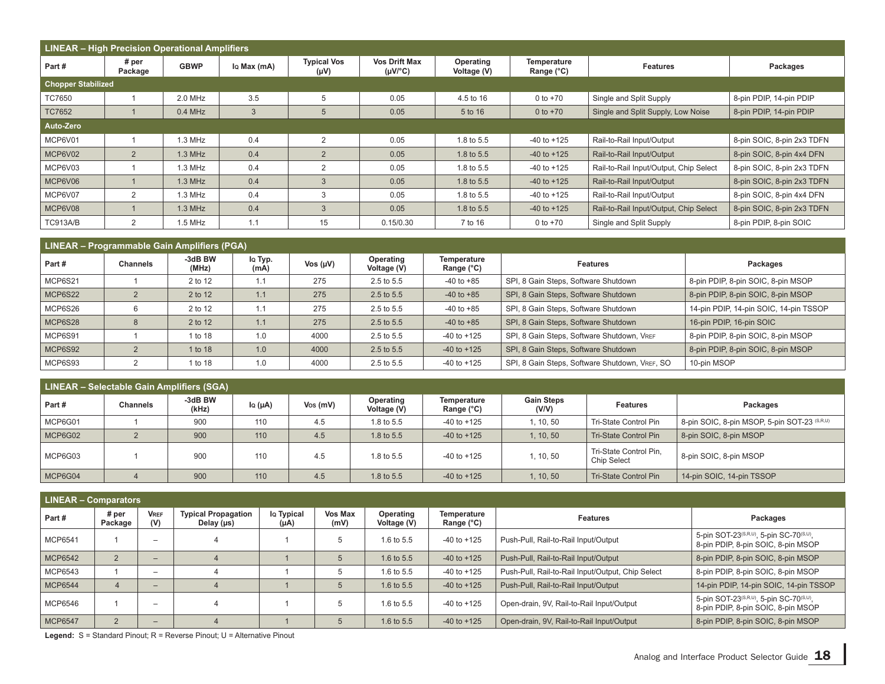## LINEAR – High Precision Operational Amplifiers

| Part # | # per Package | GBWP | $I_Q$ Max (mA) | Typical Vos (µV) | Vos Drift Max (µV/°C) | Operating Voltage (V) | Temperature Range (°C) | Features | Packages |
|---|---|---|---|---|---|---|---|---|---|
| **Chopper Stabilized** | | | | | | | | | |
| TC7650 | 1 | 2.0 MHz | 3.5 | 5 | 0.05 | 4.5 to 16 | 0 to +70 | Single and Split Supply | 8-pin PDIP, 14-pin PDIP |
| TC7652 | 1 | 0.4 MHz | 3 | 5 | 0.05 | 5 to 16 | 0 to +70 | Single and Split Supply, Low Noise | 8-pin PDIP, 14-pin PDIP |
| **Auto-Zero** | | | | | | | | | |
| MCP6V01 | 1 | 1.3 MHz | 0.4 | 2 | 0.05 | 1.8 to 5.5 | -40 to +125 | Rail-to-Rail Input/Output | 8-pin SOIC, 8-pin 2x3 TDFN |
| MCP6V02 | 2 | 1.3 MHz | 0.4 | 2 | 0.05 | 1.8 to 5.5 | -40 to +125 | Rail-to-Rail Input/Output | 8-pin SOIC, 8-pin 4x4 DFN |
| MCP6V03 | 1 | 1.3 MHz | 0.4 | 2 | 0.05 | 1.8 to 5.5 | -40 to +125 | Rail-to-Rail Input/Output, Chip Select | 8-pin SOIC, 8-pin 2x3 TDFN |
| MCP6V06 | 1 | 1.3 MHz | 0.4 | 3 | 0.05 | 1.8 to 5.5 | -40 to +125 | Rail-to-Rail Input/Output | 8-pin SOIC, 8-pin 2x3 TDFN |
| MCP6V07 | 2 | 1.3 MHz | 0.4 | 3 | 0.05 | 1.8 to 5.5 | -40 to +125 | Rail-to-Rail Input/Output | 8-pin SOIC, 8-pin 4x4 DFN |
| MCP6V08 | 1 | 1.3 MHz | 0.4 | 3 | 0.05 | 1.8 to 5.5 | -40 to +125 | Rail-to-Rail Input/Output, Chip Select | 8-pin SOIC, 8-pin 2x3 TDFN |
| TC913A/B | 2 | 1.5 MHz | 1.1 | 15 | 0.15/0.30 | 7 to 16 | 0 to +70 | Single and Split Supply | 8-pin PDIP, 8-pin SOIC |

## LINEAR – Programmable Gain Amplifiers (PGA)

| Part # | Channels | -3dB BW (MHz) | $I_Q$ Typ. (mA) | Vos (µV) | Operating Voltage (V) | Temperature Range (°C) | Features | Packages |
|---|---|---|---|---|---|---|---|---|
| MCP6S21 | 1 | 2 to 12 | 1.1 | 275 | 2.5 to 5.5 | -40 to +85 | SPI, 8 Gain Steps, Software Shutdown | 8-pin PDIP, 8-pin SOIC, 8-pin MSOP |
| MCP6S22 | 2 | 2 to 12 | 1.1 | 275 | 2.5 to 5.5 | -40 to +85 | SPI, 8 Gain Steps, Software Shutdown | 8-pin PDIP, 8-pin SOIC, 8-pin MSOP |
| MCP6S26 | 6 | 2 to 12 | 1.1 | 275 | 2.5 to 5.5 | -40 to +85 | SPI, 8 Gain Steps, Software Shutdown | 14-pin PDIP, 14-pin SOIC, 14-pin TSSOP |
| MCP6S28 | 8 | 2 to 12 | 1.1 | 275 | 2.5 to 5.5 | -40 to +85 | SPI, 8 Gain Steps, Software Shutdown | 16-pin PDIP, 16-pin SOIC |
| MCP6S91 | 1 | 1 to 18 | 1.0 | 4000 | 2.5 to 5.5 | -40 to +125 | SPI, 8 Gain Steps, Software Shutdown, $V_{REF}$ | 8-pin PDIP, 8-pin SOIC, 8-pin MSOP |
| MCP6S92 | 2 | 1 to 18 | 1.0 | 4000 | 2.5 to 5.5 | -40 to +125 | SPI, 8 Gain Steps, Software Shutdown | 8-pin PDIP, 8-pin SOIC, 8-pin MSOP |
| MCP6S93 | 2 | 1 to 18 | 1.0 | 4000 | 2.5 to 5.5 | -40 to +125 | SPI, 8 Gain Steps, Software Shutdown, $V_{REF}$, SO | 10-pin MSOP |

## LINEAR – Selectable Gain Amplifiers (SGA)

| Part # | Channels | -3dB BW (kHz) | $I_Q$ (µA) | $V_{OS}$ (mV) | Operating Voltage (V) | Temperature Range (°C) | Gain Steps (V/V) | Features | Packages |
|---|---|---|---|---|---|---|---|---|---|
| MCP6G01 | 1 | 900 | 110 | 4.5 | 1.8 to 5.5 | -40 to +125 | 1, 10, 50 | Tri-State Control Pin | 8-pin SOIC, 8-pin MSOP, 5-pin SOT-23 (S,R,U) |
| MCP6G02 | 2 | 900 | 110 | 4.5 | 1.8 to 5.5 | -40 to +125 | 1, 10, 50 | Tri-State Control Pin | 8-pin SOIC, 8-pin MSOP |
| MCP6G03 | 1 | 900 | 110 | 4.5 | 1.8 to 5.5 | -40 to +125 | 1, 10, 50 | Tri-State Control Pin, Chip Select | 8-pin SOIC, 8-pin MSOP |
| MCP6G04 | 4 | 900 | 110 | 4.5 | 1.8 to 5.5 | -40 to +125 | 1, 10, 50 | Tri-State Control Pin | 14-pin SOIC, 14-pin TSSOP |

## LINEAR – Comparators

| Part # | # per Package | $V_{REF}$ (V) | Typical Propagation Delay (µs) | $I_Q$ Typical (µA) | Vos Max (mV) | Operating Voltage (V) | Temperature Range (°C) | Features | Packages |
|---|---|---|---|---|---|---|---|---|---|
| MCP6541 | 1 | – | 4 | 1 | 5 | 1.6 to 5.5 | -40 to +125 | Push-Pull, Rail-to-Rail Input/Output | 5-pin SOT-23(S,R,U), 5-pin SC-70(S,U), 8-pin PDIP, 8-pin SOIC, 8-pin MSOP |
| MCP6542 | 2 | – | 4 | 1 | 5 | 1.6 to 5.5 | -40 to +125 | Push-Pull, Rail-to-Rail Input/Output | 8-pin PDIP, 8-pin SOIC, 8-pin MSOP |
| MCP6543 | 1 | – | 4 | 1 | 5 | 1.6 to 5.5 | -40 to +125 | Push-Pull, Rail-to-Rail Input/Output, Chip Select | 8-pin PDIP, 8-pin SOIC, 8-pin MSOP |
| MCP6544 | 4 | – | 4 | 1 | 5 | 1.6 to 5.5 | -40 to +125 | Push-Pull, Rail-to-Rail Input/Output | 14-pin PDIP, 14-pin SOIC, 14-pin TSSOP |
| MCP6546 | 1 | – | 4 | 1 | 5 | 1.6 to 5.5 | -40 to +125 | Open-drain, 9V, Rail-to-Rail Input/Output | 5-pin SOT-23(S,R,U), 5-pin SC-70(S,U), 8-pin PDIP, 8-pin SOIC, 8-pin MSOP |
| MCP6547 | 2 | – | 4 | 1 | 5 | 1.6 to 5.5 | -40 to +125 | Open-drain, 9V, Rail-to-Rail Input/Output | 8-pin PDIP, 8-pin SOIC, 8-pin MSOP |

**Legend:** S = Standard Pinout; R = Reverse Pinout; U = Alternative Pinout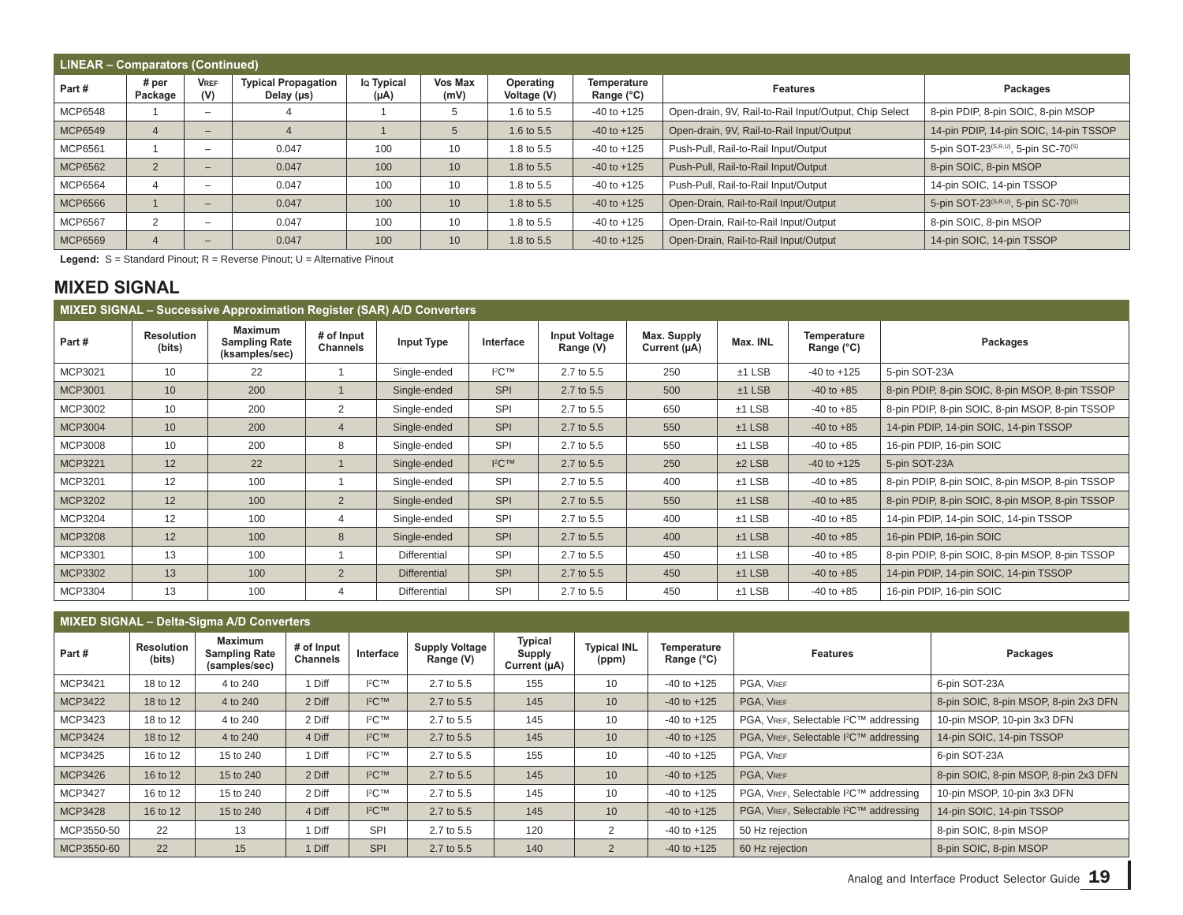| LINEAR – Comparators (Continued) | | | | | | | | | |
|---|---|---|---|---|---|---|---|---|---|
| Part # | # per Package | $V_{REF}$ (V) | Typical Propagation Delay (µs) | $I_Q$ Typical (µA) | Vos Max (mV) | Operating Voltage (V) | Temperature Range (°C) | Features | Packages |
| MCP6548 | 1 | – | 4 | 1 | 5 | 1.6 to 5.5 | -40 to +125 | Open-drain, 9V, Rail-to-Rail Input/Output, Chip Select | 8-pin PDIP, 8-pin SOIC, 8-pin MSOP |
| MCP6549 | 4 | – | 4 | 1 | 5 | 1.6 to 5.5 | -40 to +125 | Open-drain, 9V, Rail-to-Rail Input/Output | 14-pin PDIP, 14-pin SOIC, 14-pin TSSOP |
| MCP6561 | 1 | – | 0.047 | 100 | 10 | 1.8 to 5.5 | -40 to +125 | Push-Pull, Rail-to-Rail Input/Output | 5-pin SOT-23(S,R,U), 5-pin SC-70(S) |
| MCP6562 | 2 | – | 0.047 | 100 | 10 | 1.8 to 5.5 | -40 to +125 | Push-Pull, Rail-to-Rail Input/Output | 8-pin SOIC, 8-pin MSOP |
| MCP6564 | 4 | – | 0.047 | 100 | 10 | 1.8 to 5.5 | -40 to +125 | Push-Pull, Rail-to-Rail Input/Output | 14-pin SOIC, 14-pin TSSOP |
| MCP6566 | 1 | – | 0.047 | 100 | 10 | 1.8 to 5.5 | -40 to +125 | Open-Drain, Rail-to-Rail Input/Output | 5-pin SOT-23(S,R,U), 5-pin SC-70(S) |
| MCP6567 | 2 | – | 0.047 | 100 | 10 | 1.8 to 5.5 | -40 to +125 | Open-Drain, Rail-to-Rail Input/Output | 8-pin SOIC, 8-pin MSOP |
| MCP6569 | 4 | – | 0.047 | 100 | 10 | 1.8 to 5.5 | -40 to +125 | Open-Drain, Rail-to-Rail Input/Output | 14-pin SOIC, 14-pin TSSOP |

**Legend:** S = Standard Pinout; R = Reverse Pinout; U = Alternative Pinout

## MIXED SIGNAL

| MIXED SIGNAL – Successive Approximation Register (SAR) A/D Converters | | | | | | | | | | |
|---|---|---|---|---|---|---|---|---|---|---|
| Part # | Resolution (bits) | Maximum Sampling Rate (ksamples/sec) | # of Input Channels | Input Type | Interface | Input Voltage Range (V) | Max. Supply Current (µA) | Max. INL | Temperature Range (°C) | Packages |
| MCP3021 | 10 | 22 | 1 | Single-ended | I²C™ | 2.7 to 5.5 | 250 | ±1 LSB | -40 to +125 | 5-pin SOT-23A |
| MCP3001 | 10 | 200 | 1 | Single-ended | SPI | 2.7 to 5.5 | 500 | ±1 LSB | -40 to +85 | 8-pin PDIP, 8-pin SOIC, 8-pin MSOP, 8-pin TSSOP |
| MCP3002 | 10 | 200 | 2 | Single-ended | SPI | 2.7 to 5.5 | 650 | ±1 LSB | -40 to +85 | 8-pin PDIP, 8-pin SOIC, 8-pin MSOP, 8-pin TSSOP |
| MCP3004 | 10 | 200 | 4 | Single-ended | SPI | 2.7 to 5.5 | 550 | ±1 LSB | -40 to +85 | 14-pin PDIP, 14-pin SOIC, 14-pin TSSOP |
| MCP3008 | 10 | 200 | 8 | Single-ended | SPI | 2.7 to 5.5 | 550 | ±1 LSB | -40 to +85 | 16-pin PDIP, 16-pin SOIC |
| MCP3221 | 12 | 22 | 1 | Single-ended | I²C™ | 2.7 to 5.5 | 250 | ±2 LSB | -40 to +125 | 5-pin SOT-23A |
| MCP3201 | 12 | 100 | 1 | Single-ended | SPI | 2.7 to 5.5 | 400 | ±1 LSB | -40 to +85 | 8-pin PDIP, 8-pin SOIC, 8-pin MSOP, 8-pin TSSOP |
| MCP3202 | 12 | 100 | 2 | Single-ended | SPI | 2.7 to 5.5 | 550 | ±1 LSB | -40 to +85 | 8-pin PDIP, 8-pin SOIC, 8-pin MSOP, 8-pin TSSOP |
| MCP3204 | 12 | 100 | 4 | Single-ended | SPI | 2.7 to 5.5 | 400 | ±1 LSB | -40 to +85 | 14-pin PDIP, 14-pin SOIC, 14-pin TSSOP |
| MCP3208 | 12 | 100 | 8 | Single-ended | SPI | 2.7 to 5.5 | 400 | ±1 LSB | -40 to +85 | 16-pin PDIP, 16-pin SOIC |
| MCP3301 | 13 | 100 | 1 | Differential | SPI | 2.7 to 5.5 | 450 | ±1 LSB | -40 to +85 | 8-pin PDIP, 8-pin SOIC, 8-pin MSOP, 8-pin TSSOP |
| MCP3302 | 13 | 100 | 2 | Differential | SPI | 2.7 to 5.5 | 450 | ±1 LSB | -40 to +85 | 14-pin PDIP, 14-pin SOIC, 14-pin TSSOP |
| MCP3304 | 13 | 100 | 4 | Differential | SPI | 2.7 to 5.5 | 450 | ±1 LSB | -40 to +85 | 16-pin PDIP, 16-pin SOIC |

| MIXED SIGNAL – Delta-Sigma A/D Converters | | | | | | | | | | |
|---|---|---|---|---|---|---|---|---|---|---|
| Part # | Resolution (bits) | Maximum Sampling Rate (samples/sec) | # of Input Channels | Interface | Supply Voltage Range (V) | Typical Supply Current (µA) | Typical INL (ppm) | Temperature Range (°C) | Features | Packages |
| MCP3421 | 18 to 12 | 4 to 240 | 1 Diff | I²C™ | 2.7 to 5.5 | 155 | 10 | -40 to +125 | PGA, $V_{REF}$ | 6-pin SOT-23A |
| MCP3422 | 18 to 12 | 4 to 240 | 2 Diff | I²C™ | 2.7 to 5.5 | 145 | 10 | -40 to +125 | PGA, $V_{REF}$ | 8-pin SOIC, 8-pin MSOP, 8-pin 2x3 DFN |
| MCP3423 | 18 to 12 | 4 to 240 | 2 Diff | I²C™ | 2.7 to 5.5 | 145 | 10 | -40 to +125 | PGA, $V_{REF}$, Selectable I²C™ addressing | 10-pin MSOP, 10-pin 3x3 DFN |
| MCP3424 | 18 to 12 | 4 to 240 | 4 Diff | I²C™ | 2.7 to 5.5 | 145 | 10 | -40 to +125 | PGA, $V_{REF}$, Selectable I²C™ addressing | 14-pin SOIC, 14-pin TSSOP |
| MCP3425 | 16 to 12 | 15 to 240 | 1 Diff | I²C™ | 2.7 to 5.5 | 155 | 10 | -40 to +125 | PGA, $V_{REF}$ | 6-pin SOT-23A |
| MCP3426 | 16 to 12 | 15 to 240 | 2 Diff | I²C™ | 2.7 to 5.5 | 145 | 10 | -40 to +125 | PGA, $V_{REF}$ | 8-pin SOIC, 8-pin MSOP, 8-pin 2x3 DFN |
| MCP3427 | 16 to 12 | 15 to 240 | 2 Diff | I²C™ | 2.7 to 5.5 | 145 | 10 | -40 to +125 | PGA, $V_{REF}$, Selectable I²C™ addressing | 10-pin MSOP, 10-pin 3x3 DFN |
| MCP3428 | 16 to 12 | 15 to 240 | 4 Diff | I²C™ | 2.7 to 5.5 | 145 | 10 | -40 to +125 | PGA, $V_{REF}$, Selectable I²C™ addressing | 14-pin SOIC, 14-pin TSSOP |
| MCP3550-50 | 22 | 13 | 1 Diff | SPI | 2.7 to 5.5 | 120 | 2 | -40 to +125 | 50 Hz rejection | 8-pin SOIC, 8-pin MSOP |
| MCP3550-60 | 22 | 15 | 1 Diff | SPI | 2.7 to 5.5 | 140 | 2 | -40 to +125 | 60 Hz rejection | 8-pin SOIC, 8-pin MSOP |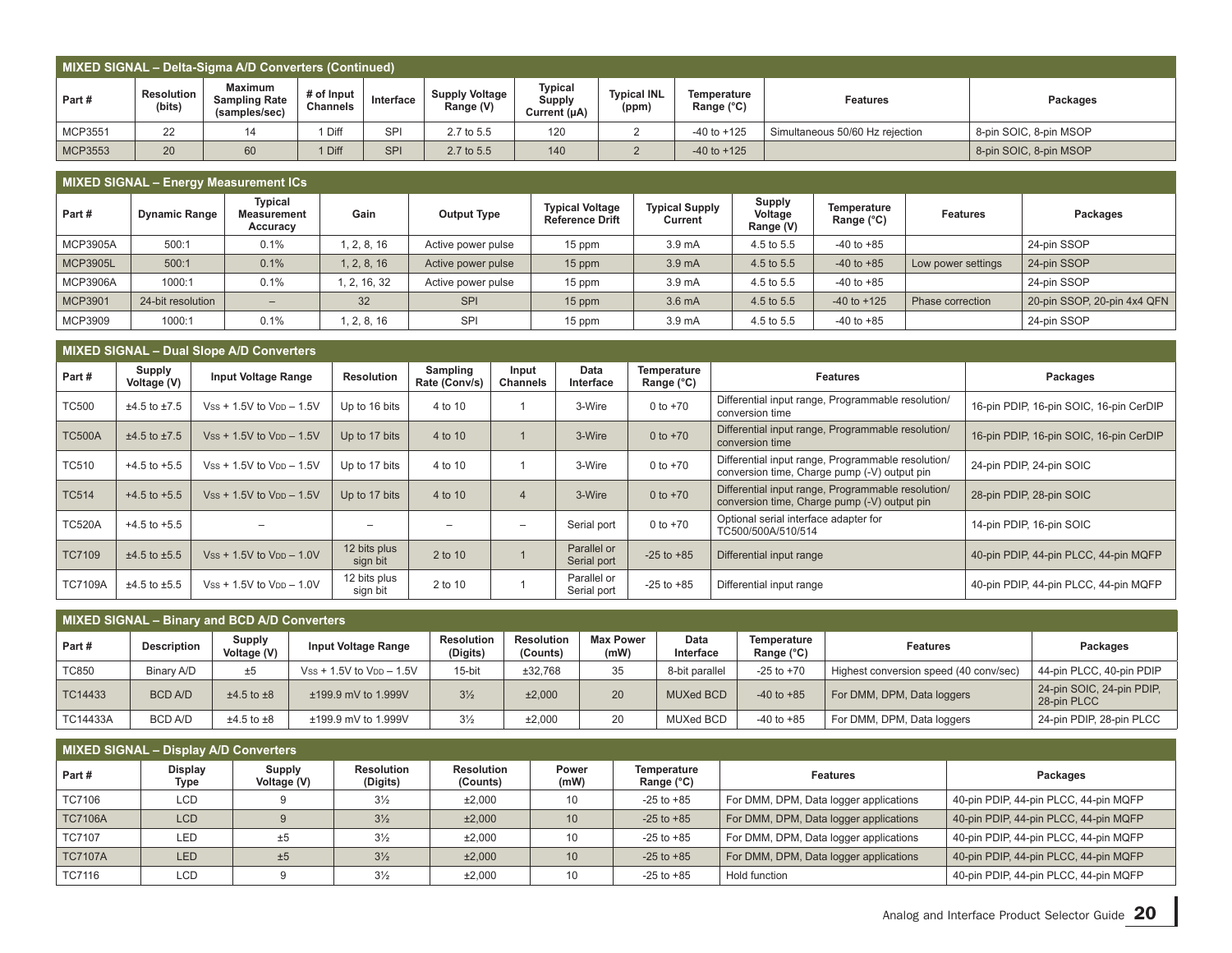## MIXED SIGNAL – Delta-Sigma A/D Converters (Continued)

| Part # | Resolution (bits) | Maximum Sampling Rate (samples/sec) | # of Input Channels | Interface | Supply Voltage Range (V) | Typical Supply Current (µA) | Typical INL (ppm) | Temperature Range (°C) | Features | Packages |
|---|---|---|---|---|---|---|---|---|---|---|
| MCP3551 | 22 | 14 | 1 Diff | SPI | 2.7 to 5.5 | 120 | 2 | -40 to +125 | Simultaneous 50/60 Hz rejection | 8-pin SOIC, 8-pin MSOP |
| MCP3553 | 20 | 60 | 1 Diff | SPI | 2.7 to 5.5 | 140 | 2 | -40 to +125 | | 8-pin SOIC, 8-pin MSOP |

## MIXED SIGNAL – Energy Measurement ICs

| Part # | Dynamic Range | Typical Measurement Accuracy | Gain | Output Type | Typical Voltage Reference Drift | Typical Supply Current | Supply Voltage Range (V) | Temperature Range (°C) | Features | Packages |
|---|---|---|---|---|---|---|---|---|---|---|
| MCP3905A | 500:1 | 0.1% | 1, 2, 8, 16 | Active power pulse | 15 ppm | 3.9 mA | 4.5 to 5.5 | -40 to +85 | | 24-pin SSOP |
| MCP3905L | 500:1 | 0.1% | 1, 2, 8, 16 | Active power pulse | 15 ppm | 3.9 mA | 4.5 to 5.5 | -40 to +85 | Low power settings | 24-pin SSOP |
| MCP3906A | 1000:1 | 0.1% | 1, 2, 16, 32 | Active power pulse | 15 ppm | 3.9 mA | 4.5 to 5.5 | -40 to +85 | | 24-pin SSOP |
| MCP3901 | 24-bit resolution | – | 32 | SPI | 15 ppm | 3.6 mA | 4.5 to 5.5 | -40 to +125 | Phase correction | 20-pin SSOP, 20-pin 4x4 QFN |
| MCP3909 | 1000:1 | 0.1% | 1, 2, 8, 16 | SPI | 15 ppm | 3.9 mA | 4.5 to 5.5 | -40 to +85 | | 24-pin SSOP |

## MIXED SIGNAL – Dual Slope A/D Converters

| Part # | Supply Voltage (V) | Input Voltage Range | Resolution | Sampling Rate (Conv/s) | Input Channels | Data Interface | Temperature Range (°C) | Features | Packages |
|---|---|---|---|---|---|---|---|---|---|
| TC500 | ±4.5 to ±7.5 | $V_{SS}$ + 1.5V to $V_{DD}$ – 1.5V | Up to 16 bits | 4 to 10 | 1 | 3-Wire | 0 to +70 | Differential input range, Programmable resolution/ conversion time | 16-pin PDIP, 16-pin SOIC, 16-pin CerDIP |
| TC500A | ±4.5 to ±7.5 | $V_{SS}$ + 1.5V to $V_{DD}$ – 1.5V | Up to 17 bits | 4 to 10 | 1 | 3-Wire | 0 to +70 | Differential input range, Programmable resolution/ conversion time | 16-pin PDIP, 16-pin SOIC, 16-pin CerDIP |
| TC510 | +4.5 to +5.5 | $V_{SS}$ + 1.5V to $V_{DD}$ – 1.5V | Up to 17 bits | 4 to 10 | 1 | 3-Wire | 0 to +70 | Differential input range, Programmable resolution/ conversion time, Charge pump (-V) output pin | 24-pin PDIP, 24-pin SOIC |
| TC514 | +4.5 to +5.5 | $V_{SS}$ + 1.5V to $V_{DD}$ – 1.5V | Up to 17 bits | 4 to 10 | 4 | 3-Wire | 0 to +70 | Differential input range, Programmable resolution/ conversion time, Charge pump (-V) output pin | 28-pin PDIP, 28-pin SOIC |
| TC520A | +4.5 to +5.5 | – | – | – | – | Serial port | 0 to +70 | Optional serial interface adapter for TC500/500A/510/514 | 14-pin PDIP, 16-pin SOIC |
| TC7109 | ±4.5 to ±5.5 | $V_{SS}$ + 1.5V to $V_{DD}$ – 1.0V | 12 bits plus sign bit | 2 to 10 | 1 | Parallel or Serial port | -25 to +85 | Differential input range | 40-pin PDIP, 44-pin PLCC, 44-pin MQFP |
| TC7109A | ±4.5 to ±5.5 | $V_{SS}$ + 1.5V to $V_{DD}$ – 1.0V | 12 bits plus sign bit | 2 to 10 | 1 | Parallel or Serial port | -25 to +85 | Differential input range | 40-pin PDIP, 44-pin PLCC, 44-pin MQFP |

## MIXED SIGNAL – Binary and BCD A/D Converters

| Part # | Description | Supply Voltage (V) | Input Voltage Range | Resolution (Digits) | Resolution (Counts) | Max Power (mW) | Data Interface | Temperature Range (°C) | Features | Packages |
|---|---|---|---|---|---|---|---|---|---|---|
| TC850 | Binary A/D | ±5 | $V_{SS}$ + 1.5V to $V_{DD}$ – 1.5V | 15-bit | ±32,768 | 35 | 8-bit parallel | -25 to +70 | Highest conversion speed (40 conv/sec) | 44-pin PLCC, 40-pin PDIP |
| TC14433 | BCD A/D | ±4.5 to ±8 | ±199.9 mV to 1.999V | 3½ | ±2,000 | 20 | MUXed BCD | -40 to +85 | For DMM, DPM, Data loggers | 24-pin SOIC, 24-pin PDIP, 28-pin PLCC |
| TC14433A | BCD A/D | ±4.5 to ±8 | ±199.9 mV to 1.999V | 3½ | ±2,000 | 20 | MUXed BCD | -40 to +85 | For DMM, DPM, Data loggers | 24-pin PDIP, 28-pin PLCC |

## MIXED SIGNAL – Display A/D Converters

| Part # | Display Type | Supply Voltage (V) | Resolution (Digits) | Resolution (Counts) | Power (mW) | Temperature Range (°C) | Features | Packages |
|---|---|---|---|---|---|---|---|---|
| TC7106 | LCD | 9 | 3½ | ±2,000 | 10 | -25 to +85 | For DMM, DPM, Data logger applications | 40-pin PDIP, 44-pin PLCC, 44-pin MQFP |
| TC7106A | LCD | 9 | 3½ | ±2,000 | 10 | -25 to +85 | For DMM, DPM, Data logger applications | 40-pin PDIP, 44-pin PLCC, 44-pin MQFP |
| TC7107 | LED | ±5 | 3½ | ±2,000 | 10 | -25 to +85 | For DMM, DPM, Data logger applications | 40-pin PDIP, 44-pin PLCC, 44-pin MQFP |
| TC7107A | LED | ±5 | 3½ | ±2,000 | 10 | -25 to +85 | For DMM, DPM, Data logger applications | 40-pin PDIP, 44-pin PLCC, 44-pin MQFP |
| TC7116 | LCD | 9 | 3½ | ±2,000 | 10 | -25 to +85 | Hold function | 40-pin PDIP, 44-pin PLCC, 44-pin MQFP |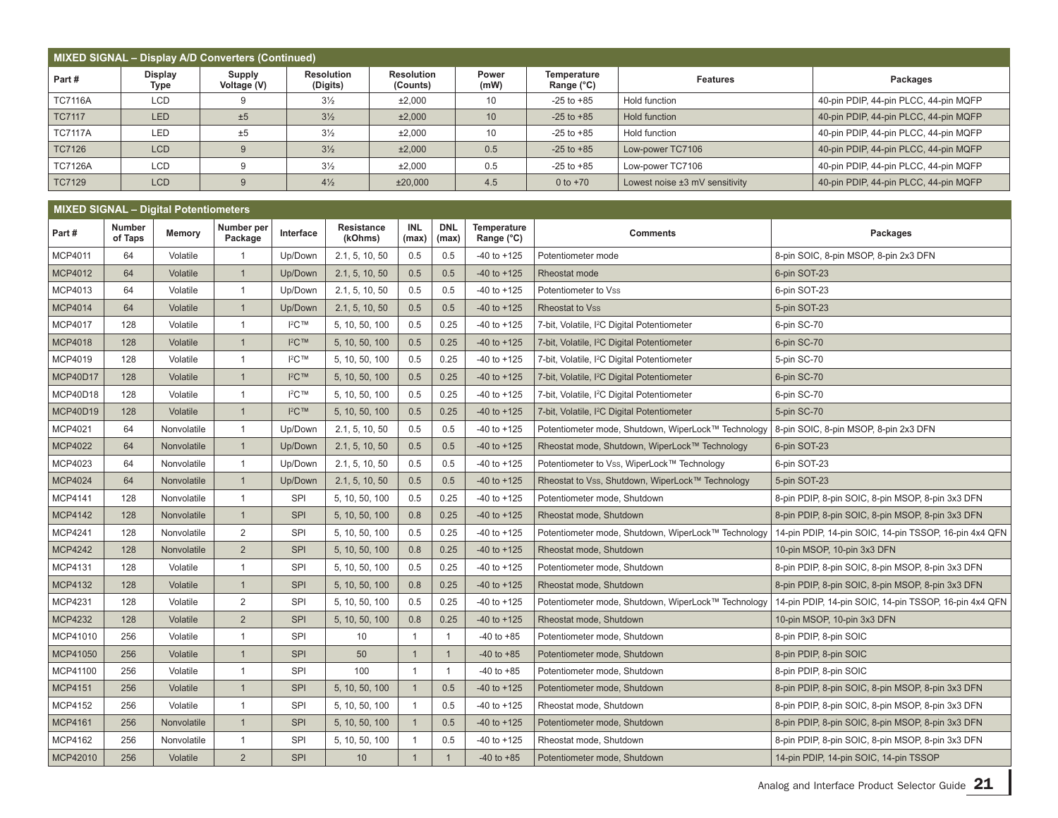## MIXED SIGNAL – Display A/D Converters (Continued)

| Part # | Display Type | Supply Voltage (V) | Resolution (Digits) | Resolution (Counts) | Power (mW) | Temperature Range (°C) | Features | Packages |
|---|---|---|---|---|---|---|---|---|
| TC7116A | LCD | 9 | 3½ | ±2,000 | 10 | -25 to +85 | Hold function | 40-pin PDIP, 44-pin PLCC, 44-pin MQFP |
| TC7117 | LED | ±5 | 3½ | ±2,000 | 10 | -25 to +85 | Hold function | 40-pin PDIP, 44-pin PLCC, 44-pin MQFP |
| TC7117A | LED | ±5 | 3½ | ±2,000 | 10 | -25 to +85 | Hold function | 40-pin PDIP, 44-pin PLCC, 44-pin MQFP |
| TC7126 | LCD | 9 | 3½ | ±2,000 | 0.5 | -25 to +85 | Low-power TC7106 | 40-pin PDIP, 44-pin PLCC, 44-pin MQFP |
| TC7126A | LCD | 9 | 3½ | ±2,000 | 0.5 | -25 to +85 | Low-power TC7106 | 40-pin PDIP, 44-pin PLCC, 44-pin MQFP |
| TC7129 | LCD | 9 | 4½ | ±20,000 | 4.5 | 0 to +70 | Lowest noise ±3 mV sensitivity | 40-pin PDIP, 44-pin PLCC, 44-pin MQFP |

## MIXED SIGNAL – Digital Potentiometers

| Part # | Number of Taps | Memory | Number per Package | Interface | Resistance (kOhms) | INL (max) | DNL (max) | Temperature Range (°C) | Comments | Packages |
|---|---|---|---|---|---|---|---|---|---|---|
| MCP4011 | 64 | Volatile | 1 | Up/Down | 2.1, 5, 10, 50 | 0.5 | 0.5 | -40 to +125 | Potentiometer mode | 8-pin SOIC, 8-pin MSOP, 8-pin 2x3 DFN |
| MCP4012 | 64 | Volatile | 1 | Up/Down | 2.1, 5, 10, 50 | 0.5 | 0.5 | -40 to +125 | Rheostat mode | 6-pin SOT-23 |
| MCP4013 | 64 | Volatile | 1 | Up/Down | 2.1, 5, 10, 50 | 0.5 | 0.5 | -40 to +125 | Potentiometer to $V_{SS}$ | 6-pin SOT-23 |
| MCP4014 | 64 | Volatile | 1 | Up/Down | 2.1, 5, 10, 50 | 0.5 | 0.5 | -40 to +125 | Rheostat to $V_{SS}$ | 5-pin SOT-23 |
| MCP4017 | 128 | Volatile | 1 | I²C™ | 5, 10, 50, 100 | 0.5 | 0.25 | -40 to +125 | 7-bit, Volatile, I²C Digital Potentiometer | 6-pin SC-70 |
| MCP4018 | 128 | Volatile | 1 | I²C™ | 5, 10, 50, 100 | 0.5 | 0.25 | -40 to +125 | 7-bit, Volatile, I²C Digital Potentiometer | 6-pin SC-70 |
| MCP4019 | 128 | Volatile | 1 | I²C™ | 5, 10, 50, 100 | 0.5 | 0.25 | -40 to +125 | 7-bit, Volatile, I²C Digital Potentiometer | 5-pin SC-70 |
| MCP40D17 | 128 | Volatile | 1 | I²C™ | 5, 10, 50, 100 | 0.5 | 0.25 | -40 to +125 | 7-bit, Volatile, I²C Digital Potentiometer | 6-pin SC-70 |
| MCP40D18 | 128 | Volatile | 1 | I²C™ | 5, 10, 50, 100 | 0.5 | 0.25 | -40 to +125 | 7-bit, Volatile, I²C Digital Potentiometer | 6-pin SC-70 |
| MCP40D19 | 128 | Volatile | 1 | I²C™ | 5, 10, 50, 100 | 0.5 | 0.25 | -40 to +125 | 7-bit, Volatile, I²C Digital Potentiometer | 5-pin SC-70 |
| MCP4021 | 64 | Nonvolatile | 1 | Up/Down | 2.1, 5, 10, 50 | 0.5 | 0.5 | -40 to +125 | Potentiometer mode, Shutdown, WiperLock™ Technology | 8-pin SOIC, 8-pin MSOP, 8-pin 2x3 DFN |
| MCP4022 | 64 | Nonvolatile | 1 | Up/Down | 2.1, 5, 10, 50 | 0.5 | 0.5 | -40 to +125 | Rheostat mode, Shutdown, WiperLock™ Technology | 6-pin SOT-23 |
| MCP4023 | 64 | Nonvolatile | 1 | Up/Down | 2.1, 5, 10, 50 | 0.5 | 0.5 | -40 to +125 | Potentiometer to $V_{SS}$, WiperLock™ Technology | 6-pin SOT-23 |
| MCP4024 | 64 | Nonvolatile | 1 | Up/Down | 2.1, 5, 10, 50 | 0.5 | 0.5 | -40 to +125 | Rheostat to $V_{SS}$, Shutdown, WiperLock™ Technology | 5-pin SOT-23 |
| MCP4141 | 128 | Nonvolatile | 1 | SPI | 5, 10, 50, 100 | 0.5 | 0.25 | -40 to +125 | Potentiometer mode, Shutdown | 8-pin PDIP, 8-pin SOIC, 8-pin MSOP, 8-pin 3x3 DFN |
| MCP4142 | 128 | Nonvolatile | 1 | SPI | 5, 10, 50, 100 | 0.8 | 0.25 | -40 to +125 | Rheostat mode, Shutdown | 8-pin PDIP, 8-pin SOIC, 8-pin MSOP, 8-pin 3x3 DFN |
| MCP4241 | 128 | Nonvolatile | 2 | SPI | 5, 10, 50, 100 | 0.5 | 0.25 | -40 to +125 | Potentiometer mode, Shutdown, WiperLock™ Technology | 14-pin PDIP, 14-pin SOIC, 14-pin TSSOP, 16-pin 4x4 QFN |
| MCP4242 | 128 | Nonvolatile | 2 | SPI | 5, 10, 50, 100 | 0.8 | 0.25 | -40 to +125 | Rheostat mode, Shutdown | 10-pin MSOP, 10-pin 3x3 DFN |
| MCP4131 | 128 | Volatile | 1 | SPI | 5, 10, 50, 100 | 0.5 | 0.25 | -40 to +125 | Potentiometer mode, Shutdown | 8-pin PDIP, 8-pin SOIC, 8-pin MSOP, 8-pin 3x3 DFN |
| MCP4132 | 128 | Volatile | 1 | SPI | 5, 10, 50, 100 | 0.8 | 0.25 | -40 to +125 | Rheostat mode, Shutdown | 8-pin PDIP, 8-pin SOIC, 8-pin MSOP, 8-pin 3x3 DFN |
| MCP4231 | 128 | Volatile | 2 | SPI | 5, 10, 50, 100 | 0.5 | 0.25 | -40 to +125 | Potentiometer mode, Shutdown, WiperLock™ Technology | 14-pin PDIP, 14-pin SOIC, 14-pin TSSOP, 16-pin 4x4 QFN |
| MCP4232 | 128 | Volatile | 2 | SPI | 5, 10, 50, 100 | 0.8 | 0.25 | -40 to +125 | Rheostat mode, Shutdown | 10-pin MSOP, 10-pin 3x3 DFN |
| MCP41010 | 256 | Volatile | 1 | SPI | 10 | 1 | 1 | -40 to +85 | Potentiometer mode, Shutdown | 8-pin PDIP, 8-pin SOIC |
| MCP41050 | 256 | Volatile | 1 | SPI | 50 | 1 | 1 | -40 to +85 | Potentiometer mode, Shutdown | 8-pin PDIP, 8-pin SOIC |
| MCP41100 | 256 | Volatile | 1 | SPI | 100 | 1 | 1 | -40 to +85 | Potentiometer mode, Shutdown | 8-pin PDIP, 8-pin SOIC |
| MCP4151 | 256 | Volatile | 1 | SPI | 5, 10, 50, 100 | 1 | 0.5 | -40 to +125 | Potentiometer mode, Shutdown | 8-pin PDIP, 8-pin SOIC, 8-pin MSOP, 8-pin 3x3 DFN |
| MCP4152 | 256 | Volatile | 1 | SPI | 5, 10, 50, 100 | 1 | 0.5 | -40 to +125 | Rheostat mode, Shutdown | 8-pin PDIP, 8-pin SOIC, 8-pin MSOP, 8-pin 3x3 DFN |
| MCP4161 | 256 | Nonvolatile | 1 | SPI | 5, 10, 50, 100 | 1 | 0.5 | -40 to +125 | Potentiometer mode, Shutdown | 8-pin PDIP, 8-pin SOIC, 8-pin MSOP, 8-pin 3x3 DFN |
| MCP4162 | 256 | Nonvolatile | 1 | SPI | 5, 10, 50, 100 | 1 | 0.5 | -40 to +125 | Rheostat mode, Shutdown | 8-pin PDIP, 8-pin SOIC, 8-pin MSOP, 8-pin 3x3 DFN |
| MCP42010 | 256 | Volatile | 2 | SPI | 10 | 1 | 1 | -40 to +85 | Potentiometer mode, Shutdown | 14-pin PDIP, 14-pin SOIC, 14-pin TSSOP |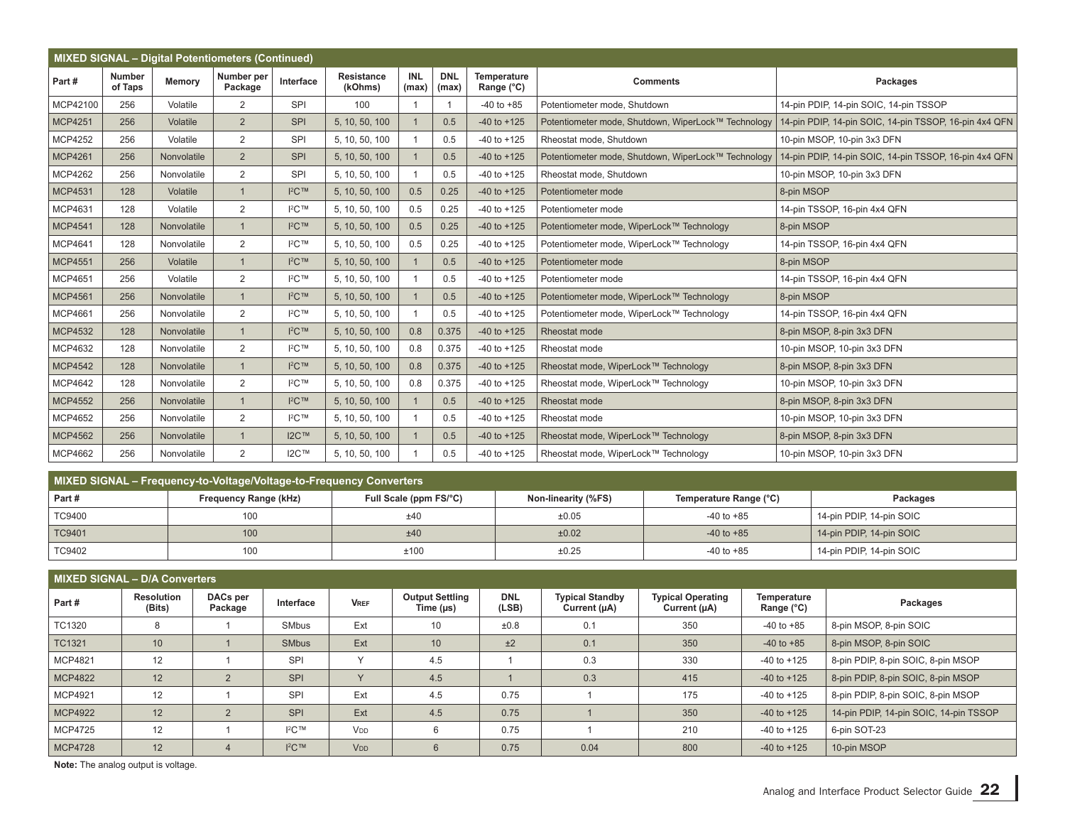## MIXED SIGNAL – Digital Potentiometers (Continued)

| Part # | Number of Taps | Memory | Number per Package | Interface | Resistance (kOhms) | INL (max) | DNL (max) | Temperature Range (°C) | Comments | Packages |
|---|---|---|---|---|---|---|---|---|---|---|
| MCP42100 | 256 | Volatile | 2 | SPI | 100 | 1 | 1 | -40 to +85 | Potentiometer mode, Shutdown | 14-pin PDIP, 14-pin SOIC, 14-pin TSSOP |
| MCP4251 | 256 | Volatile | 2 | SPI | 5, 10, 50, 100 | 1 | 0.5 | -40 to +125 | Potentiometer mode, Shutdown, WiperLock™ Technology | 14-pin PDIP, 14-pin SOIC, 14-pin TSSOP, 16-pin 4x4 QFN |
| MCP4252 | 256 | Volatile | 2 | SPI | 5, 10, 50, 100 | 1 | 0.5 | -40 to +125 | Rheostat mode, Shutdown | 10-pin MSOP, 10-pin 3x3 DFN |
| MCP4261 | 256 | Nonvolatile | 2 | SPI | 5, 10, 50, 100 | 1 | 0.5 | -40 to +125 | Potentiometer mode, Shutdown, WiperLock™ Technology | 14-pin PDIP, 14-pin SOIC, 14-pin TSSOP, 16-pin 4x4 QFN |
| MCP4262 | 256 | Nonvolatile | 2 | SPI | 5, 10, 50, 100 | 1 | 0.5 | -40 to +125 | Rheostat mode, Shutdown | 10-pin MSOP, 10-pin 3x3 DFN |
| MCP4531 | 128 | Volatile | 1 | I²C™ | 5, 10, 50, 100 | 0.5 | 0.25 | -40 to +125 | Potentiometer mode | 8-pin MSOP |
| MCP4631 | 128 | Volatile | 2 | I²C™ | 5, 10, 50, 100 | 0.5 | 0.25 | -40 to +125 | Potentiometer mode | 14-pin TSSOP, 16-pin 4x4 QFN |
| MCP4541 | 128 | Nonvolatile | 1 | I²C™ | 5, 10, 50, 100 | 0.5 | 0.25 | -40 to +125 | Potentiometer mode, WiperLock™ Technology | 8-pin MSOP |
| MCP4641 | 128 | Nonvolatile | 2 | I²C™ | 5, 10, 50, 100 | 0.5 | 0.25 | -40 to +125 | Potentiometer mode, WiperLock™ Technology | 14-pin TSSOP, 16-pin 4x4 QFN |
| MCP4551 | 256 | Volatile | 1 | I²C™ | 5, 10, 50, 100 | 1 | 0.5 | -40 to +125 | Potentiometer mode | 8-pin MSOP |
| MCP4651 | 256 | Volatile | 2 | I²C™ | 5, 10, 50, 100 | 1 | 0.5 | -40 to +125 | Potentiometer mode | 14-pin TSSOP, 16-pin 4x4 QFN |
| MCP4561 | 256 | Nonvolatile | 1 | I²C™ | 5, 10, 50, 100 | 1 | 0.5 | -40 to +125 | Potentiometer mode, WiperLock™ Technology | 8-pin MSOP |
| MCP4661 | 256 | Nonvolatile | 2 | I²C™ | 5, 10, 50, 100 | 1 | 0.5 | -40 to +125 | Potentiometer mode, WiperLock™ Technology | 14-pin TSSOP, 16-pin 4x4 QFN |
| MCP4532 | 128 | Nonvolatile | 1 | I²C™ | 5, 10, 50, 100 | 0.8 | 0.375 | -40 to +125 | Rheostat mode | 8-pin MSOP, 8-pin 3x3 DFN |
| MCP4632 | 128 | Nonvolatile | 2 | I²C™ | 5, 10, 50, 100 | 0.8 | 0.375 | -40 to +125 | Rheostat mode | 10-pin MSOP, 10-pin 3x3 DFN |
| MCP4542 | 128 | Nonvolatile | 1 | I²C™ | 5, 10, 50, 100 | 0.8 | 0.375 | -40 to +125 | Rheostat mode, WiperLock™ Technology | 8-pin MSOP, 8-pin 3x3 DFN |
| MCP4642 | 128 | Nonvolatile | 2 | I²C™ | 5, 10, 50, 100 | 0.8 | 0.375 | -40 to +125 | Rheostat mode, WiperLock™ Technology | 10-pin MSOP, 10-pin 3x3 DFN |
| MCP4552 | 256 | Nonvolatile | 1 | I²C™ | 5, 10, 50, 100 | 1 | 0.5 | -40 to +125 | Rheostat mode | 8-pin MSOP, 8-pin 3x3 DFN |
| MCP4652 | 256 | Nonvolatile | 2 | I²C™ | 5, 10, 50, 100 | 1 | 0.5 | -40 to +125 | Rheostat mode | 10-pin MSOP, 10-pin 3x3 DFN |
| MCP4562 | 256 | Nonvolatile | 1 | I2C™ | 5, 10, 50, 100 | 1 | 0.5 | -40 to +125 | Rheostat mode, WiperLock™ Technology | 8-pin MSOP, 8-pin 3x3 DFN |
| MCP4662 | 256 | Nonvolatile | 2 | I2C™ | 5, 10, 50, 100 | 1 | 0.5 | -40 to +125 | Rheostat mode, WiperLock™ Technology | 10-pin MSOP, 10-pin 3x3 DFN |

## MIXED SIGNAL – Frequency-to-Voltage/Voltage-to-Frequency Converters

| Part # | Frequency Range (kHz) | Full Scale (ppm FS/°C) | Non-linearity (%FS) | Temperature Range (°C) | Packages |
|---|---|---|---|---|---|
| TC9400 | 100 | ±40 | ±0.05 | -40 to +85 | 14-pin PDIP, 14-pin SOIC |
| TC9401 | 100 | ±40 | ±0.02 | -40 to +85 | 14-pin PDIP, 14-pin SOIC |
| TC9402 | 100 | ±100 | ±0.25 | -40 to +85 | 14-pin PDIP, 14-pin SOIC |

## MIXED SIGNAL – D/A Converters

| Part # | Resolution (Bits) | DACs per Package | Interface | $V_{REF}$ | Output Settling Time (µs) | DNL (LSB) | Typical Standby Current (µA) | Typical Operating Current (µA) | Temperature Range (°C) | Packages |
|---|---|---|---|---|---|---|---|---|---|---|
| TC1320 | 8 | 1 | SMbus | Ext | 10 | ±0.8 | 0.1 | 350 | -40 to +85 | 8-pin MSOP, 8-pin SOIC |
| TC1321 | 10 | 1 | SMbus | Ext | 10 | ±2 | 0.1 | 350 | -40 to +85 | 8-pin MSOP, 8-pin SOIC |
| MCP4821 | 12 | 1 | SPI | Y | 4.5 | 1 | 0.3 | 330 | -40 to +125 | 8-pin PDIP, 8-pin SOIC, 8-pin MSOP |
| MCP4822 | 12 | 2 | SPI | Y | 4.5 | 1 | 0.3 | 415 | -40 to +125 | 8-pin PDIP, 8-pin SOIC, 8-pin MSOP |
| MCP4921 | 12 | 1 | SPI | Ext | 4.5 | 0.75 | 1 | 175 | -40 to +125 | 8-pin PDIP, 8-pin SOIC, 8-pin MSOP |
| MCP4922 | 12 | 2 | SPI | Ext | 4.5 | 0.75 | 1 | 350 | -40 to +125 | 14-pin PDIP, 14-pin SOIC, 14-pin TSSOP |
| MCP4725 | 12 | 1 | I²C™ | $V_{DD}$ | 6 | 0.75 | 1 | 210 | -40 to +125 | 6-pin SOT-23 |
| MCP4728 | 12 | 4 | I²C™ | $V_{DD}$ | 6 | 0.75 | 0.04 | 800 | -40 to +125 | 10-pin MSOP |

**Note:** The analog output is voltage.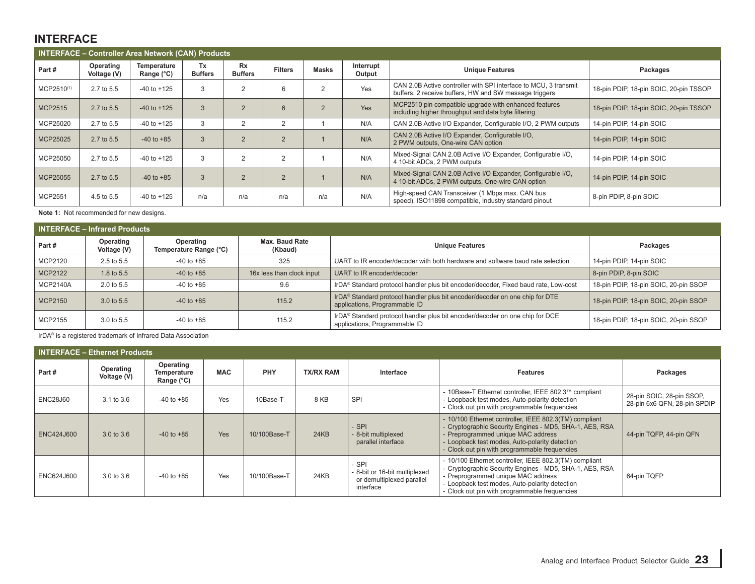# INTERFACE

## INTERFACE – Controller Area Network (CAN) Products

| Part # | Operating Voltage (V) | Temperature Range (°C) | Tx Buffers | Rx Buffers | Filters | Masks | Interrupt Output | Unique Features | Packages |
|---|---|---|---|---|---|---|---|---|---|
| MCP2510[1] | 2.7 to 5.5 | -40 to +125 | 3 | 2 | 6 | 2 | Yes | CAN 2.0B Active controller with SPI interface to MCU, 3 transmit buffers, 2 receive buffers, HW and SW message triggers | 18-pin PDIP, 18-pin SOIC, 20-pin TSSOP |
| MCP2515 | 2.7 to 5.5 | -40 to +125 | 3 | 2 | 6 | 2 | Yes | MCP2510 pin compatible upgrade with enhanced features including higher throughput and data byte filtering | 18-pin PDIP, 18-pin SOIC, 20-pin TSSOP |
| MCP25020 | 2.7 to 5.5 | -40 to +125 | 3 | 2 | 2 | 1 | N/A | CAN 2.0B Active I/O Expander, Configurable I/O, 2 PWM outputs | 14-pin PDIP, 14-pin SOIC |
| MCP25025 | 2.7 to 5.5 | -40 to +85 | 3 | 2 | 2 | 1 | N/A | CAN 2.0B Active I/O Expander, Configurable I/O, 2 PWM outputs, One-wire CAN option | 14-pin PDIP, 14-pin SOIC |
| MCP25050 | 2.7 to 5.5 | -40 to +125 | 3 | 2 | 2 | 1 | N/A | Mixed-Signal CAN 2.0B Active I/O Expander, Configurable I/O, 4 10-bit ADCs, 2 PWM outputs | 14-pin PDIP, 14-pin SOIC |
| MCP25055 | 2.7 to 5.5 | -40 to +85 | 3 | 2 | 2 | 1 | N/A | Mixed-Signal CAN 2.0B Active I/O Expander, Configurable I/O, 4 10-bit ADCs, 2 PWM outputs, One-wire CAN option | 14-pin PDIP, 14-pin SOIC |
| MCP2551 | 4.5 to 5.5 | -40 to +125 | n/a | n/a | n/a | n/a | N/A | High-speed CAN Transceiver (1 Mbps max. CAN bus speed), ISO11898 compatible, Industry standard pinout | 8-pin PDIP, 8-pin SOIC |

**Note 1:** Not recommended for new designs.

## INTERFACE – Infrared Products

| Part # | Operating Voltage (V) | Operating Temperature Range (°C) | Max. Baud Rate (Kbaud) | Unique Features | Packages |
|---|---|---|---|---|---|
| MCP2120 | 2.5 to 5.5 | -40 to +85 | 325 | UART to IR encoder/decoder with both hardware and software baud rate selection | 14-pin PDIP, 14-pin SOIC |
| MCP2122 | 1.8 to 5.5 | -40 to +85 | 16x less than clock input | UART to IR encoder/decoder | 8-pin PDIP, 8-pin SOIC |
| MCP2140A | 2.0 to 5.5 | -40 to +85 | 9.6 | IrDA® Standard protocol handler plus bit encoder/decoder, Fixed baud rate, Low-cost | 18-pin PDIP, 18-pin SOIC, 20-pin SSOP |
| MCP2150 | 3.0 to 5.5 | -40 to +85 | 115.2 | IrDA® Standard protocol handler plus bit encoder/decoder on one chip for DTE applications, Programmable ID | 18-pin PDIP, 18-pin SOIC, 20-pin SSOP |
| MCP2155 | 3.0 to 5.5 | -40 to +85 | 115.2 | IrDA® Standard protocol handler plus bit encoder/decoder on one chip for DCE applications, Programmable ID | 18-pin PDIP, 18-pin SOIC, 20-pin SSOP |

IrDA® is a registered trademark of Infrared Data Association

## INTERFACE – Ethernet Products

| Part # | Operating Voltage (V) | Operating Temperature Range (°C) | MAC | PHY | TX/RX RAM | Interface | Features | Packages |
|---|---|---|---|---|---|---|---|---|
| ENC28J60 | 3.1 to 3.6 | -40 to +85 | Yes | 10Base-T | 8 KB | SPI | - 10Base-T Ethernet controller, IEEE 802.3™ compliant<br>- Loopback test modes, Auto-polarity detection<br>- Clock out pin with programmable frequencies | 28-pin SOIC, 28-pin SSOP, 28-pin 6x6 QFN, 28-pin SPDIP |
| ENC424J600 | 3.0 to 3.6 | -40 to +85 | Yes | 10/100Base-T | 24KB | - SPI<br>- 8-bit multiplexed parallel interface | - 10/100 Ethernet controller, IEEE 802.3(TM) compliant<br>- Cryptographic Security Engines - MD5, SHA-1, AES, RSA<br>- Preprogrammed unique MAC address<br>- Loopback test modes, Auto-polarity detection<br>- Clock out pin with programmable frequencies | 44-pin TQFP, 44-pin QFN |
| ENC624J600 | 3.0 to 3.6 | -40 to +85 | Yes | 10/100Base-T | 24KB | - SPI<br>- 8-bit or 16-bit multiplexed or demultiplexed parallel interface | - 10/100 Ethernet controller, IEEE 802.3(TM) compliant<br>- Cryptographic Security Engines - MD5, SHA-1, AES, RSA<br>- Preprogrammed unique MAC address<br>- Loopback test modes, Auto-polarity detection<br>- Clock out pin with programmable frequencies | 64-pin TQFP |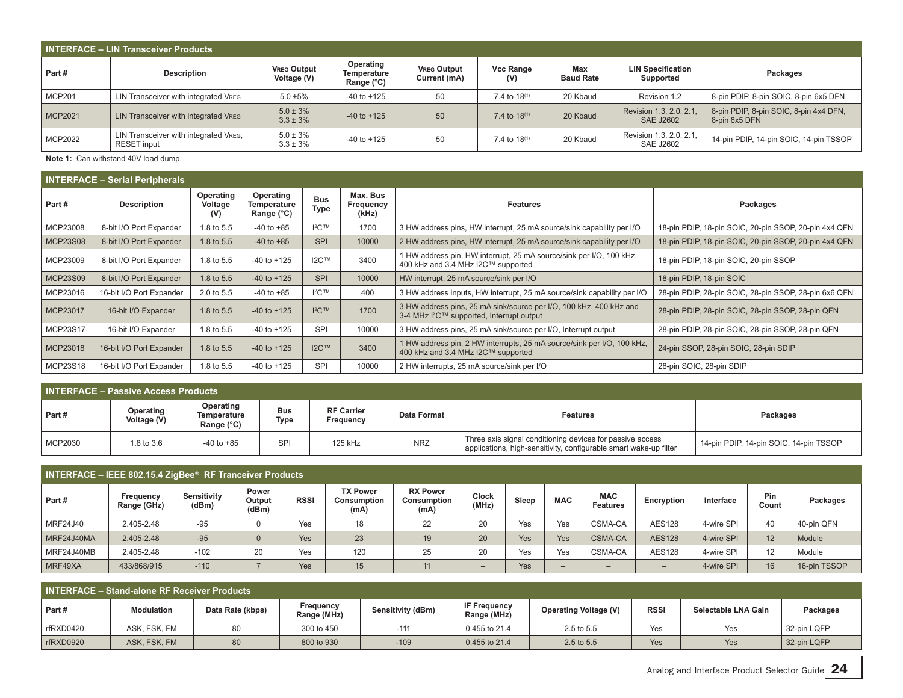## INTERFACE – LIN Transceiver Products

| Part # | Description | VREG Output Voltage (V) | Operating Temperature Range (°C) | VREG Output Current (mA) | Vcc Range (V) | Max Baud Rate | LIN Specification Supported | Packages |
|---|---|---|---|---|---|---|---|---|
| MCP201 | LIN Transceiver with integrated VREG | 5.0 ±5% | -40 to +125 | 50 | 7.4 to 18[1] | 20 Kbaud | Revision 1.2 | 8-pin PDIP, 8-pin SOIC, 8-pin 6x5 DFN |
| MCP2021 | LIN Transceiver with integrated VREG | 5.0 ± 3%<br>3.3 ± 3% | -40 to +125 | 50 | 7.4 to 18[1] | 20 Kbaud | Revision 1.3, 2.0, 2.1, SAE J2602 | 8-pin PDIP, 8-pin SOIC, 8-pin 4x4 DFN, 8-pin 6x5 DFN |
| MCP2022 | LIN Transceiver with integrated VREG, RESET input | 5.0 ± 3%<br>3.3 ± 3% | -40 to +125 | 50 | 7.4 to 18[1] | 20 Kbaud | Revision 1.3, 2.0, 2.1, SAE J2602 | 14-pin PDIP, 14-pin SOIC, 14-pin TSSOP |

**Note 1:** Can withstand 40V load dump.

## INTERFACE – Serial Peripherals

| Part # | Description | Operating Voltage (V) | Operating Temperature Range (°C) | Bus Type | Max. Bus Frequency (kHz) | Features | Packages |
|---|---|---|---|---|---|---|---|
| MCP23008 | 8-bit I/O Port Expander | 1.8 to 5.5 | -40 to +85 | I²C™ | 1700 | 3 HW address pins, HW interrupt, 25 mA source/sink capability per I/O | 18-pin PDIP, 18-pin SOIC, 20-pin SSOP, 20-pin 4x4 QFN |
| MCP23S08 | 8-bit I/O Port Expander | 1.8 to 5.5 | -40 to +85 | SPI | 10000 | 2 HW address pins, HW interrupt, 25 mA source/sink capability per I/O | 18-pin PDIP, 18-pin SOIC, 20-pin SSOP, 20-pin 4x4 QFN |
| MCP23009 | 8-bit I/O Port Expander | 1.8 to 5.5 | -40 to +125 | I2C™ | 3400 | 1 HW address pin, HW interrupt, 25 mA source/sink per I/O, 100 kHz, 400 kHz and 3.4 MHz I2C™ supported | 18-pin PDIP, 18-pin SOIC, 20-pin SSOP |
| MCP23S09 | 8-bit I/O Port Expander | 1.8 to 5.5 | -40 to +125 | SPI | 10000 | HW interrupt, 25 mA source/sink per I/O | 18-pin PDIP, 18-pin SOIC |
| MCP23016 | 16-bit I/O Port Expander | 2.0 to 5.5 | -40 to +85 | I²C™ | 400 | 3 HW address inputs, HW interrupt, 25 mA source/sink capability per I/O | 28-pin PDIP, 28-pin SOIC, 28-pin SSOP, 28-pin 6x6 QFN |
| MCP23017 | 16-bit I/O Expander | 1.8 to 5.5 | -40 to +125 | I²C™ | 1700 | 3 HW address pins, 25 mA sink/source per I/O, 100 kHz, 400 kHz and 3-4 MHz I²C™ supported, Interrupt output | 28-pin PDIP, 28-pin SOIC, 28-pin SSOP, 28-pin QFN |
| MCP23S17 | 16-bit I/O Expander | 1.8 to 5.5 | -40 to +125 | SPI | 10000 | 3 HW address pins, 25 mA sink/source per I/O, Interrupt output | 28-pin PDIP, 28-pin SOIC, 28-pin SSOP, 28-pin QFN |
| MCP23018 | 16-bit I/O Port Expander | 1.8 to 5.5 | -40 to +125 | I2C™ | 3400 | 1 HW address pin, 2 HW interrupts, 25 mA source/sink per I/O, 100 kHz, 400 kHz and 3.4 MHz I2C™ supported | 24-pin SSOP, 28-pin SOIC, 28-pin SDIP |
| MCP23S18 | 16-bit I/O Port Expander | 1.8 to 5.5 | -40 to +125 | SPI | 10000 | 2 HW interrupts, 25 mA source/sink per I/O | 28-pin SOIC, 28-pin SDIP |

## INTERFACE – Passive Access Products

| Part # | Operating Voltage (V) | Operating Temperature Range (°C) | Bus Type | RF Carrier Frequency | Data Format | Features | Packages |
|---|---|---|---|---|---|---|---|
| MCP2030 | 1.8 to 3.6 | -40 to +85 | SPI | 125 kHz | NRZ | Three axis signal conditioning devices for passive access applications, high-sensitivity, configurable smart wake-up filter | 14-pin PDIP, 14-pin SOIC, 14-pin TSSOP |

## INTERFACE – IEEE 802.15.4 ZigBee® RF Tranceiver Products

| Part # | Frequency Range (GHz) | Sensitivity (dBm) | Power Output (dBm) | RSSI | TX Power Consumption (mA) | RX Power Consumption (mA) | Clock (MHz) | Sleep | MAC | MAC Features | Encryption | Interface | Pin Count | Packages |
|---|---|---|---|---|---|---|---|---|---|---|---|---|---|---|
| MRF24J40 | 2.405-2.48 | -95 | 0 | Yes | 18 | 22 | 20 | Yes | Yes | CSMA-CA | AES128 | 4-wire SPI | 40 | 40-pin QFN |
| MRF24J40MA | 2.405-2.48 | -95 | 0 | Yes | 23 | 19 | 20 | Yes | Yes | CSMA-CA | AES128 | 4-wire SPI | 12 | Module |
| MRF24J40MB | 2.405-2.48 | -102 | 20 | Yes | 120 | 25 | 20 | Yes | Yes | CSMA-CA | AES128 | 4-wire SPI | 12 | Module |
| MRF49XA | 433/868/915 | -110 | 7 | Yes | 15 | 11 | – | Yes | – | – | – | 4-wire SPI | 16 | 16-pin TSSOP |

## INTERFACE – Stand-alone RF Receiver Products

| Part # | Modulation | Data Rate (kbps) | Frequency Range (MHz) | Sensitivity (dBm) | IF Frequency Range (MHz) | Operating Voltage (V) | RSSI | Selectable LNA Gain | Packages |
|---|---|---|---|---|---|---|---|---|---|
| rfRXD0420 | ASK, FSK, FM | 80 | 300 to 450 | -111 | 0.455 to 21.4 | 2.5 to 5.5 | Yes | Yes | 32-pin LQFP |
| rfRXD0920 | ASK, FSK, FM | 80 | 800 to 930 | -109 | 0.455 to 21.4 | 2.5 to 5.5 | Yes | Yes | 32-pin LQFP |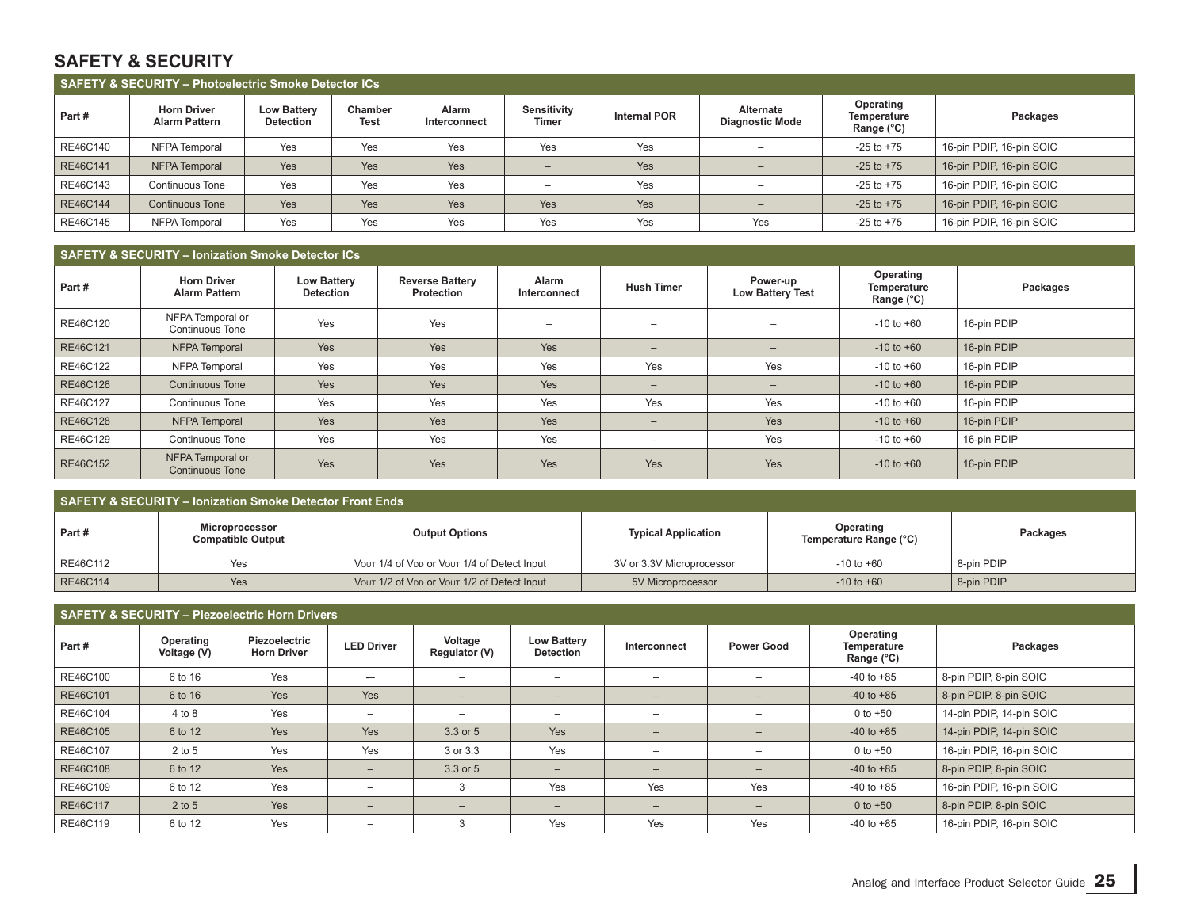# SAFETY & SECURITY

## SAFETY & SECURITY – Photoelectric Smoke Detector ICs

| Part # | Horn Driver Alarm Pattern | Low Battery Detection | Chamber Test | Alarm Interconnect | Sensitivity Timer | Internal POR | Alternate Diagnostic Mode | Operating Temperature Range (°C) | Packages |
|---|---|---|---|---|---|---|---|---|---|
| RE46C140 | NFPA Temporal | Yes | Yes | Yes | Yes | Yes | – | -25 to +75 | 16-pin PDIP, 16-pin SOIC |
| RE46C141 | NFPA Temporal | Yes | Yes | Yes | – | Yes | – | -25 to +75 | 16-pin PDIP, 16-pin SOIC |
| RE46C143 | Continuous Tone | Yes | Yes | Yes | – | Yes | – | -25 to +75 | 16-pin PDIP, 16-pin SOIC |
| RE46C144 | Continuous Tone | Yes | Yes | Yes | Yes | Yes | – | -25 to +75 | 16-pin PDIP, 16-pin SOIC |
| RE46C145 | NFPA Temporal | Yes | Yes | Yes | Yes | Yes | Yes | -25 to +75 | 16-pin PDIP, 16-pin SOIC |

## SAFETY & SECURITY – Ionization Smoke Detector ICs

| Part # | Horn Driver Alarm Pattern | Low Battery Detection | Reverse Battery Protection | Alarm Interconnect | Hush Timer | Power-up Low Battery Test | Operating Temperature Range (°C) | Packages |
|---|---|---|---|---|---|---|---|---|
| RE46C120 | NFPA Temporal or Continuous Tone | Yes | Yes | – | – | – | -10 to +60 | 16-pin PDIP |
| RE46C121 | NFPA Temporal | Yes | Yes | Yes | – | – | -10 to +60 | 16-pin PDIP |
| RE46C122 | NFPA Temporal | Yes | Yes | Yes | Yes | Yes | -10 to +60 | 16-pin PDIP |
| RE46C126 | Continuous Tone | Yes | Yes | Yes | – | – | -10 to +60 | 16-pin PDIP |
| RE46C127 | Continuous Tone | Yes | Yes | Yes | Yes | Yes | -10 to +60 | 16-pin PDIP |
| RE46C128 | NFPA Temporal | Yes | Yes | Yes | – | Yes | -10 to +60 | 16-pin PDIP |
| RE46C129 | Continuous Tone | Yes | Yes | Yes | – | Yes | -10 to +60 | 16-pin PDIP |
| RE46C152 | NFPA Temporal or Continuous Tone | Yes | Yes | Yes | Yes | Yes | -10 to +60 | 16-pin PDIP |

## SAFETY & SECURITY – Ionization Smoke Detector Front Ends

| Part # | Microprocessor Compatible Output | Output Options | Typical Application | Operating Temperature Range (°C) | Packages |
|---|---|---|---|---|---|
| RE46C112 | Yes | $V_{OUT}$ 1/4 of $V_{DD}$ or $V_{OUT}$ 1/4 of Detect Input | 3V or 3.3V Microprocessor | -10 to +60 | 8-pin PDIP |
| RE46C114 | Yes | $V_{OUT}$ 1/2 of $V_{DD}$ or $V_{OUT}$ 1/2 of Detect Input | 5V Microprocessor | -10 to +60 | 8-pin PDIP |

## SAFETY & SECURITY – Piezoelectric Horn Drivers

| Part # | Operating Voltage (V) | Piezoelectric Horn Driver | LED Driver | Voltage Regulator (V) | Low Battery Detection | Interconnect | Power Good | Operating Temperature Range (°C) | Packages |
|---|---|---|---|---|---|---|---|---|---|
| RE46C100 | 6 to 16 | Yes | — | – | – | – | – | -40 to +85 | 8-pin PDIP, 8-pin SOIC |
| RE46C101 | 6 to 16 | Yes | Yes | – | – | – | – | -40 to +85 | 8-pin PDIP, 8-pin SOIC |
| RE46C104 | 4 to 8 | Yes | – | – | – | – | – | 0 to +50 | 14-pin PDIP, 14-pin SOIC |
| RE46C105 | 6 to 12 | Yes | Yes | 3.3 or 5 | Yes | – | – | -40 to +85 | 14-pin PDIP, 14-pin SOIC |
| RE46C107 | 2 to 5 | Yes | Yes | 3 or 3.3 | Yes | – | – | 0 to +50 | 16-pin PDIP, 16-pin SOIC |
| RE46C108 | 6 to 12 | Yes | – | 3.3 or 5 | – | – | – | -40 to +85 | 8-pin PDIP, 8-pin SOIC |
| RE46C109 | 6 to 12 | Yes | – | 3 | Yes | Yes | Yes | -40 to +85 | 16-pin PDIP, 16-pin SOIC |
| RE46C117 | 2 to 5 | Yes | – | – | – | – | – | 0 to +50 | 8-pin PDIP, 8-pin SOIC |
| RE46C119 | 6 to 12 | Yes | – | 3 | Yes | Yes | Yes | -40 to +85 | 16-pin PDIP, 16-pin SOIC |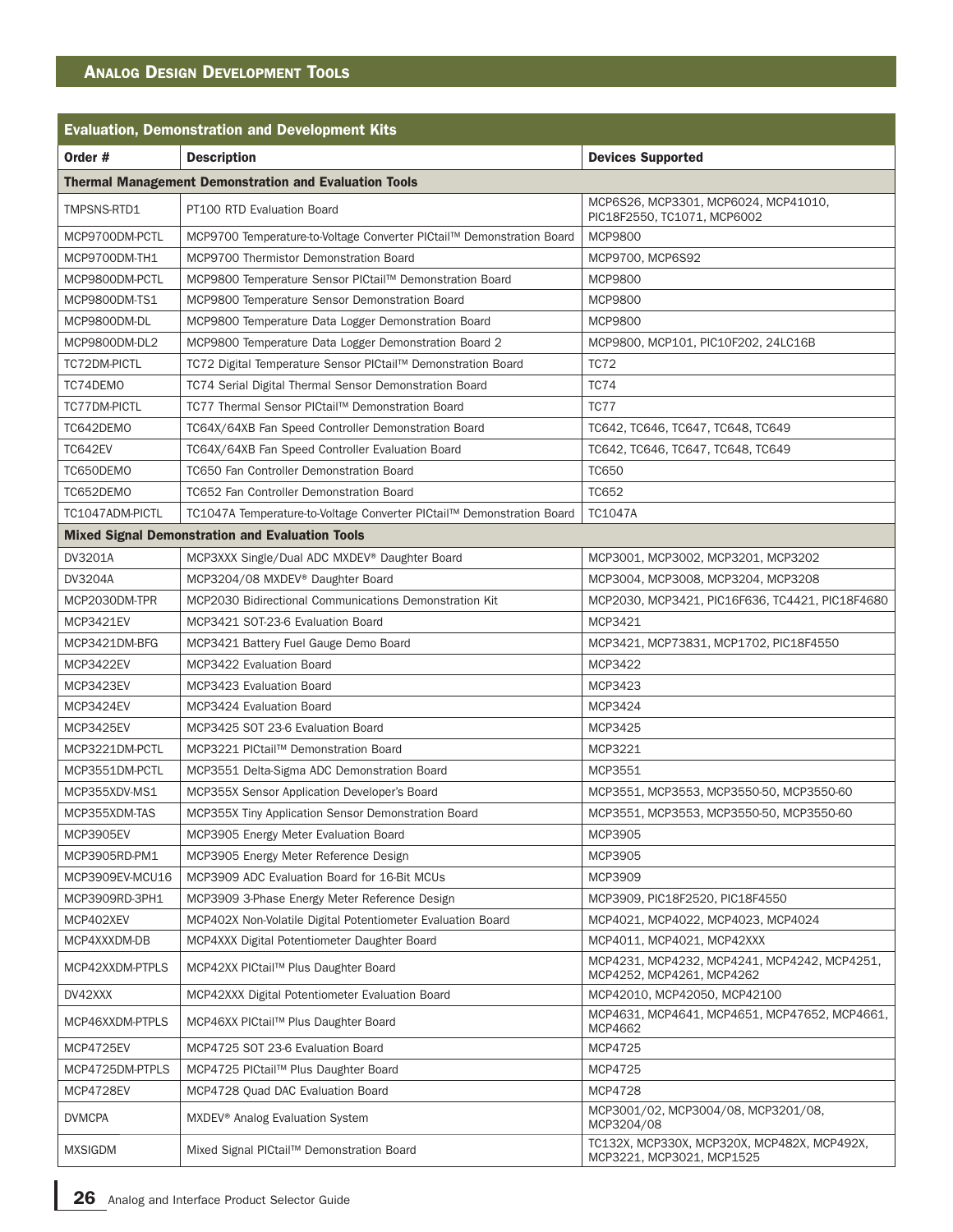## Analog Design Development Tools

| Evaluation, Demonstration and Development Kits | | |
|---|---|---|
| **Order #** | **Description** | **Devices Supported** |
| **Thermal Management Demonstration and Evaluation Tools** | | |
| TMPSNS-RTD1 | PT100 RTD Evaluation Board | MCP6S26, MCP3301, MCP6024, MCP41010, PIC18F2550, TC1071, MCP6002 |
| MCP9700DM-PCTL | MCP9700 Temperature-to-Voltage Converter PICtail™ Demonstration Board | MCP9800 |
| MCP9700DM-TH1 | MCP9700 Thermistor Demonstration Board | MCP9700, MCP6S92 |
| MCP9800DM-PCTL | MCP9800 Temperature Sensor PICtail™ Demonstration Board | MCP9800 |
| MCP9800DM-TS1 | MCP9800 Temperature Sensor Demonstration Board | MCP9800 |
| MCP9800DM-DL | MCP9800 Temperature Data Logger Demonstration Board | MCP9800 |
| MCP9800DM-DL2 | MCP9800 Temperature Data Logger Demonstration Board 2 | MCP9800, MCP101, PIC10F202, 24LC16B |
| TC72DM-PICTL | TC72 Digital Temperature Sensor PICtail™ Demonstration Board | TC72 |
| TC74DEMO | TC74 Serial Digital Thermal Sensor Demonstration Board | TC74 |
| TC77DM-PICTL | TC77 Thermal Sensor PICtail™ Demonstration Board | TC77 |
| TC642DEMO | TC64X/64XB Fan Speed Controller Demonstration Board | TC642, TC646, TC647, TC648, TC649 |
| TC642EV | TC64X/64XB Fan Speed Controller Evaluation Board | TC642, TC646, TC647, TC648, TC649 |
| TC650DEMO | TC650 Fan Controller Demonstration Board | TC650 |
| TC652DEMO | TC652 Fan Controller Demonstration Board | TC652 |
| TC1047ADM-PICTL | TC1047A Temperature-to-Voltage Converter PICtail™ Demonstration Board | TC1047A |
| **Mixed Signal Demonstration and Evaluation Tools** | | |
| DV3201A | MCP3XXX Single/Dual ADC MXDEV® Daughter Board | MCP3001, MCP3002, MCP3201, MCP3202 |
| DV3204A | MCP3204/08 MXDEV® Daughter Board | MCP3004, MCP3008, MCP3204, MCP3208 |
| MCP2030DM-TPR | MCP2030 Bidirectional Communications Demonstration Kit | MCP2030, MCP3421, PIC16F636, TC4421, PIC18F4680 |
| MCP3421EV | MCP3421 SOT-23-6 Evaluation Board | MCP3421 |
| MCP3421DM-BFG | MCP3421 Battery Fuel Gauge Demo Board | MCP3421, MCP73831, MCP1702, PIC18F4550 |
| MCP3422EV | MCP3422 Evaluation Board | MCP3422 |
| MCP3423EV | MCP3423 Evaluation Board | MCP3423 |
| MCP3424EV | MCP3424 Evaluation Board | MCP3424 |
| MCP3425EV | MCP3425 SOT 23-6 Evaluation Board | MCP3425 |
| MCP3221DM-PCTL | MCP3221 PICtail™ Demonstration Board | MCP3221 |
| MCP3551DM-PCTL | MCP3551 Delta-Sigma ADC Demonstration Board | MCP3551 |
| MCP355XDV-MS1 | MCP355X Sensor Application Developer's Board | MCP3551, MCP3553, MCP3550-50, MCP3550-60 |
| MCP355XDM-TAS | MCP355X Tiny Application Sensor Demonstration Board | MCP3551, MCP3553, MCP3550-50, MCP3550-60 |
| MCP3905EV | MCP3905 Energy Meter Evaluation Board | MCP3905 |
| MCP3905RD-PM1 | MCP3905 Energy Meter Reference Design | MCP3905 |
| MCP3909EV-MCU16 | MCP3909 ADC Evaluation Board for 16-Bit MCUs | MCP3909 |
| MCP3909RD-3PH1 | MCP3909 3-Phase Energy Meter Reference Design | MCP3909, PIC18F2520, PIC18F4550 |
| MCP402XEV | MCP402X Non-Volatile Digital Potentiometer Evaluation Board | MCP4021, MCP4022, MCP4023, MCP4024 |
| MCP4XXXDM-DB | MCP4XXX Digital Potentiometer Daughter Board | MCP4011, MCP4021, MCP42XXX |
| MCP42XXDM-PTPLS | MCP42XX PICtail™ Plus Daughter Board | MCP4231, MCP4232, MCP4241, MCP4242, MCP4251, MCP4252, MCP4261, MCP4262 |
| DV42XXX | MCP42XXX Digital Potentiometer Evaluation Board | MCP42010, MCP42050, MCP42100 |
| MCP46XXDM-PTPLS | MCP46XX PICtail™ Plus Daughter Board | MCP4631, MCP4641, MCP4651, MCP47652, MCP4661, MCP4662 |
| MCP4725EV | MCP4725 SOT 23-6 Evaluation Board | MCP4725 |
| MCP4725DM-PTPLS | MCP4725 PICtail™ Plus Daughter Board | MCP4725 |
| MCP4728EV | MCP4728 Quad DAC Evaluation Board | MCP4728 |
| DVMCPA | MXDEV® Analog Evaluation System | MCP3001/02, MCP3004/08, MCP3201/08, MCP3204/08 |
| MXSIGDM | Mixed Signal PICtail™ Demonstration Board | TC132X, MCP330X, MCP320X, MCP482X, MCP492X, MCP3221, MCP3021, MCP1525 |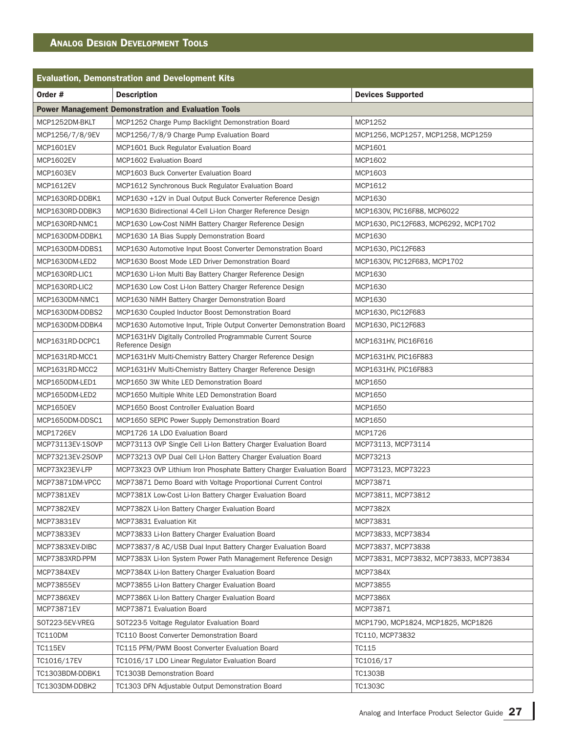## Analog Design Development Tools

| Evaluation, Demonstration and Development Kits | | |
|---|---|---|
| **Order #** | **Description** | **Devices Supported** |
| **Power Management Demonstration and Evaluation Tools** | | |
| MCP1252DM-BKLT | MCP1252 Charge Pump Backlight Demonstration Board | MCP1252 |
| MCP1256/7/8/9EV | MCP1256/7/8/9 Charge Pump Evaluation Board | MCP1256, MCP1257, MCP1258, MCP1259 |
| MCP1601EV | MCP1601 Buck Regulator Evaluation Board | MCP1601 |
| MCP1602EV | MCP1602 Evaluation Board | MCP1602 |
| MCP1603EV | MCP1603 Buck Converter Evaluation Board | MCP1603 |
| MCP1612EV | MCP1612 Synchronous Buck Regulator Evaluation Board | MCP1612 |
| MCP1630RD-DDBK1 | MCP1630 +12V in Dual Output Buck Converter Reference Design | MCP1630 |
| MCP1630RD-DDBK3 | MCP1630 Bidirectional 4-Cell Li-Ion Charger Reference Design | MCP1630V, PIC16F88, MCP6022 |
| MCP1630RD-NMC1 | MCP1630 Low-Cost NiMH Battery Charger Reference Design | MCP1630, PIC12F683, MCP6292, MCP1702 |
| MCP1630DM-DDBK1 | MCP1630 1A Bias Supply Demonstration Board | MCP1630 |
| MCP1630DM-DDBS1 | MCP1630 Automotive Input Boost Converter Demonstration Board | MCP1630, PIC12F683 |
| MCP1630DM-LED2 | MCP1630 Boost Mode LED Driver Demonstration Board | MCP1630V, PIC12F683, MCP1702 |
| MCP1630RD-LIC1 | MCP1630 Li-Ion Multi Bay Battery Charger Reference Design | MCP1630 |
| MCP1630RD-LIC2 | MCP1630 Low Cost Li-Ion Battery Charger Reference Design | MCP1630 |
| MCP1630DM-NMC1 | MCP1630 NiMH Battery Charger Demonstration Board | MCP1630 |
| MCP1630DM-DDBS2 | MCP1630 Coupled Inductor Boost Demonstration Board | MCP1630, PIC12F683 |
| MCP1630DM-DDBK4 | MCP1630 Automotive Input, Triple Output Converter Demonstration Board | MCP1630, PIC12F683 |
| MCP1631RD-DCPC1 | MCP1631HV Digitally Controlled Programmable Current Source Reference Design | MCP1631HV, PIC16F616 |
| MCP1631RD-MCC1 | MCP1631HV Multi-Chemistry Battery Charger Reference Design | MCP1631HV, PIC16F883 |
| MCP1631RD-MCC2 | MCP1631HV Multi-Chemistry Battery Charger Reference Design | MCP1631HV, PIC16F883 |
| MCP1650DM-LED1 | MCP1650 3W White LED Demonstration Board | MCP1650 |
| MCP1650DM-LED2 | MCP1650 Multiple White LED Demonstration Board | MCP1650 |
| MCP1650EV | MCP1650 Boost Controller Evaluation Board | MCP1650 |
| MCP1650DM-DDSC1 | MCP1650 SEPIC Power Supply Demonstration Board | MCP1650 |
| MCP1726EV | MCP1726 1A LDO Evaluation Board | MCP1726 |
| MCP73113EV-1SOVP | MCP73113 OVP Single Cell Li-Ion Battery Charger Evaluation Board | MCP73113, MCP73114 |
| MCP73213EV-2SOVP | MCP73213 OVP Dual Cell Li-Ion Battery Charger Evaluation Board | MCP73213 |
| MCP73X23EV-LFP | MCP73X23 OVP Lithium Iron Phosphate Battery Charger Evaluation Board | MCP73123, MCP73223 |
| MCP73871DM-VPCC | MCP73871 Demo Board with Voltage Proportional Current Control | MCP73871 |
| MCP7381XEV | MCP7381X Low-Cost Li-Ion Battery Charger Evaluation Board | MCP73811, MCP73812 |
| MCP7382XEV | MCP7382X Li-Ion Battery Charger Evaluation Board | MCP7382X |
| MCP73831EV | MCP73831 Evaluation Kit | MCP73831 |
| MCP73833EV | MCP73833 Li-Ion Battery Charger Evaluation Board | MCP73833, MCP73834 |
| MCP7383XEV-DIBC | MCP73837/8 AC/USB Dual Input Battery Charger Evaluation Board | MCP73837, MCP73838 |
| MCP7383XRD-PPM | MCP7383X Li-Ion System Power Path Management Reference Design | MCP73831, MCP73832, MCP73833, MCP73834 |
| MCP7384XEV | MCP7384X Li-Ion Battery Charger Evaluation Board | MCP7384X |
| MCP73855EV | MCP73855 Li-Ion Battery Charger Evaluation Board | MCP73855 |
| MCP7386XEV | MCP7386X Li-Ion Battery Charger Evaluation Board | MCP7386X |
| MCP73871EV | MCP73871 Evaluation Board | MCP73871 |
| SOT223-5EV-VREG | SOT223-5 Voltage Regulator Evaluation Board | MCP1790, MCP1824, MCP1825, MCP1826 |
| TC110DM | TC110 Boost Converter Demonstration Board | TC110, MCP73832 |
| TC115EV | TC115 PFM/PWM Boost Converter Evaluation Board | TC115 |
| TC1016/17EV | TC1016/17 LDO Linear Regulator Evaluation Board | TC1016/17 |
| TC1303BDM-DDBK1 | TC1303B Demonstration Board | TC1303B |
| TC1303DM-DDBK2 | TC1303 DFN Adjustable Output Demonstration Board | TC1303C |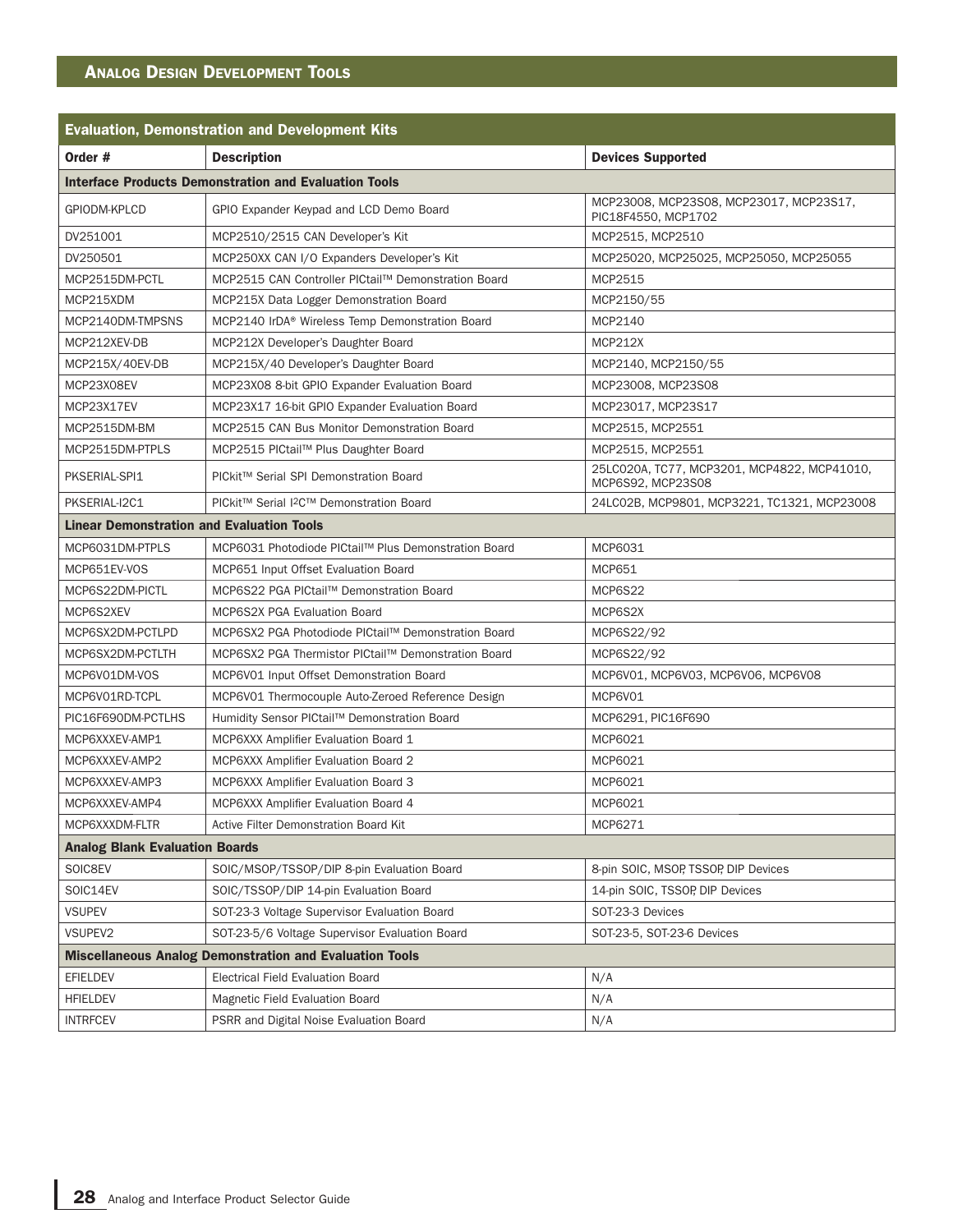## Analog Design Development Tools

| Evaluation, Demonstration and Development Kits | | |
|---|---|---|
| **Order #** | **Description** | **Devices Supported** |
| **Interface Products Demonstration and Evaluation Tools** | | |
| GPIODM-KPLCD | GPIO Expander Keypad and LCD Demo Board | MCP23008, MCP23S08, MCP23017, MCP23S17, PIC18F4550, MCP1702 |
| DV251001 | MCP2510/2515 CAN Developer's Kit | MCP2515, MCP2510 |
| DV250501 | MCP250XX CAN I/O Expanders Developer's Kit | MCP25020, MCP25025, MCP25050, MCP25055 |
| MCP2515DM-PCTL | MCP2515 CAN Controller PICtail™ Demonstration Board | MCP2515 |
| MCP215XDM | MCP215X Data Logger Demonstration Board | MCP2150/55 |
| MCP2140DM-TMPSNS | MCP2140 IrDA® Wireless Temp Demonstration Board | MCP2140 |
| MCP212XEV-DB | MCP212X Developer's Daughter Board | MCP212X |
| MCP215X/40EV-DB | MCP215X/40 Developer's Daughter Board | MCP2140, MCP2150/55 |
| MCP23X08EV | MCP23X08 8-bit GPIO Expander Evaluation Board | MCP23008, MCP23S08 |
| MCP23X17EV | MCP23X17 16-bit GPIO Expander Evaluation Board | MCP23017, MCP23S17 |
| MCP2515DM-BM | MCP2515 CAN Bus Monitor Demonstration Board | MCP2515, MCP2551 |
| MCP2515DM-PTPLS | MCP2515 PICtail™ Plus Daughter Board | MCP2515, MCP2551 |
| PKSERIAL-SPI1 | PICkit™ Serial SPI Demonstration Board | 25LC020A, TC77, MCP3201, MCP4822, MCP41010, MCP6S92, MCP23S08 |
| PKSERIAL-I2C1 | PICkit™ Serial I2C™ Demonstration Board | 24LC02B, MCP9801, MCP3221, TC1321, MCP23008 |
| **Linear Demonstration and Evaluation Tools** | | |
| MCP6031DM-PTPLS | MCP6031 Photodiode PICtail™ Plus Demonstration Board | MCP6031 |
| MCP651EV-VOS | MCP651 Input Offset Evaluation Board | MCP651 |
| MCP6S22DM-PICTL | MCP6S22 PGA PICtail™ Demonstration Board | MCP6S22 |
| MCP6S2XEV | MCP6S2X PGA Evaluation Board | MCP6S2X |
| MCP6SX2DM-PCTLPD | MCP6SX2 PGA Photodiode PICtail™ Demonstration Board | MCP6S22/92 |
| MCP6SX2DM-PCTLTH | MCP6SX2 PGA Thermistor PICtail™ Demonstration Board | MCP6S22/92 |
| MCP6V01DM-VOS | MCP6V01 Input Offset Demonstration Board | MCP6V01, MCP6V03, MCP6V06, MCP6V08 |
| MCP6V01RD-TCPL | MCP6V01 Thermocouple Auto-Zeroed Reference Design | MCP6V01 |
| PIC16F690DM-PCTLHS | Humidity Sensor PICtail™ Demonstration Board | MCP6291, PIC16F690 |
| MCP6XXXEV-AMP1 | MCP6XXX Amplifier Evaluation Board 1 | MCP6021 |
| MCP6XXXEV-AMP2 | MCP6XXX Amplifier Evaluation Board 2 | MCP6021 |
| MCP6XXXEV-AMP3 | MCP6XXX Amplifier Evaluation Board 3 | MCP6021 |
| MCP6XXXEV-AMP4 | MCP6XXX Amplifier Evaluation Board 4 | MCP6021 |
| MCP6XXXDM-FLTR | Active Filter Demonstration Board Kit | MCP6271 |
| **Analog Blank Evaluation Boards** | | |
| SOIC8EV | SOIC/MSOP/TSSOP/DIP 8-pin Evaluation Board | 8-pin SOIC, MSOP, TSSOP, DIP Devices |
| SOIC14EV | SOIC/TSSOP/DIP 14-pin Evaluation Board | 14-pin SOIC, TSSOP, DIP Devices |
| VSUPEV | SOT-23-3 Voltage Supervisor Evaluation Board | SOT-23-3 Devices |
| VSUPEV2 | SOT-23-5/6 Voltage Supervisor Evaluation Board | SOT-23-5, SOT-23-6 Devices |
| **Miscellaneous Analog Demonstration and Evaluation Tools** | | |
| EFIELDEV | Electrical Field Evaluation Board | N/A |
| HFIELDEV | Magnetic Field Evaluation Board | N/A |
| INTRFCEV | PSRR and Digital Noise Evaluation Board | N/A |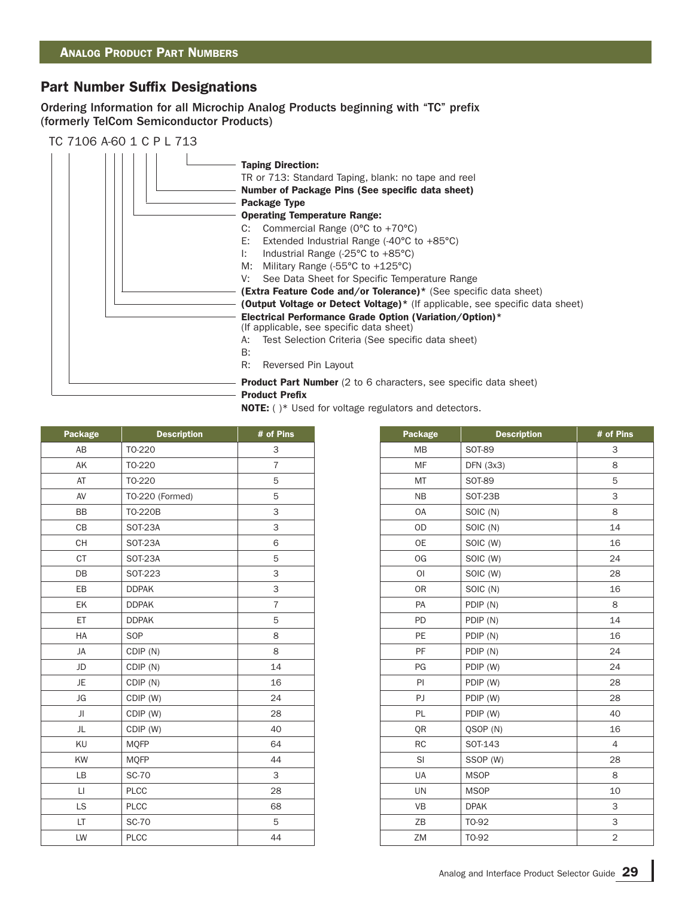## Analog Product Part Numbers

## Part Number Suffix Designations

**Ordering Information for all Microchip Analog Products beginning with "TC" prefix (formerly TelCom Semiconductor Products)**

TC 7106 A-60 1 C P L 713

**Taping Direction:**
TR or 713: Standard Taping, blank: no tape and reel

**Number of Package Pins (See specific data sheet)**

**Package Type**

**Operating Temperature Range:**
- C: Commercial Range (0°C to +70°C)
- E: Extended Industrial Range (-40°C to +85°C)
- I: Industrial Range (-25°C to +85°C)
- M: Military Range (-55°C to +125°C)
- V: See Data Sheet for Specific Temperature Range

**(Extra Feature Code and/or Tolerance)*** (See specific data sheet)

**(Output Voltage or Detect Voltage)*** (If applicable, see specific data sheet)

**Electrical Performance Grade Option (Variation/Option)***
(If applicable, see specific data sheet)
- A: Test Selection Criteria (See specific data sheet)
- B:
- R: Reversed Pin Layout

**Product Part Number** (2 to 6 characters, see specific data sheet)

**Product Prefix**

**NOTE:** ( )* Used for voltage regulators and detectors.

| Package | Description | # of Pins |
|---|---|---|
| AB | TO-220 | 3 |
| AK | TO-220 | 7 |
| AT | TO-220 | 5 |
| AV | TO-220 (Formed) | 5 |
| BB | TO-220B | 3 |
| CB | SOT-23A | 3 |
| CH | SOT-23A | 6 |
| CT | SOT-23A | 5 |
| DB | SOT-223 | 3 |
| EB | DDPAK | 3 |
| EK | DDPAK | 7 |
| ET | DDPAK | 5 |
| HA | SOP | 8 |
| JA | CDIP (N) | 8 |
| JD | CDIP (N) | 14 |
| JE | CDIP (N) | 16 |
| JG | CDIP (W) | 24 |
| JI | CDIP (W) | 28 |
| JL | CDIP (W) | 40 |
| KU | MQFP | 64 |
| KW | MQFP | 44 |
| LB | SC-70 | 3 |
| LI | PLCC | 28 |
| LS | PLCC | 68 |
| LT | SC-70 | 5 |
| LW | PLCC | 44 |

| Package | Description | # of Pins |
|---|---|---|
| MB | SOT-89 | 3 |
| MF | DFN (3x3) | 8 |
| MT | SOT-89 | 5 |
| NB | SOT-23B | 3 |
| OA | SOIC (N) | 8 |
| OD | SOIC (N) | 14 |
| OE | SOIC (W) | 16 |
| OG | SOIC (W) | 24 |
| OI | SOIC (W) | 28 |
| OR | SOIC (N) | 16 |
| PA | PDIP (N) | 8 |
| PD | PDIP (N) | 14 |
| PE | PDIP (N) | 16 |
| PF | PDIP (N) | 24 |
| PG | PDIP (W) | 24 |
| PI | PDIP (W) | 28 |
| PJ | PDIP (W) | 28 |
| PL | PDIP (W) | 40 |
| QR | QSOP (N) | 16 |
| RC | SOT-143 | 4 |
| SI | SSOP (W) | 28 |
| UA | MSOP | 8 |
| UN | MSOP | 10 |
| VB | DPAK | 3 |
| ZB | TO-92 | 3 |
| ZM | TO-92 | 2 |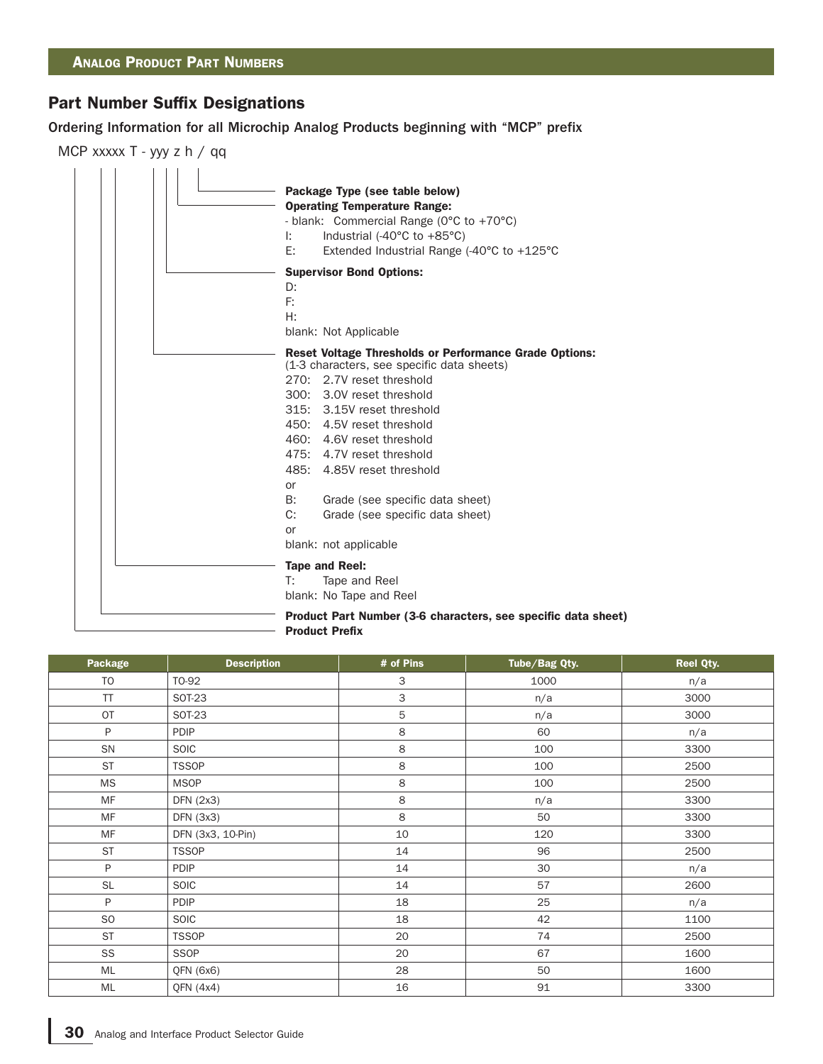## Analog Product Part Numbers

## Part Number Suffix Designations

**Ordering Information for all Microchip Analog Products beginning with "MCP" prefix**

MCP xxxxx T - yyy z h / qq

**Package Type (see table below)**

**Operating Temperature Range:**
- blank: Commercial Range (0°C to +70°C)
- I: Industrial (-40°C to +85°C)
- E: Extended Industrial Range (-40°C to +125°C

**Supervisor Bond Options:**
- D:
- F:
- H:
- blank: Not Applicable

**Reset Voltage Thresholds or Performance Grade Options:**
(1-3 characters, see specific data sheets)
- 270: 2.7V reset threshold
- 300: 3.0V reset threshold
- 315: 3.15V reset threshold
- 450: 4.5V reset threshold
- 460: 4.6V reset threshold
- 475: 4.7V reset threshold
- 485: 4.85V reset threshold

or
- B: Grade (see specific data sheet)
- C: Grade (see specific data sheet)

or
- blank: not applicable

**Tape and Reel:**
- T: Tape and Reel
- blank: No Tape and Reel

**Product Part Number (3-6 characters, see specific data sheet)**

**Product Prefix**

| Package | Description | # of Pins | Tube/Bag Qty. | Reel Qty. |
|---|---|---|---|---|
| TO | TO-92 | 3 | 1000 | n/a |
| TT | SOT-23 | 3 | n/a | 3000 |
| OT | SOT-23 | 5 | n/a | 3000 |
| P | PDIP | 8 | 60 | n/a |
| SN | SOIC | 8 | 100 | 3300 |
| ST | TSSOP | 8 | 100 | 2500 |
| MS | MSOP | 8 | 100 | 2500 |
| MF | DFN (2x3) | 8 | n/a | 3300 |
| MF | DFN (3x3) | 8 | 50 | 3300 |
| MF | DFN (3x3, 10-Pin) | 10 | 120 | 3300 |
| ST | TSSOP | 14 | 96 | 2500 |
| P | PDIP | 14 | 30 | n/a |
| SL | SOIC | 14 | 57 | 2600 |
| P | PDIP | 18 | 25 | n/a |
| SO | SOIC | 18 | 42 | 1100 |
| ST | TSSOP | 20 | 74 | 2500 |
| SS | SSOP | 20 | 67 | 1600 |
| ML | QFN (6x6) | 28 | 50 | 1600 |
| ML | QFN (4x4) | 16 | 91 | 3300 |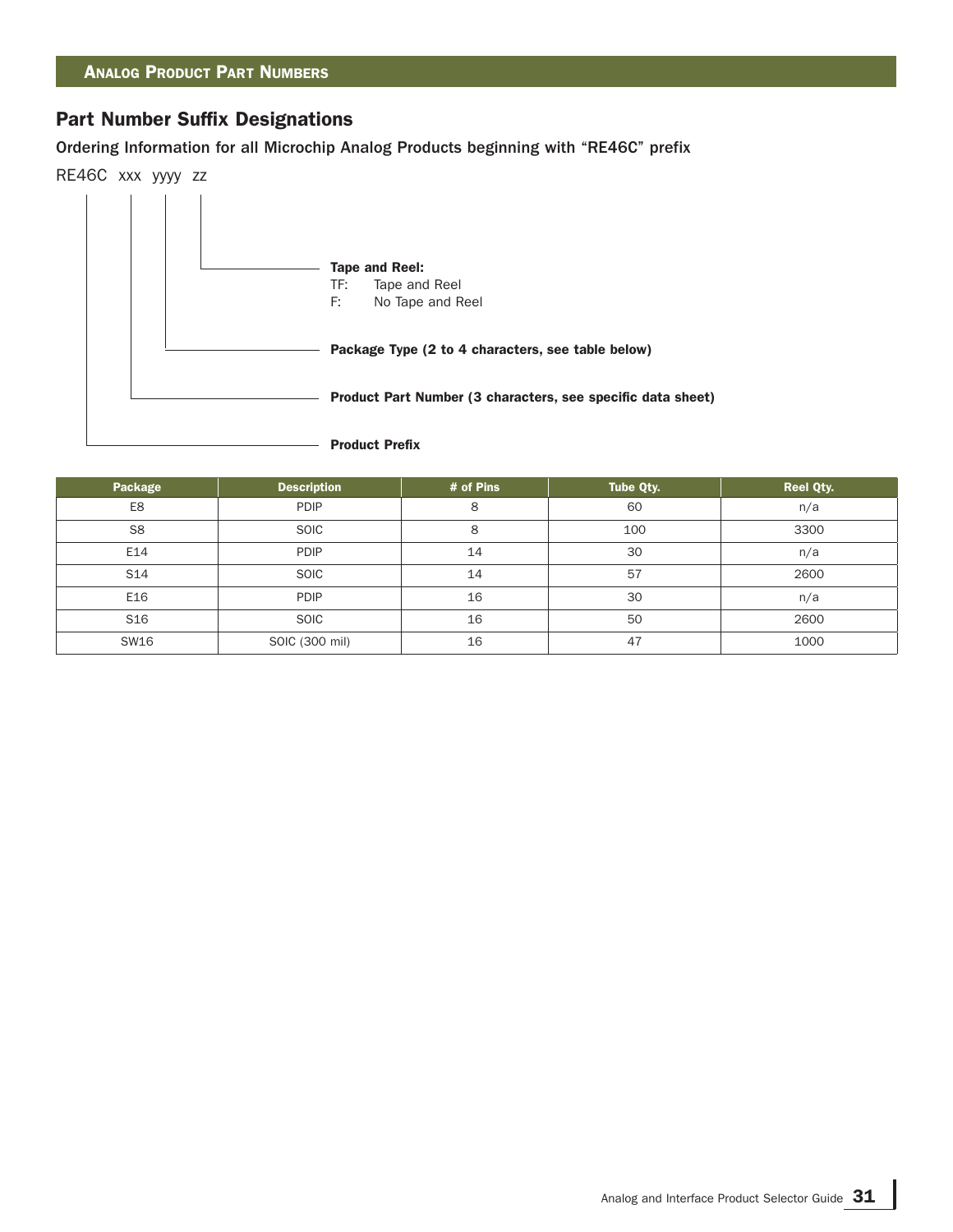## Analog Product Part Numbers

### Part Number Suffix Designations

Ordering Information for all Microchip Analog Products beginning with "RE46C" prefix

RE46C xxx yyyy zz

**Tape and Reel:**
- TF: Tape and Reel
- F: No Tape and Reel

**Package Type (2 to 4 characters, see table below)**

**Product Part Number (3 characters, see specific data sheet)**

**Product Prefix**

| Package | Description | # of Pins | Tube Qty. | Reel Qty. |
|---|---|---|---|---|
| E8 | PDIP | 8 | 60 | n/a |
| S8 | SOIC | 8 | 100 | 3300 |
| E14 | PDIP | 14 | 30 | n/a |
| S14 | SOIC | 14 | 57 | 2600 |
| E16 | PDIP | 16 | 30 | n/a |
| S16 | SOIC | 16 | 50 | 2600 |
| SW16 | SOIC (300 mil) | 16 | 47 | 1000 |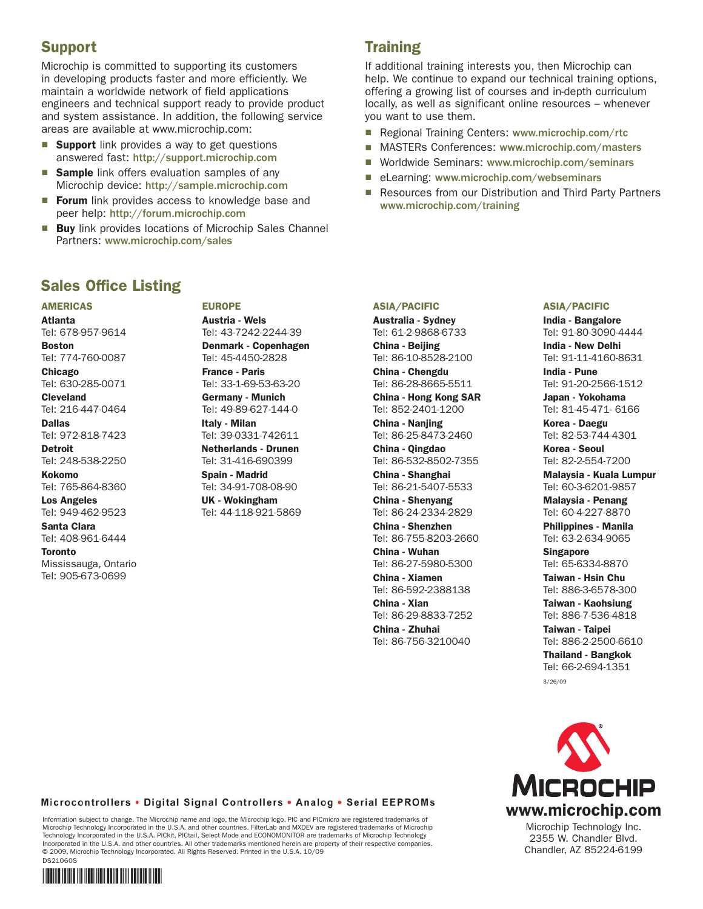## Support

Microchip is committed to supporting its customers in developing products faster and more efficiently. We maintain a worldwide network of field applications engineers and technical support ready to provide product and system assistance. In addition, the following service areas are available at www.microchip.com:

- **Support** link provides a way to get questions answered fast: http://support.microchip.com
- **Sample** link offers evaluation samples of any Microchip device: http://sample.microchip.com
- **Forum** link provides access to knowledge base and peer help: http://forum.microchip.com
- **Buy** link provides locations of Microchip Sales Channel Partners: www.microchip.com/sales

## Training

If additional training interests you, then Microchip can help. We continue to expand our technical training options, offering a growing list of courses and in-depth curriculum locally, as well as significant online resources – whenever you want to use them.

- Regional Training Centers: www.microchip.com/rtc
- MASTERs Conferences: www.microchip.com/masters
- Worldwide Seminars: www.microchip.com/seminars
- eLearning: www.microchip.com/webseminars
- Resources from our Distribution and Third Party Partners www.microchip.com/training

## Sales Office Listing

### AMERICAS

**Atlanta**
Tel: 678-957-9614

**Boston**
Tel: 774-760-0087

**Chicago**
Tel: 630-285-0071

**Cleveland**
Tel: 216-447-0464

**Dallas**
Tel: 972-818-7423

**Detroit**
Tel: 248-538-2250

**Kokomo**
Tel: 765-864-8360

**Los Angeles**
Tel: 949-462-9523

**Santa Clara**
Tel: 408-961-6444

**Toronto**
Mississauga, Ontario
Tel: 905-673-0699

### EUROPE

**Austria - Wels**
Tel: 43-7242-2244-39

**Denmark - Copenhagen**
Tel: 45-4450-2828

**France - Paris**
Tel: 33-1-69-53-63-20

**Germany - Munich**
Tel: 49-89-627-144-0

**Italy - Milan**
Tel: 39-0331-742611

**Netherlands - Drunen**
Tel: 31-416-690399

**Spain - Madrid**
Tel: 34-91-708-08-90

**UK - Wokingham**
Tel: 44-118-921-5869

### ASIA/PACIFIC

**Australia - Sydney**
Tel: 61-2-9868-6733

**China - Beijing**
Tel: 86-10-8528-2100

**China - Chengdu**
Tel: 86-28-8665-5511

**China - Hong Kong SAR**
Tel: 852-2401-1200

**China - Nanjing**
Tel: 86-25-8473-2460

**China - Qingdao**
Tel: 86-532-8502-7355

**China - Shanghai**
Tel: 86-21-5407-5533

**China - Shenyang**
Tel: 86-24-2334-2829

**China - Shenzhen**
Tel: 86-755-8203-2660

**China - Wuhan**
Tel: 86-27-5980-5300

**China - Xiamen**
Tel: 86-592-2388138

**China - Xian**
Tel: 86-29-8833-7252

**China - Zhuhai**
Tel: 86-756-3210040

### ASIA/PACIFIC

**India - Bangalore**
Tel: 91-80-3090-4444

**India - New Delhi**
Tel: 91-11-4160-8631

**India - Pune**
Tel: 91-20-2566-1512

**Japan - Yokohama**
Tel: 81-45-471- 6166

**Korea - Daegu**
Tel: 82-53-744-4301

**Korea - Seoul**
Tel: 82-2-554-7200

**Malaysia - Kuala Lumpur**
Tel: 60-3-6201-9857

**Malaysia - Penang**
Tel: 60-4-227-8870

**Philippines - Manila**
Tel: 63-2-634-9065

**Singapore**
Tel: 65-6334-8870

**Taiwan - Hsin Chu**
Tel: 886-3-6578-300

**Taiwan - Kaohsiung**
Tel: 886-7-536-4818

**Taiwan - Taipei**
Tel: 886-2-2500-6610

**Thailand - Bangkok**
Tel: 66-2-694-1351

3/26/09

**Microcontrollers • Digital Signal Controllers • Analog • Serial EEPROMs**

Information subject to change. The Microchip name and logo, the Microchip logo, PIC and PICmicro are registered trademarks of Microchip Technology Incorporated in the U.S.A. and other countries. FilterLab and MXDEV are registered trademarks of Microchip Technology Incorporated in the U.S.A. PICkit, PICtail, Select Mode and ECONOMONITOR are trademarks of Microchip Technology Incorporated in the U.S.A. and other countries. All other trademarks mentioned herein are property of their respective companies.
© 2009, Microchip Technology Incorporated. All Rights Reserved. Printed in the U.S.A. 10/09
DS21060S

MICROCHIP
**www.microchip.com**

Microchip Technology Inc.
2355 W. Chandler Blvd.
Chandler, AZ 85224-6199